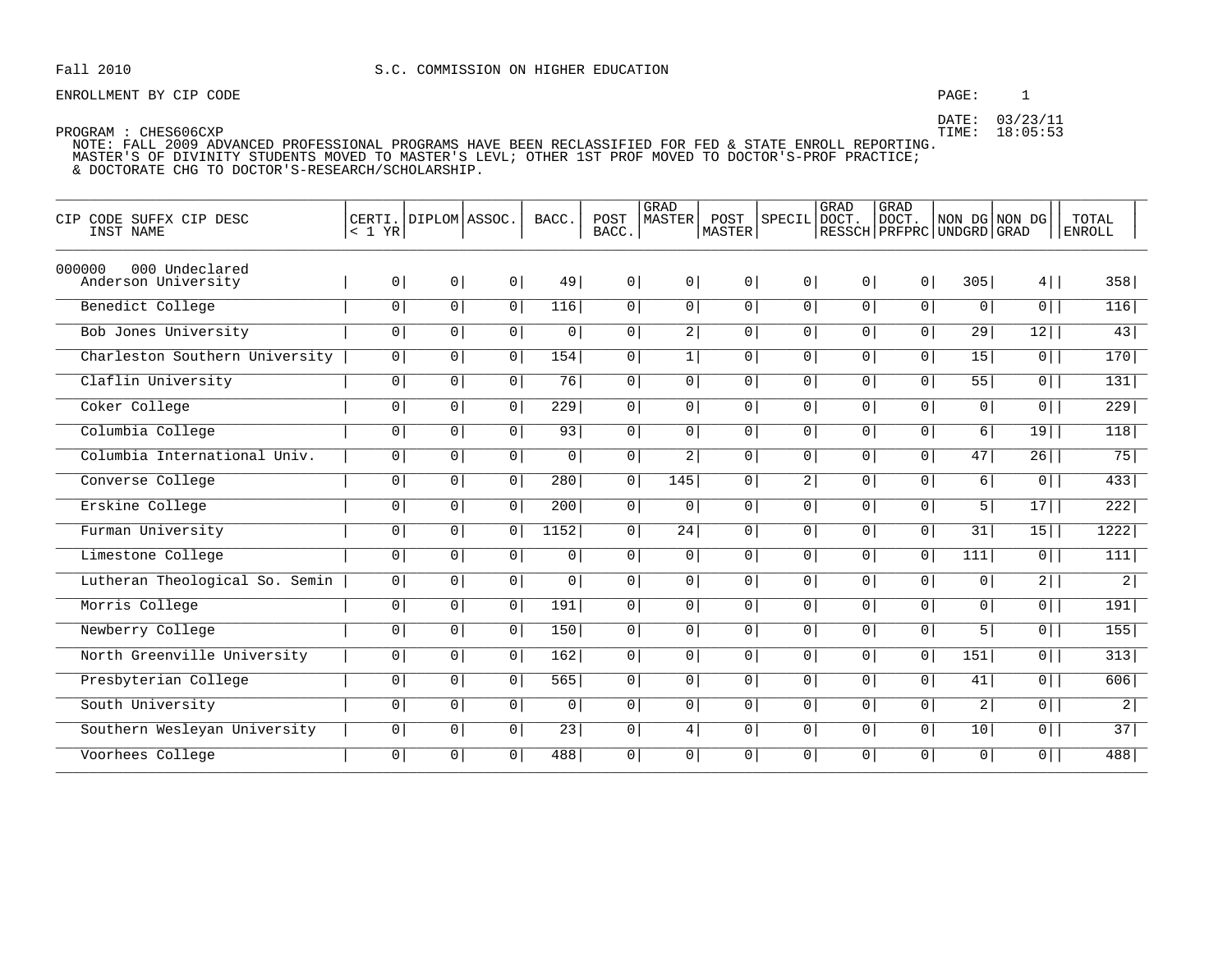Fall 2010 S.C. COMMISSION ON HIGHER EDUCATION

ENROLLMENT BY CIP CODE

DATE: 03/23/11
TIME: 18:05:53

PROGRAM : CHES606CXP
NOTE: FALL 2009 ADVANCED PROFESSIONAL PROGRAMS HAVE BEEN RECLASSIFIED FOR FED & STATE ENROLL REPORTING.
MASTER'S OF DIVINITY STUDENTS MOVED TO MASTER'S LEVL; OTHER 1ST PROF MOVED TO DOCTOR'S-PROF PRACTICE;
& DOCTORATE CHG TO DOCTOR'S-RESEARCH/SCHOLARSHIP.

| CIP CODE SUFFX CIP DESC / INST NAME | CERTI. < 1 YR | DIPLOM | ASSOC. | BACC. | POST BACC. | GRAD MASTER | POST MASTER | SPECIL | GRAD DOCT. RESSCH | GRAD DOCT. PRFPRC | NON DG UNDGRD | NON DG GRAD | TOTAL ENROLL |
|---|---|---|---|---|---|---|---|---|---|---|---|---|---|
| 000000 000 Undeclared | | | | | | | | | | | | | |
| Anderson University | 0 | 0 | 0 | 49 | 0 | 0 | 0 | 0 | 0 | 0 | 305 | 4 | 358 |
| Benedict College | 0 | 0 | 0 | 116 | 0 | 0 | 0 | 0 | 0 | 0 | 0 | 0 | 116 |
| Bob Jones University | 0 | 0 | 0 | 0 | 0 | 2 | 0 | 0 | 0 | 0 | 29 | 12 | 43 |
| Charleston Southern University | 0 | 0 | 0 | 154 | 0 | 1 | 0 | 0 | 0 | 0 | 15 | 0 | 170 |
| Claflin University | 0 | 0 | 0 | 76 | 0 | 0 | 0 | 0 | 0 | 0 | 55 | 0 | 131 |
| Coker College | 0 | 0 | 0 | 229 | 0 | 0 | 0 | 0 | 0 | 0 | 0 | 0 | 229 |
| Columbia College | 0 | 0 | 0 | 93 | 0 | 0 | 0 | 0 | 0 | 0 | 6 | 19 | 118 |
| Columbia International Univ. | 0 | 0 | 0 | 0 | 0 | 2 | 0 | 0 | 0 | 0 | 47 | 26 | 75 |
| Converse College | 0 | 0 | 0 | 280 | 0 | 145 | 0 | 2 | 0 | 0 | 6 | 0 | 433 |
| Erskine College | 0 | 0 | 0 | 200 | 0 | 0 | 0 | 0 | 0 | 0 | 5 | 17 | 222 |
| Furman University | 0 | 0 | 0 | 1152 | 0 | 24 | 0 | 0 | 0 | 0 | 31 | 15 | 1222 |
| Limestone College | 0 | 0 | 0 | 0 | 0 | 0 | 0 | 0 | 0 | 0 | 111 | 0 | 111 |
| Lutheran Theological So. Semin | 0 | 0 | 0 | 0 | 0 | 0 | 0 | 0 | 0 | 0 | 0 | 2 | 2 |
| Morris College | 0 | 0 | 0 | 191 | 0 | 0 | 0 | 0 | 0 | 0 | 0 | 0 | 191 |
| Newberry College | 0 | 0 | 0 | 150 | 0 | 0 | 0 | 0 | 0 | 0 | 5 | 0 | 155 |
| North Greenville University | 0 | 0 | 0 | 162 | 0 | 0 | 0 | 0 | 0 | 0 | 151 | 0 | 313 |
| Presbyterian College | 0 | 0 | 0 | 565 | 0 | 0 | 0 | 0 | 0 | 0 | 41 | 0 | 606 |
| South University | 0 | 0 | 0 | 0 | 0 | 0 | 0 | 0 | 0 | 0 | 2 | 0 | 2 |
| Southern Wesleyan University | 0 | 0 | 0 | 23 | 0 | 4 | 0 | 0 | 0 | 0 | 10 | 0 | 37 |
| Voorhees College | 0 | 0 | 0 | 488 | 0 | 0 | 0 | 0 | 0 | 0 | 0 | 0 | 488 |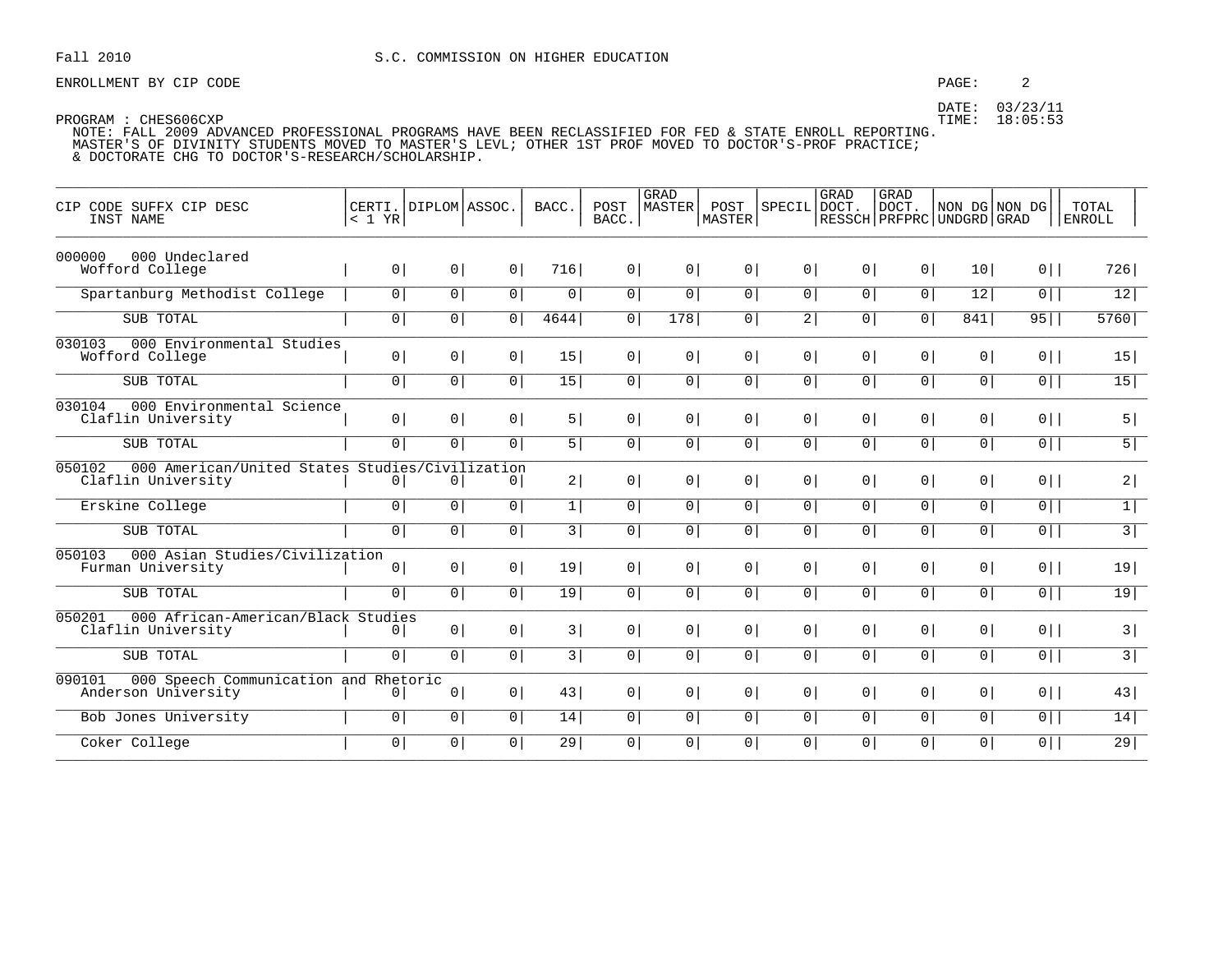Fall 2010 S.C. COMMISSION ON HIGHER EDUCATION

ENROLLMENT BY CIP CODE

DATE: 03/23/11
TIME: 18:05:53

PROGRAM : CHES606CXP

NOTE: FALL 2009 ADVANCED PROFESSIONAL PROGRAMS HAVE BEEN RECLASSIFIED FOR FED & STATE ENROLL REPORTING.
MASTER'S OF DIVINITY STUDENTS MOVED TO MASTER'S LEVL; OTHER 1ST PROF MOVED TO DOCTOR'S-PROF PRACTICE;
& DOCTORATE CHG TO DOCTOR'S-RESEARCH/SCHOLARSHIP.

| CIP CODE SUFFX CIP DESC / INST NAME | CERTI. < 1 YR | DIPLOM | ASSOC. | BACC. | POST BACC. | GRAD MASTER | POST MASTER | SPECIL | GRAD DOCT. RESSCH | GRAD DOCT. PRFPRC | NON DG UNDGRD | NON DG GRAD | TOTAL ENROLL |
|---|---|---|---|---|---|---|---|---|---|---|---|---|---|
| 000000 000 Undeclared | | | | | | | | | | | | | |
| Wofford College | 0 | 0 | 0 | 716 | 0 | 0 | 0 | 0 | 0 | 0 | 10 | 0 | 726 |
| Spartanburg Methodist College | 0 | 0 | 0 | 0 | 0 | 0 | 0 | 0 | 0 | 0 | 12 | 0 | 12 |
| SUB TOTAL | 0 | 0 | 0 | 4644 | 0 | 178 | 0 | 2 | 0 | 0 | 841 | 95 | 5760 |
| 030103 000 Environmental Studies | | | | | | | | | | | | | |
| Wofford College | 0 | 0 | 0 | 15 | 0 | 0 | 0 | 0 | 0 | 0 | 0 | 0 | 15 |
| SUB TOTAL | 0 | 0 | 0 | 15 | 0 | 0 | 0 | 0 | 0 | 0 | 0 | 0 | 15 |
| 030104 000 Environmental Science | | | | | | | | | | | | | |
| Claflin University | 0 | 0 | 0 | 5 | 0 | 0 | 0 | 0 | 0 | 0 | 0 | 0 | 5 |
| SUB TOTAL | 0 | 0 | 0 | 5 | 0 | 0 | 0 | 0 | 0 | 0 | 0 | 0 | 5 |
| 050102 000 American/United States Studies/Civilization | | | | | | | | | | | | | |
| Claflin University | 0 | 0 | 0 | 2 | 0 | 0 | 0 | 0 | 0 | 0 | 0 | 0 | 2 |
| Erskine College | 0 | 0 | 0 | 1 | 0 | 0 | 0 | 0 | 0 | 0 | 0 | 0 | 1 |
| SUB TOTAL | 0 | 0 | 0 | 3 | 0 | 0 | 0 | 0 | 0 | 0 | 0 | 0 | 3 |
| 050103 000 Asian Studies/Civilization | | | | | | | | | | | | | |
| Furman University | 0 | 0 | 0 | 19 | 0 | 0 | 0 | 0 | 0 | 0 | 0 | 0 | 19 |
| SUB TOTAL | 0 | 0 | 0 | 19 | 0 | 0 | 0 | 0 | 0 | 0 | 0 | 0 | 19 |
| 050201 000 African-American/Black Studies | | | | | | | | | | | | | |
| Claflin University | 0 | 0 | 0 | 3 | 0 | 0 | 0 | 0 | 0 | 0 | 0 | 0 | 3 |
| SUB TOTAL | 0 | 0 | 0 | 3 | 0 | 0 | 0 | 0 | 0 | 0 | 0 | 0 | 3 |
| 090101 000 Speech Communication and Rhetoric | | | | | | | | | | | | | |
| Anderson University | 0 | 0 | 0 | 43 | 0 | 0 | 0 | 0 | 0 | 0 | 0 | 0 | 43 |
| Bob Jones University | 0 | 0 | 0 | 14 | 0 | 0 | 0 | 0 | 0 | 0 | 0 | 0 | 14 |
| Coker College | 0 | 0 | 0 | 29 | 0 | 0 | 0 | 0 | 0 | 0 | 0 | 0 | 29 |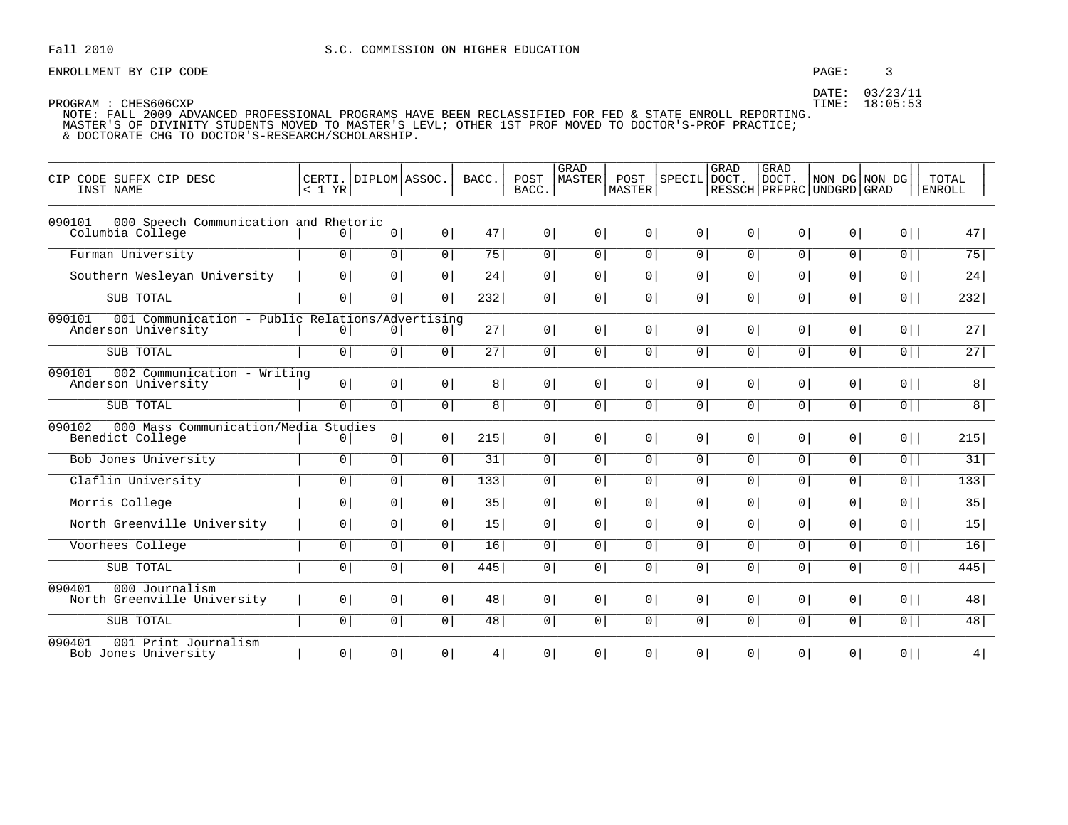Fall 2010 S.C. COMMISSION ON HIGHER EDUCATION

ENROLLMENT BY CIP CODE

DATE: 03/23/11
TIME: 18:05:53

PROGRAM : CHES606CXP
NOTE: FALL 2009 ADVANCED PROFESSIONAL PROGRAMS HAVE BEEN RECLASSIFIED FOR FED & STATE ENROLL REPORTING.
MASTER'S OF DIVINITY STUDENTS MOVED TO MASTER'S LEVL; OTHER 1ST PROF MOVED TO DOCTOR'S-PROF PRACTICE;
& DOCTORATE CHG TO DOCTOR'S-RESEARCH/SCHOLARSHIP.

| CIP CODE SUFFX CIP DESC INST NAME | CERTI. < 1 YR | DIPLOM | ASSOC. | BACC. | POST BACC. | GRAD MASTER | POST MASTER | SPECIL | GRAD DOCT. RESSCH | GRAD DOCT. PRFPRC | NON DG UNDGRD | NON DG GRAD | TOTAL ENROLL |
|---|---|---|---|---|---|---|---|---|---|---|---|---|---|
| 090101 000 Speech Communication and Rhetoric | | | | | | | | | | | | | |
| Columbia College | 0 | 0 | 0 | 47 | 0 | 0 | 0 | 0 | 0 | 0 | 0 | 0 | 47 |
| Furman University | 0 | 0 | 0 | 75 | 0 | 0 | 0 | 0 | 0 | 0 | 0 | 0 | 75 |
| Southern Wesleyan University | 0 | 0 | 0 | 24 | 0 | 0 | 0 | 0 | 0 | 0 | 0 | 0 | 24 |
| SUB TOTAL | 0 | 0 | 0 | 232 | 0 | 0 | 0 | 0 | 0 | 0 | 0 | 0 | 232 |
| 090101 001 Communication - Public Relations/Advertising | | | | | | | | | | | | | |
| Anderson University | 0 | 0 | 0 | 27 | 0 | 0 | 0 | 0 | 0 | 0 | 0 | 0 | 27 |
| SUB TOTAL | 0 | 0 | 0 | 27 | 0 | 0 | 0 | 0 | 0 | 0 | 0 | 0 | 27 |
| 090101 002 Communication - Writing | | | | | | | | | | | | | |
| Anderson University | 0 | 0 | 0 | 8 | 0 | 0 | 0 | 0 | 0 | 0 | 0 | 0 | 8 |
| SUB TOTAL | 0 | 0 | 0 | 8 | 0 | 0 | 0 | 0 | 0 | 0 | 0 | 0 | 8 |
| 090102 000 Mass Communication/Media Studies | | | | | | | | | | | | | |
| Benedict College | 0 | 0 | 0 | 215 | 0 | 0 | 0 | 0 | 0 | 0 | 0 | 0 | 215 |
| Bob Jones University | 0 | 0 | 0 | 31 | 0 | 0 | 0 | 0 | 0 | 0 | 0 | 0 | 31 |
| Claflin University | 0 | 0 | 0 | 133 | 0 | 0 | 0 | 0 | 0 | 0 | 0 | 0 | 133 |
| Morris College | 0 | 0 | 0 | 35 | 0 | 0 | 0 | 0 | 0 | 0 | 0 | 0 | 35 |
| North Greenville University | 0 | 0 | 0 | 15 | 0 | 0 | 0 | 0 | 0 | 0 | 0 | 0 | 15 |
| Voorhees College | 0 | 0 | 0 | 16 | 0 | 0 | 0 | 0 | 0 | 0 | 0 | 0 | 16 |
| SUB TOTAL | 0 | 0 | 0 | 445 | 0 | 0 | 0 | 0 | 0 | 0 | 0 | 0 | 445 |
| 090401 000 Journalism | | | | | | | | | | | | | |
| North Greenville University | 0 | 0 | 0 | 48 | 0 | 0 | 0 | 0 | 0 | 0 | 0 | 0 | 48 |
| SUB TOTAL | 0 | 0 | 0 | 48 | 0 | 0 | 0 | 0 | 0 | 0 | 0 | 0 | 48 |
| 090401 001 Print Journalism | | | | | | | | | | | | | |
| Bob Jones University | 0 | 0 | 0 | 4 | 0 | 0 | 0 | 0 | 0 | 0 | 0 | 0 | 4 |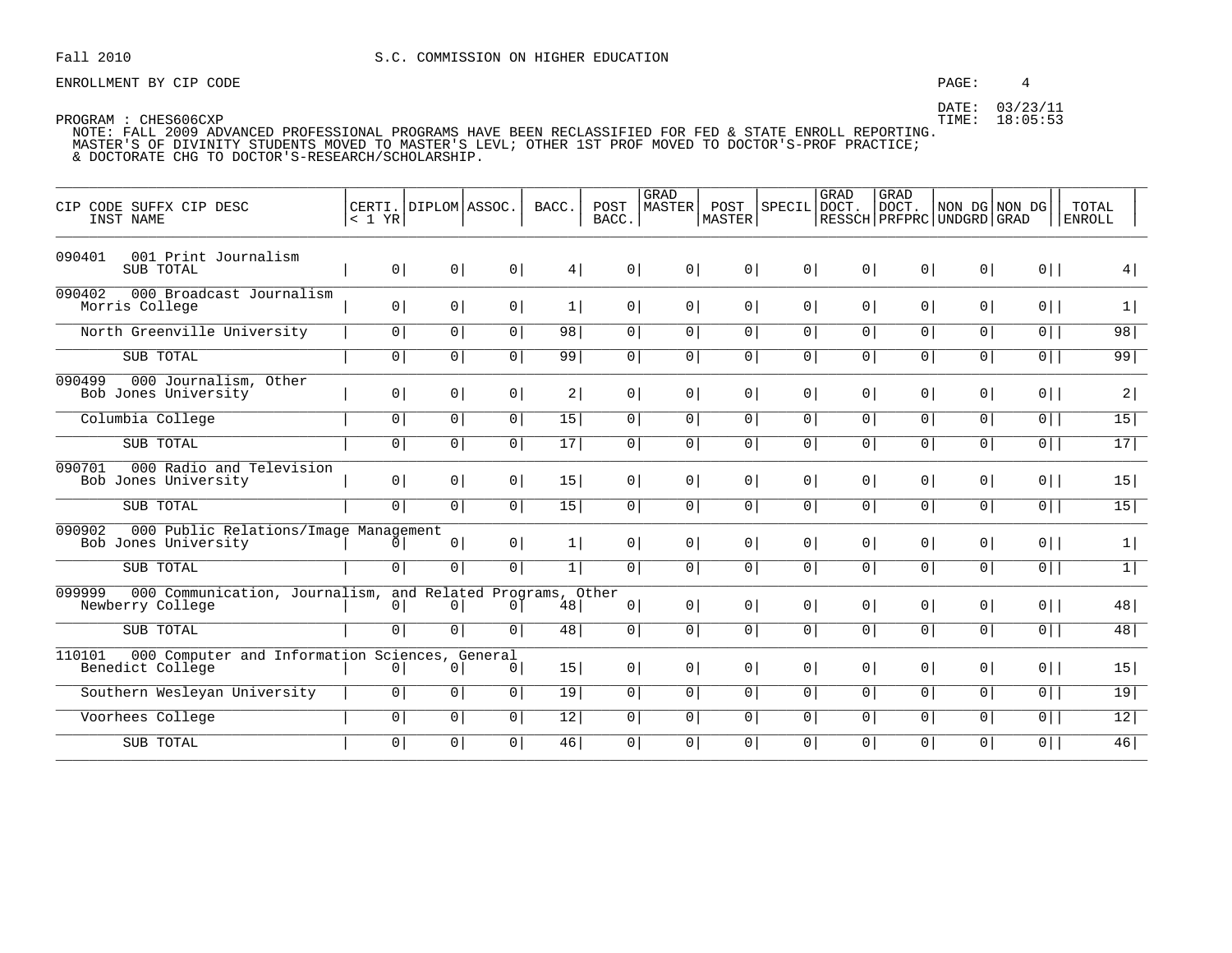Fall 2010 S.C. COMMISSION ON HIGHER EDUCATION

ENROLLMENT BY CIP CODE

DATE: 03/23/11
TIME: 18:05:53

PROGRAM : CHES606CXP
NOTE: FALL 2009 ADVANCED PROFESSIONAL PROGRAMS HAVE BEEN RECLASSIFIED FOR FED & STATE ENROLL REPORTING.
MASTER'S OF DIVINITY STUDENTS MOVED TO MASTER'S LEVL; OTHER 1ST PROF MOVED TO DOCTOR'S-PROF PRACTICE;
& DOCTORATE CHG TO DOCTOR'S-RESEARCH/SCHOLARSHIP.

| CIP CODE SUFFX CIP DESC INST NAME | CERTI. < 1 YR | DIPLOM | ASSOC. | BACC. | POST BACC. | GRAD MASTER | POST MASTER | SPECIL | GRAD DOCT. RESSCH | GRAD DOCT. PRFPRC | NON DG UNDGRD | NON DG GRAD | TOTAL ENROLL |
|---|---|---|---|---|---|---|---|---|---|---|---|---|---|
| 090401 001 Print Journalism | | | | | | | | | | | | | |
| SUB TOTAL | 0 | 0 | 0 | 4 | 0 | 0 | 0 | 0 | 0 | 0 | 0 | 0 | 4 |
| 090402 000 Broadcast Journalism | | | | | | | | | | | | | |
| Morris College | 0 | 0 | 0 | 1 | 0 | 0 | 0 | 0 | 0 | 0 | 0 | 0 | 1 |
| North Greenville University | 0 | 0 | 0 | 98 | 0 | 0 | 0 | 0 | 0 | 0 | 0 | 0 | 98 |
| SUB TOTAL | 0 | 0 | 0 | 99 | 0 | 0 | 0 | 0 | 0 | 0 | 0 | 0 | 99 |
| 090499 000 Journalism, Other | | | | | | | | | | | | | |
| Bob Jones University | 0 | 0 | 0 | 2 | 0 | 0 | 0 | 0 | 0 | 0 | 0 | 0 | 2 |
| Columbia College | 0 | 0 | 0 | 15 | 0 | 0 | 0 | 0 | 0 | 0 | 0 | 0 | 15 |
| SUB TOTAL | 0 | 0 | 0 | 17 | 0 | 0 | 0 | 0 | 0 | 0 | 0 | 0 | 17 |
| 090701 000 Radio and Television | | | | | | | | | | | | | |
| Bob Jones University | 0 | 0 | 0 | 15 | 0 | 0 | 0 | 0 | 0 | 0 | 0 | 0 | 15 |
| SUB TOTAL | 0 | 0 | 0 | 15 | 0 | 0 | 0 | 0 | 0 | 0 | 0 | 0 | 15 |
| 090902 000 Public Relations/Image Management | | | | | | | | | | | | | |
| Bob Jones University | 0 | 0 | 0 | 1 | 0 | 0 | 0 | 0 | 0 | 0 | 0 | 0 | 1 |
| SUB TOTAL | 0 | 0 | 0 | 1 | 0 | 0 | 0 | 0 | 0 | 0 | 0 | 0 | 1 |
| 099999 000 Communication, Journalism, and Related Programs, Other | | | | | | | | | | | | | |
| Newberry College | 0 | 0 | 0 | 48 | 0 | 0 | 0 | 0 | 0 | 0 | 0 | 0 | 48 |
| SUB TOTAL | 0 | 0 | 0 | 48 | 0 | 0 | 0 | 0 | 0 | 0 | 0 | 0 | 48 |
| 110101 000 Computer and Information Sciences, General | | | | | | | | | | | | | |
| Benedict College | 0 | 0 | 0 | 15 | 0 | 0 | 0 | 0 | 0 | 0 | 0 | 0 | 15 |
| Southern Wesleyan University | 0 | 0 | 0 | 19 | 0 | 0 | 0 | 0 | 0 | 0 | 0 | 0 | 19 |
| Voorhees College | 0 | 0 | 0 | 12 | 0 | 0 | 0 | 0 | 0 | 0 | 0 | 0 | 12 |
| SUB TOTAL | 0 | 0 | 0 | 46 | 0 | 0 | 0 | 0 | 0 | 0 | 0 | 0 | 46 |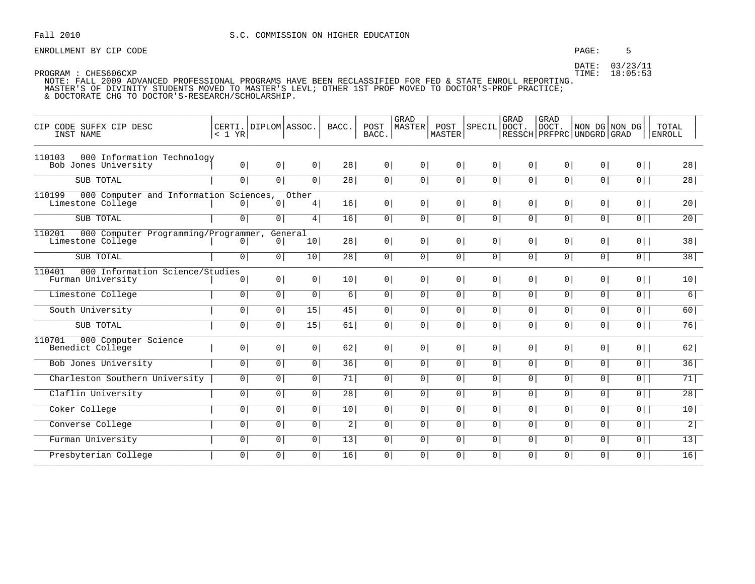Fall 2010 S.C. COMMISSION ON HIGHER EDUCATION

ENROLLMENT BY CIP CODE

DATE: 03/23/11
TIME: 18:05:53

PROGRAM : CHES606CXP

NOTE: FALL 2009 ADVANCED PROFESSIONAL PROGRAMS HAVE BEEN RECLASSIFIED FOR FED & STATE ENROLL REPORTING.
MASTER'S OF DIVINITY STUDENTS MOVED TO MASTER'S LEVL; OTHER 1ST PROF MOVED TO DOCTOR'S-PROF PRACTICE;
& DOCTORATE CHG TO DOCTOR'S-RESEARCH/SCHOLARSHIP.

| CIP CODE SUFFX CIP DESC / INST NAME | CERTI. < 1 YR | DIPLOM | ASSOC. | BACC. | POST BACC. | GRAD MASTER | POST MASTER | SPECIL | GRAD DOCT. RESSCH | GRAD DOCT. PRFPRC | NON DG UNDGRD | NON DG GRAD | TOTAL ENROLL |
|---|---|---|---|---|---|---|---|---|---|---|---|---|---|
| 110103 000 Information Technology | | | | | | | | | | | | | |
| Bob Jones University | 0 | 0 | 0 | 28 | 0 | 0 | 0 | 0 | 0 | 0 | 0 | 0 | 28 |
| SUB TOTAL | 0 | 0 | 0 | 28 | 0 | 0 | 0 | 0 | 0 | 0 | 0 | 0 | 28 |
| 110199 000 Computer and Information Sciences, Other | | | | | | | | | | | | | |
| Limestone College | 0 | 0 | 4 | 16 | 0 | 0 | 0 | 0 | 0 | 0 | 0 | 0 | 20 |
| SUB TOTAL | 0 | 0 | 4 | 16 | 0 | 0 | 0 | 0 | 0 | 0 | 0 | 0 | 20 |
| 110201 000 Computer Programming/Programmer, General | | | | | | | | | | | | | |
| Limestone College | 0 | 0 | 10 | 28 | 0 | 0 | 0 | 0 | 0 | 0 | 0 | 0 | 38 |
| SUB TOTAL | 0 | 0 | 10 | 28 | 0 | 0 | 0 | 0 | 0 | 0 | 0 | 0 | 38 |
| 110401 000 Information Science/Studies | | | | | | | | | | | | | |
| Furman University | 0 | 0 | 0 | 10 | 0 | 0 | 0 | 0 | 0 | 0 | 0 | 0 | 10 |
| Limestone College | 0 | 0 | 0 | 6 | 0 | 0 | 0 | 0 | 0 | 0 | 0 | 0 | 6 |
| South University | 0 | 0 | 15 | 45 | 0 | 0 | 0 | 0 | 0 | 0 | 0 | 0 | 60 |
| SUB TOTAL | 0 | 0 | 15 | 61 | 0 | 0 | 0 | 0 | 0 | 0 | 0 | 0 | 76 |
| 110701 000 Computer Science | | | | | | | | | | | | | |
| Benedict College | 0 | 0 | 0 | 62 | 0 | 0 | 0 | 0 | 0 | 0 | 0 | 0 | 62 |
| Bob Jones University | 0 | 0 | 0 | 36 | 0 | 0 | 0 | 0 | 0 | 0 | 0 | 0 | 36 |
| Charleston Southern University | 0 | 0 | 0 | 71 | 0 | 0 | 0 | 0 | 0 | 0 | 0 | 0 | 71 |
| Claflin University | 0 | 0 | 0 | 28 | 0 | 0 | 0 | 0 | 0 | 0 | 0 | 0 | 28 |
| Coker College | 0 | 0 | 0 | 10 | 0 | 0 | 0 | 0 | 0 | 0 | 0 | 0 | 10 |
| Converse College | 0 | 0 | 0 | 2 | 0 | 0 | 0 | 0 | 0 | 0 | 0 | 0 | 2 |
| Furman University | 0 | 0 | 0 | 13 | 0 | 0 | 0 | 0 | 0 | 0 | 0 | 0 | 13 |
| Presbyterian College | 0 | 0 | 0 | 16 | 0 | 0 | 0 | 0 | 0 | 0 | 0 | 0 | 16 |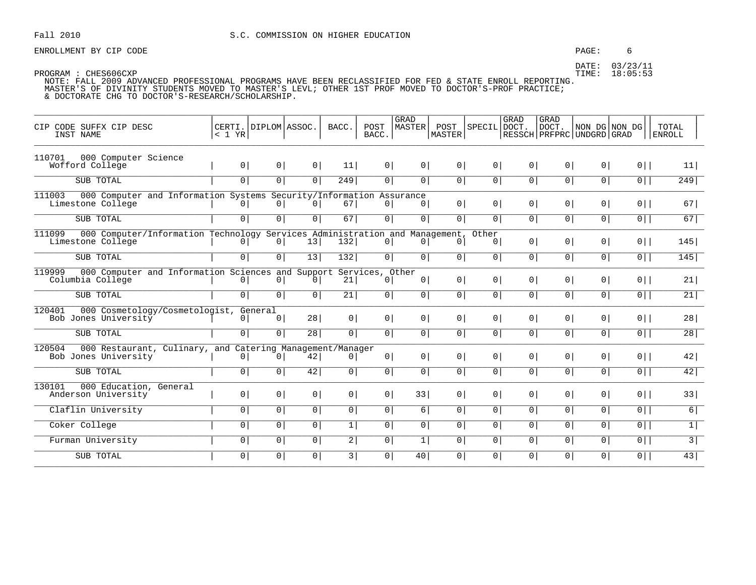Fall 2010 S.C. COMMISSION ON HIGHER EDUCATION

ENROLLMENT BY CIP CODE

DATE: 03/23/11
TIME: 18:05:53

PROGRAM : CHES606CXP
NOTE: FALL 2009 ADVANCED PROFESSIONAL PROGRAMS HAVE BEEN RECLASSIFIED FOR FED & STATE ENROLL REPORTING.
MASTER'S OF DIVINITY STUDENTS MOVED TO MASTER'S LEVL; OTHER 1ST PROF MOVED TO DOCTOR'S-PROF PRACTICE;
& DOCTORATE CHG TO DOCTOR'S-RESEARCH/SCHOLARSHIP.

| CIP CODE SUFFX CIP DESC / INST NAME | CERTI. < 1 YR | DIPLOM | ASSOC. | BACC. | POST BACC. | GRAD MASTER | POST MASTER | SPECIL | GRAD DOCT. RESSCH | GRAD DOCT. PRFPRC | NON DG UNDGRD | NON DG GRAD | TOTAL ENROLL |
|---|---|---|---|---|---|---|---|---|---|---|---|---|---|
| 110701 000 Computer Science | | | | | | | | | | | | | |
| Wofford College | 0 | 0 | 0 | 11 | 0 | 0 | 0 | 0 | 0 | 0 | 0 | 0 | 11 |
| SUB TOTAL | 0 | 0 | 0 | 249 | 0 | 0 | 0 | 0 | 0 | 0 | 0 | 0 | 249 |
| 111003 000 Computer and Information Systems Security/Information Assurance | | | | | | | | | | | | | |
| Limestone College | 0 | 0 | 0 | 67 | 0 | 0 | 0 | 0 | 0 | 0 | 0 | 0 | 67 |
| SUB TOTAL | 0 | 0 | 0 | 67 | 0 | 0 | 0 | 0 | 0 | 0 | 0 | 0 | 67 |
| 111099 000 Computer/Information Technology Services Administration and Management, Other | | | | | | | | | | | | | |
| Limestone College | 0 | 0 | 13 | 132 | 0 | 0 | 0 | 0 | 0 | 0 | 0 | 0 | 145 |
| SUB TOTAL | 0 | 0 | 13 | 132 | 0 | 0 | 0 | 0 | 0 | 0 | 0 | 0 | 145 |
| 119999 000 Computer and Information Sciences and Support Services, Other | | | | | | | | | | | | | |
| Columbia College | 0 | 0 | 0 | 21 | 0 | 0 | 0 | 0 | 0 | 0 | 0 | 0 | 21 |
| SUB TOTAL | 0 | 0 | 0 | 21 | 0 | 0 | 0 | 0 | 0 | 0 | 0 | 0 | 21 |
| 120401 000 Cosmetology/Cosmetologist, General | | | | | | | | | | | | | |
| Bob Jones University | 0 | 0 | 28 | 0 | 0 | 0 | 0 | 0 | 0 | 0 | 0 | 0 | 28 |
| SUB TOTAL | 0 | 0 | 28 | 0 | 0 | 0 | 0 | 0 | 0 | 0 | 0 | 0 | 28 |
| 120504 000 Restaurant, Culinary, and Catering Management/Manager | | | | | | | | | | | | | |
| Bob Jones University | 0 | 0 | 42 | 0 | 0 | 0 | 0 | 0 | 0 | 0 | 0 | 0 | 42 |
| SUB TOTAL | 0 | 0 | 42 | 0 | 0 | 0 | 0 | 0 | 0 | 0 | 0 | 0 | 42 |
| 130101 000 Education, General | | | | | | | | | | | | | |
| Anderson University | 0 | 0 | 0 | 0 | 0 | 33 | 0 | 0 | 0 | 0 | 0 | 0 | 33 |
| Claflin University | 0 | 0 | 0 | 0 | 0 | 6 | 0 | 0 | 0 | 0 | 0 | 0 | 6 |
| Coker College | 0 | 0 | 0 | 1 | 0 | 0 | 0 | 0 | 0 | 0 | 0 | 0 | 1 |
| Furman University | 0 | 0 | 0 | 2 | 0 | 1 | 0 | 0 | 0 | 0 | 0 | 0 | 3 |
| SUB TOTAL | 0 | 0 | 0 | 3 | 0 | 40 | 0 | 0 | 0 | 0 | 0 | 0 | 43 |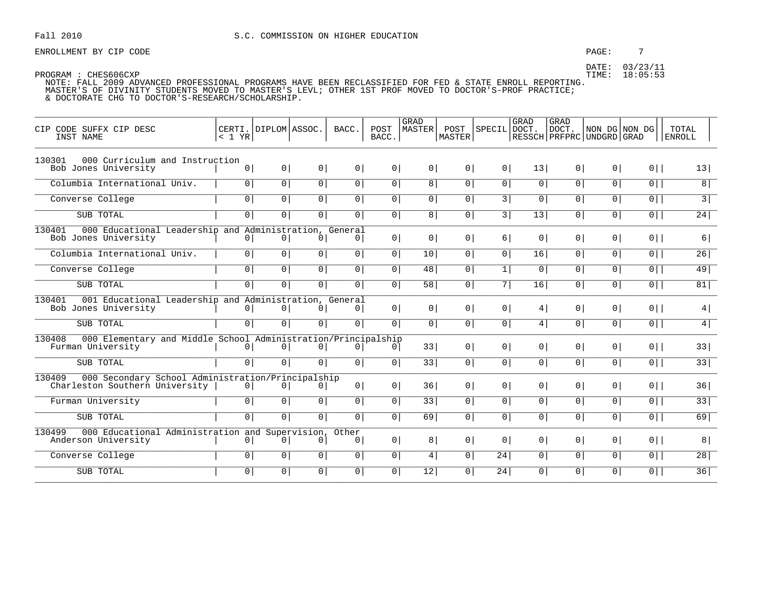Fall 2010 S.C. COMMISSION ON HIGHER EDUCATION

ENROLLMENT BY CIP CODE

DATE: 03/23/11
TIME: 18:05:53

PROGRAM : CHES606CXP
NOTE: FALL 2009 ADVANCED PROFESSIONAL PROGRAMS HAVE BEEN RECLASSIFIED FOR FED & STATE ENROLL REPORTING.
MASTER'S OF DIVINITY STUDENTS MOVED TO MASTER'S LEVL; OTHER 1ST PROF MOVED TO DOCTOR'S-PROF PRACTICE;
& DOCTORATE CHG TO DOCTOR'S-RESEARCH/SCHOLARSHIP.

| CIP CODE SUFFX CIP DESC / INST NAME | CERTI. < 1 YR | DIPLOM | ASSOC. | BACC. | POST BACC. | GRAD MASTER | POST MASTER | SPECIL | GRAD DOCT. RESSCH | GRAD DOCT. PRFPRC | NON DG UNDGRD | NON DG GRAD | TOTAL ENROLL |
|---|---|---|---|---|---|---|---|---|---|---|---|---|---|
| **130301 000 Curriculum and Instruction** | | | | | | | | | | | | | |
| Bob Jones University | 0 | 0 | 0 | 0 | 0 | 0 | 0 | 0 | 13 | 0 | 0 | 0 | 13 |
| Columbia International Univ. | 0 | 0 | 0 | 0 | 0 | 8 | 0 | 0 | 0 | 0 | 0 | 0 | 8 |
| Converse College | 0 | 0 | 0 | 0 | 0 | 0 | 0 | 3 | 0 | 0 | 0 | 0 | 3 |
| SUB TOTAL | 0 | 0 | 0 | 0 | 0 | 8 | 0 | 3 | 13 | 0 | 0 | 0 | 24 |
| **130401 000 Educational Leadership and Administration, General** | | | | | | | | | | | | | |
| Bob Jones University | 0 | 0 | 0 | 0 | 0 | 0 | 0 | 6 | 0 | 0 | 0 | 0 | 6 |
| Columbia International Univ. | 0 | 0 | 0 | 0 | 0 | 10 | 0 | 0 | 16 | 0 | 0 | 0 | 26 |
| Converse College | 0 | 0 | 0 | 0 | 0 | 48 | 0 | 1 | 0 | 0 | 0 | 0 | 49 |
| SUB TOTAL | 0 | 0 | 0 | 0 | 0 | 58 | 0 | 7 | 16 | 0 | 0 | 0 | 81 |
| **130401 001 Educational Leadership and Administration, General** | | | | | | | | | | | | | |
| Bob Jones University | 0 | 0 | 0 | 0 | 0 | 0 | 0 | 0 | 4 | 0 | 0 | 0 | 4 |
| SUB TOTAL | 0 | 0 | 0 | 0 | 0 | 0 | 0 | 0 | 4 | 0 | 0 | 0 | 4 |
| **130408 000 Elementary and Middle School Administration/Principalship** | | | | | | | | | | | | | |
| Furman University | 0 | 0 | 0 | 0 | 0 | 33 | 0 | 0 | 0 | 0 | 0 | 0 | 33 |
| SUB TOTAL | 0 | 0 | 0 | 0 | 0 | 33 | 0 | 0 | 0 | 0 | 0 | 0 | 33 |
| **130409 000 Secondary School Administration/Principalship** | | | | | | | | | | | | | |
| Charleston Southern University | 0 | 0 | 0 | 0 | 0 | 36 | 0 | 0 | 0 | 0 | 0 | 0 | 36 |
| Furman University | 0 | 0 | 0 | 0 | 0 | 33 | 0 | 0 | 0 | 0 | 0 | 0 | 33 |
| SUB TOTAL | 0 | 0 | 0 | 0 | 0 | 69 | 0 | 0 | 0 | 0 | 0 | 0 | 69 |
| **130499 000 Educational Administration and Supervision, Other** | | | | | | | | | | | | | |
| Anderson University | 0 | 0 | 0 | 0 | 0 | 8 | 0 | 0 | 0 | 0 | 0 | 0 | 8 |
| Converse College | 0 | 0 | 0 | 0 | 0 | 4 | 0 | 24 | 0 | 0 | 0 | 0 | 28 |
| SUB TOTAL | 0 | 0 | 0 | 0 | 0 | 12 | 0 | 24 | 0 | 0 | 0 | 0 | 36 |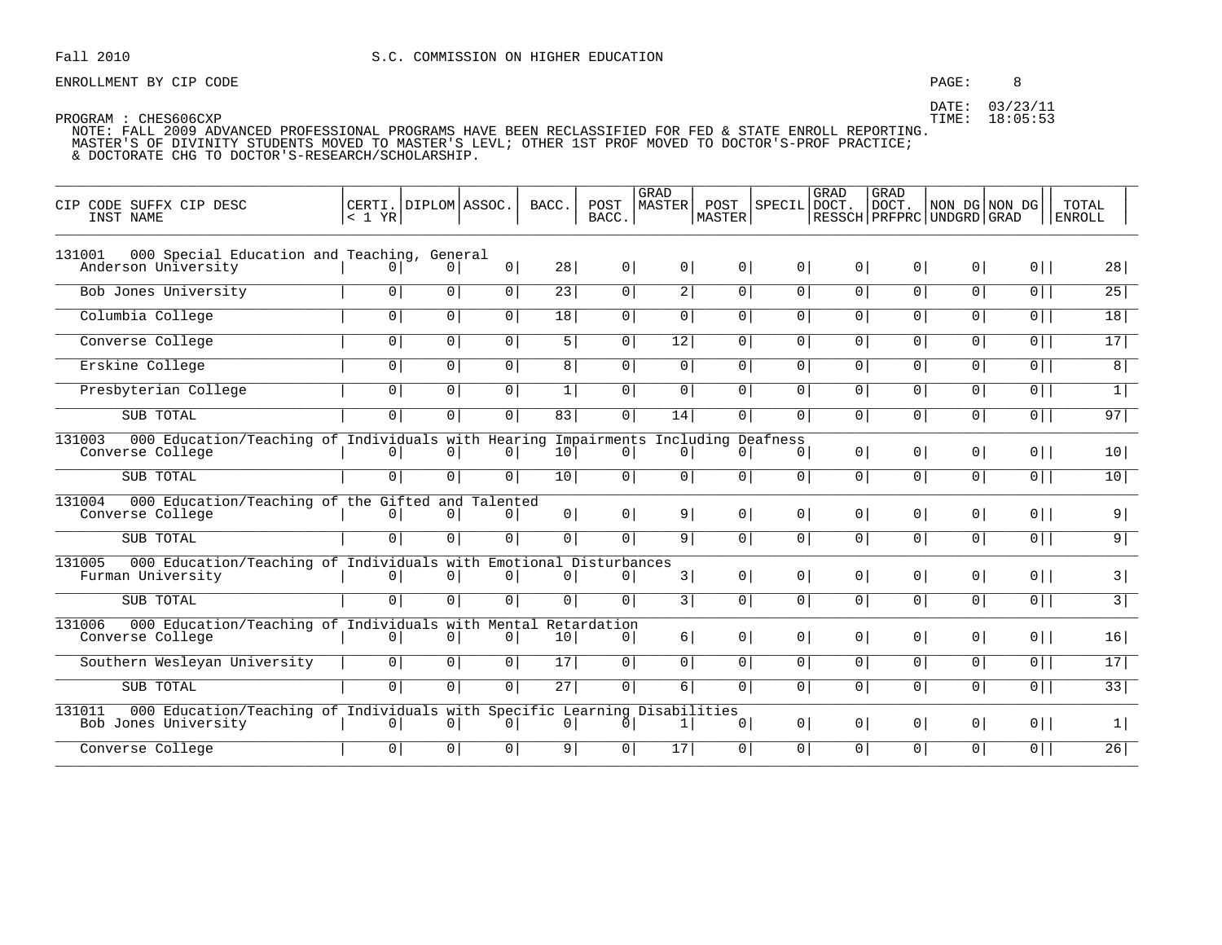Fall 2010 S.C. COMMISSION ON HIGHER EDUCATION

ENROLLMENT BY CIP CODE

DATE: 03/23/11
TIME: 18:05:53

PROGRAM : CHES606CXP
NOTE: FALL 2009 ADVANCED PROFESSIONAL PROGRAMS HAVE BEEN RECLASSIFIED FOR FED & STATE ENROLL REPORTING.
MASTER'S OF DIVINITY STUDENTS MOVED TO MASTER'S LEVL; OTHER 1ST PROF MOVED TO DOCTOR'S-PROF PRACTICE;
& DOCTORATE CHG TO DOCTOR'S-RESEARCH/SCHOLARSHIP.

| CIP CODE SUFFX CIP DESC / INST NAME | CERTI. < 1 YR | DIPLOM | ASSOC. | BACC. | POST BACC. | GRAD MASTER | POST MASTER | SPECIL | GRAD DOCT. RESSCH | GRAD DOCT. PRFPRC | NON DG UNDGRD | NON DG GRAD | TOTAL ENROLL |
|---|---|---|---|---|---|---|---|---|---|---|---|---|---|
| **131001 000 Special Education and Teaching, General** | | | | | | | | | | | | | |
| Anderson University | 0 | 0 | 0 | 28 | 0 | 0 | 0 | 0 | 0 | 0 | 0 | 0 | 28 |
| Bob Jones University | 0 | 0 | 0 | 23 | 0 | 2 | 0 | 0 | 0 | 0 | 0 | 0 | 25 |
| Columbia College | 0 | 0 | 0 | 18 | 0 | 0 | 0 | 0 | 0 | 0 | 0 | 0 | 18 |
| Converse College | 0 | 0 | 0 | 5 | 0 | 12 | 0 | 0 | 0 | 0 | 0 | 0 | 17 |
| Erskine College | 0 | 0 | 0 | 8 | 0 | 0 | 0 | 0 | 0 | 0 | 0 | 0 | 8 |
| Presbyterian College | 0 | 0 | 0 | 1 | 0 | 0 | 0 | 0 | 0 | 0 | 0 | 0 | 1 |
| SUB TOTAL | 0 | 0 | 0 | 83 | 0 | 14 | 0 | 0 | 0 | 0 | 0 | 0 | 97 |
| **131003 000 Education/Teaching of Individuals with Hearing Impairments Including Deafness** | | | | | | | | | | | | | |
| Converse College | 0 | 0 | 0 | 10 | 0 | 0 | 0 | 0 | 0 | 0 | 0 | 0 | 10 |
| SUB TOTAL | 0 | 0 | 0 | 10 | 0 | 0 | 0 | 0 | 0 | 0 | 0 | 0 | 10 |
| **131004 000 Education/Teaching of the Gifted and Talented** | | | | | | | | | | | | | |
| Converse College | 0 | 0 | 0 | 0 | 0 | 9 | 0 | 0 | 0 | 0 | 0 | 0 | 9 |
| SUB TOTAL | 0 | 0 | 0 | 0 | 0 | 9 | 0 | 0 | 0 | 0 | 0 | 0 | 9 |
| **131005 000 Education/Teaching of Individuals with Emotional Disturbances** | | | | | | | | | | | | | |
| Furman University | 0 | 0 | 0 | 0 | 0 | 3 | 0 | 0 | 0 | 0 | 0 | 0 | 3 |
| SUB TOTAL | 0 | 0 | 0 | 0 | 0 | 3 | 0 | 0 | 0 | 0 | 0 | 0 | 3 |
| **131006 000 Education/Teaching of Individuals with Mental Retardation** | | | | | | | | | | | | | |
| Converse College | 0 | 0 | 0 | 10 | 0 | 6 | 0 | 0 | 0 | 0 | 0 | 0 | 16 |
| Southern Wesleyan University | 0 | 0 | 0 | 17 | 0 | 0 | 0 | 0 | 0 | 0 | 0 | 0 | 17 |
| SUB TOTAL | 0 | 0 | 0 | 27 | 0 | 6 | 0 | 0 | 0 | 0 | 0 | 0 | 33 |
| **131011 000 Education/Teaching of Individuals with Specific Learning Disabilities** | | | | | | | | | | | | | |
| Bob Jones University | 0 | 0 | 0 | 0 | 0 | 1 | 0 | 0 | 0 | 0 | 0 | 0 | 1 |
| Converse College | 0 | 0 | 0 | 9 | 0 | 17 | 0 | 0 | 0 | 0 | 0 | 0 | 26 |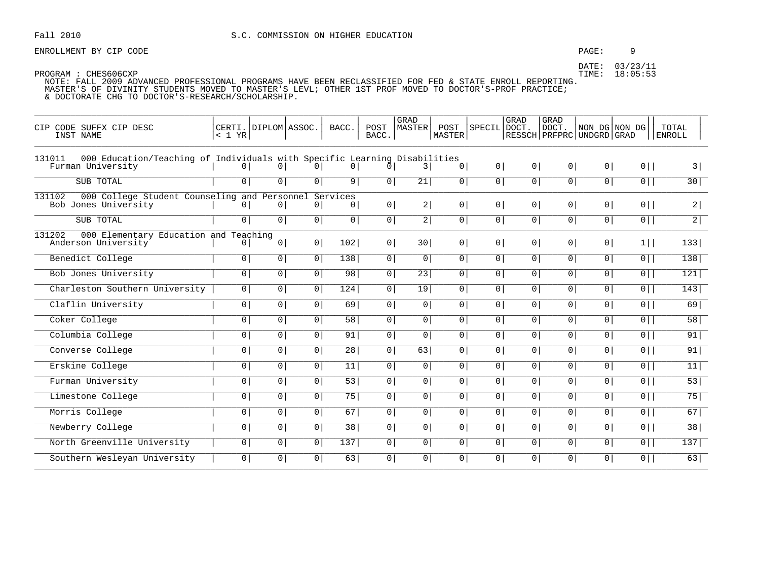Fall 2010 S.C. COMMISSION ON HIGHER EDUCATION

ENROLLMENT BY CIP CODE

DATE: 03/23/11
TIME: 18:05:53

PROGRAM : CHES606CXP
NOTE: FALL 2009 ADVANCED PROFESSIONAL PROGRAMS HAVE BEEN RECLASSIFIED FOR FED & STATE ENROLL REPORTING.
MASTER'S OF DIVINITY STUDENTS MOVED TO MASTER'S LEVL; OTHER 1ST PROF MOVED TO DOCTOR'S-PROF PRACTICE;
& DOCTORATE CHG TO DOCTOR'S-RESEARCH/SCHOLARSHIP.

| CIP CODE SUFFX CIP DESC / INST NAME | CERTI. < 1 YR | DIPLOM | ASSOC. | BACC. | POST BACC. | GRAD MASTER | POST MASTER | SPECIL | GRAD DOCT. RESSCH | GRAD DOCT. PRFPRC | NON DG UNDGRD | NON DG GRAD | TOTAL ENROLL |
|---|---|---|---|---|---|---|---|---|---|---|---|---|---|
| 131011 000 Education/Teaching of Individuals with Specific Learning Disabilities | | | | | | | | | | | | | |
| Furman University | 0 | 0 | 0 | 0 | 0 | 3 | 0 | 0 | 0 | 0 | 0 | 0 | 3 |
| SUB TOTAL | 0 | 0 | 0 | 9 | 0 | 21 | 0 | 0 | 0 | 0 | 0 | 0 | 30 |
| 131102 000 College Student Counseling and Personnel Services | | | | | | | | | | | | | |
| Bob Jones University | 0 | 0 | 0 | 0 | 0 | 2 | 0 | 0 | 0 | 0 | 0 | 0 | 2 |
| SUB TOTAL | 0 | 0 | 0 | 0 | 0 | 2 | 0 | 0 | 0 | 0 | 0 | 0 | 2 |
| 131202 000 Elementary Education and Teaching | | | | | | | | | | | | | |
| Anderson University | 0 | 0 | 0 | 102 | 0 | 30 | 0 | 0 | 0 | 0 | 0 | 1 | 133 |
| Benedict College | 0 | 0 | 0 | 138 | 0 | 0 | 0 | 0 | 0 | 0 | 0 | 0 | 138 |
| Bob Jones University | 0 | 0 | 0 | 98 | 0 | 23 | 0 | 0 | 0 | 0 | 0 | 0 | 121 |
| Charleston Southern University | 0 | 0 | 0 | 124 | 0 | 19 | 0 | 0 | 0 | 0 | 0 | 0 | 143 |
| Claflin University | 0 | 0 | 0 | 69 | 0 | 0 | 0 | 0 | 0 | 0 | 0 | 0 | 69 |
| Coker College | 0 | 0 | 0 | 58 | 0 | 0 | 0 | 0 | 0 | 0 | 0 | 0 | 58 |
| Columbia College | 0 | 0 | 0 | 91 | 0 | 0 | 0 | 0 | 0 | 0 | 0 | 0 | 91 |
| Converse College | 0 | 0 | 0 | 28 | 0 | 63 | 0 | 0 | 0 | 0 | 0 | 0 | 91 |
| Erskine College | 0 | 0 | 0 | 11 | 0 | 0 | 0 | 0 | 0 | 0 | 0 | 0 | 11 |
| Furman University | 0 | 0 | 0 | 53 | 0 | 0 | 0 | 0 | 0 | 0 | 0 | 0 | 53 |
| Limestone College | 0 | 0 | 0 | 75 | 0 | 0 | 0 | 0 | 0 | 0 | 0 | 0 | 75 |
| Morris College | 0 | 0 | 0 | 67 | 0 | 0 | 0 | 0 | 0 | 0 | 0 | 0 | 67 |
| Newberry College | 0 | 0 | 0 | 38 | 0 | 0 | 0 | 0 | 0 | 0 | 0 | 0 | 38 |
| North Greenville University | 0 | 0 | 0 | 137 | 0 | 0 | 0 | 0 | 0 | 0 | 0 | 0 | 137 |
| Southern Wesleyan University | 0 | 0 | 0 | 63 | 0 | 0 | 0 | 0 | 0 | 0 | 0 | 0 | 63 |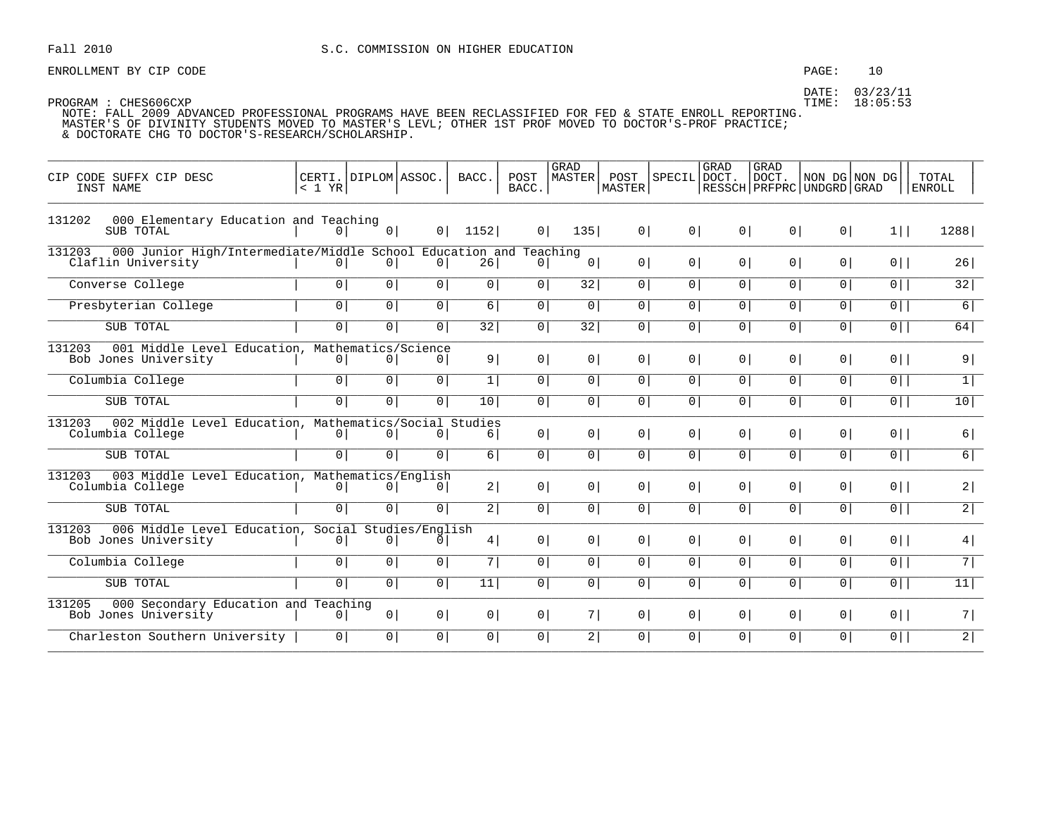Fall 2010 S.C. COMMISSION ON HIGHER EDUCATION

ENROLLMENT BY CIP CODE

DATE: 03/23/11
TIME: 18:05:53

PROGRAM : CHES606CXP
NOTE: FALL 2009 ADVANCED PROFESSIONAL PROGRAMS HAVE BEEN RECLASSIFIED FOR FED & STATE ENROLL REPORTING.
MASTER'S OF DIVINITY STUDENTS MOVED TO MASTER'S LEVL; OTHER 1ST PROF MOVED TO DOCTOR'S-PROF PRACTICE;
& DOCTORATE CHG TO DOCTOR'S-RESEARCH/SCHOLARSHIP.

| CIP CODE SUFFX CIP DESC / INST NAME | CERTI. < 1 YR | DIPLOM | ASSOC. | BACC. | POST BACC. | GRAD MASTER | POST MASTER | SPECIL | GRAD DOCT. RESSCH | GRAD DOCT. PRFPRC | NON DG UNDGRD | NON DG GRAD | TOTAL ENROLL |
|---|---|---|---|---|---|---|---|---|---|---|---|---|---|
| **131202 000 Elementary Education and Teaching** | | | | | | | | | | | | | |
| SUB TOTAL | 0 | 0 | 0 | 1152 | 0 | 135 | 0 | 0 | 0 | 0 | 0 | 1 | 1288 |
| **131203 000 Junior High/Intermediate/Middle School Education and Teaching** | | | | | | | | | | | | | |
| Claflin University | 0 | 0 | 0 | 26 | 0 | 0 | 0 | 0 | 0 | 0 | 0 | 0 | 26 |
| Converse College | 0 | 0 | 0 | 0 | 0 | 32 | 0 | 0 | 0 | 0 | 0 | 0 | 32 |
| Presbyterian College | 0 | 0 | 0 | 6 | 0 | 0 | 0 | 0 | 0 | 0 | 0 | 0 | 6 |
| SUB TOTAL | 0 | 0 | 0 | 32 | 0 | 32 | 0 | 0 | 0 | 0 | 0 | 0 | 64 |
| **131203 001 Middle Level Education, Mathematics/Science** | | | | | | | | | | | | | |
| Bob Jones University | 0 | 0 | 0 | 9 | 0 | 0 | 0 | 0 | 0 | 0 | 0 | 0 | 9 |
| Columbia College | 0 | 0 | 0 | 1 | 0 | 0 | 0 | 0 | 0 | 0 | 0 | 0 | 1 |
| SUB TOTAL | 0 | 0 | 0 | 10 | 0 | 0 | 0 | 0 | 0 | 0 | 0 | 0 | 10 |
| **131203 002 Middle Level Education, Mathematics/Social Studies** | | | | | | | | | | | | | |
| Columbia College | 0 | 0 | 0 | 6 | 0 | 0 | 0 | 0 | 0 | 0 | 0 | 0 | 6 |
| SUB TOTAL | 0 | 0 | 0 | 6 | 0 | 0 | 0 | 0 | 0 | 0 | 0 | 0 | 6 |
| **131203 003 Middle Level Education, Mathematics/English** | | | | | | | | | | | | | |
| Columbia College | 0 | 0 | 0 | 2 | 0 | 0 | 0 | 0 | 0 | 0 | 0 | 0 | 2 |
| SUB TOTAL | 0 | 0 | 0 | 2 | 0 | 0 | 0 | 0 | 0 | 0 | 0 | 0 | 2 |
| **131203 006 Middle Level Education, Social Studies/English** | | | | | | | | | | | | | |
| Bob Jones University | 0 | 0 | 0 | 4 | 0 | 0 | 0 | 0 | 0 | 0 | 0 | 0 | 4 |
| Columbia College | 0 | 0 | 0 | 7 | 0 | 0 | 0 | 0 | 0 | 0 | 0 | 0 | 7 |
| SUB TOTAL | 0 | 0 | 0 | 11 | 0 | 0 | 0 | 0 | 0 | 0 | 0 | 0 | 11 |
| **131205 000 Secondary Education and Teaching** | | | | | | | | | | | | | |
| Bob Jones University | 0 | 0 | 0 | 0 | 0 | 7 | 0 | 0 | 0 | 0 | 0 | 0 | 7 |
| Charleston Southern University | 0 | 0 | 0 | 0 | 0 | 2 | 0 | 0 | 0 | 0 | 0 | 0 | 2 |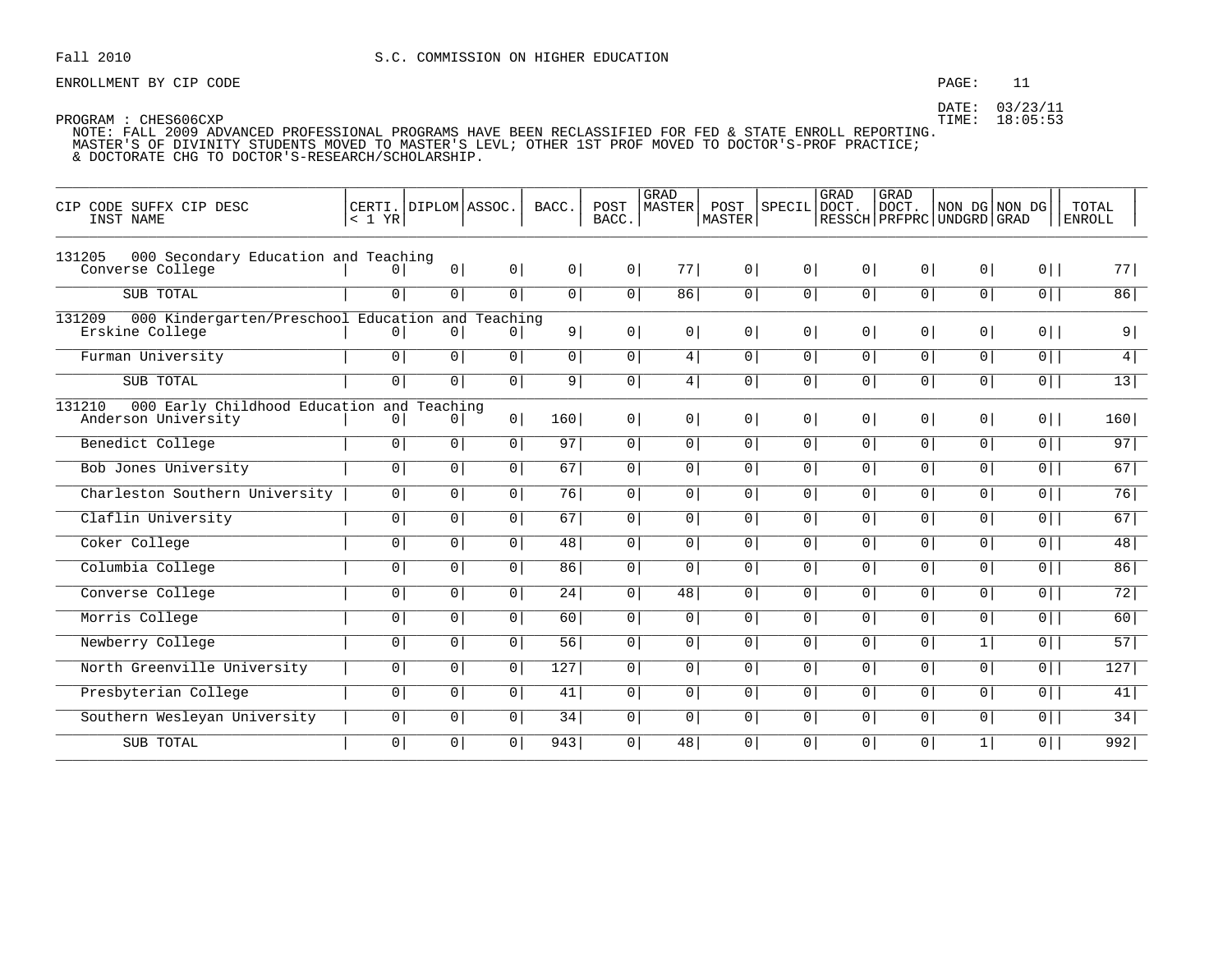Fall 2010 S.C. COMMISSION ON HIGHER EDUCATION

ENROLLMENT BY CIP CODE

DATE: 03/23/11
TIME: 18:05:53

PROGRAM : CHES606CXP
NOTE: FALL 2009 ADVANCED PROFESSIONAL PROGRAMS HAVE BEEN RECLASSIFIED FOR FED & STATE ENROLL REPORTING.
MASTER'S OF DIVINITY STUDENTS MOVED TO MASTER'S LEVL; OTHER 1ST PROF MOVED TO DOCTOR'S-PROF PRACTICE;
& DOCTORATE CHG TO DOCTOR'S-RESEARCH/SCHOLARSHIP.

| CIP CODE SUFFX CIP DESC / INST NAME | CERTI. < 1 YR | DIPLOM | ASSOC. | BACC. | POST BACC. | GRAD MASTER | POST MASTER | SPECIL | GRAD DOCT. RESSCH | GRAD DOCT. PRFPRC | NON DG UNDGRD | NON DG GRAD | TOTAL ENROLL |
|---|---|---|---|---|---|---|---|---|---|---|---|---|---|
| 131205 000 Secondary Education and Teaching | | | | | | | | | | | | | |
| Converse College | 0 | 0 | 0 | 0 | 0 | 77 | 0 | 0 | 0 | 0 | 0 | 0 | 77 |
| SUB TOTAL | 0 | 0 | 0 | 0 | 0 | 86 | 0 | 0 | 0 | 0 | 0 | 0 | 86 |
| 131209 000 Kindergarten/Preschool Education and Teaching | | | | | | | | | | | | | |
| Erskine College | 0 | 0 | 0 | 9 | 0 | 0 | 0 | 0 | 0 | 0 | 0 | 0 | 9 |
| Furman University | 0 | 0 | 0 | 0 | 0 | 4 | 0 | 0 | 0 | 0 | 0 | 0 | 4 |
| SUB TOTAL | 0 | 0 | 0 | 9 | 0 | 4 | 0 | 0 | 0 | 0 | 0 | 0 | 13 |
| 131210 000 Early Childhood Education and Teaching | | | | | | | | | | | | | |
| Anderson University | 0 | 0 | 0 | 160 | 0 | 0 | 0 | 0 | 0 | 0 | 0 | 0 | 160 |
| Benedict College | 0 | 0 | 0 | 97 | 0 | 0 | 0 | 0 | 0 | 0 | 0 | 0 | 97 |
| Bob Jones University | 0 | 0 | 0 | 67 | 0 | 0 | 0 | 0 | 0 | 0 | 0 | 0 | 67 |
| Charleston Southern University | 0 | 0 | 0 | 76 | 0 | 0 | 0 | 0 | 0 | 0 | 0 | 0 | 76 |
| Claflin University | 0 | 0 | 0 | 67 | 0 | 0 | 0 | 0 | 0 | 0 | 0 | 0 | 67 |
| Coker College | 0 | 0 | 0 | 48 | 0 | 0 | 0 | 0 | 0 | 0 | 0 | 0 | 48 |
| Columbia College | 0 | 0 | 0 | 86 | 0 | 0 | 0 | 0 | 0 | 0 | 0 | 0 | 86 |
| Converse College | 0 | 0 | 0 | 24 | 0 | 48 | 0 | 0 | 0 | 0 | 0 | 0 | 72 |
| Morris College | 0 | 0 | 0 | 60 | 0 | 0 | 0 | 0 | 0 | 0 | 0 | 0 | 60 |
| Newberry College | 0 | 0 | 0 | 56 | 0 | 0 | 0 | 0 | 0 | 0 | 1 | 0 | 57 |
| North Greenville University | 0 | 0 | 0 | 127 | 0 | 0 | 0 | 0 | 0 | 0 | 0 | 0 | 127 |
| Presbyterian College | 0 | 0 | 0 | 41 | 0 | 0 | 0 | 0 | 0 | 0 | 0 | 0 | 41 |
| Southern Wesleyan University | 0 | 0 | 0 | 34 | 0 | 0 | 0 | 0 | 0 | 0 | 0 | 0 | 34 |
| SUB TOTAL | 0 | 0 | 0 | 943 | 0 | 48 | 0 | 0 | 0 | 0 | 1 | 0 | 992 |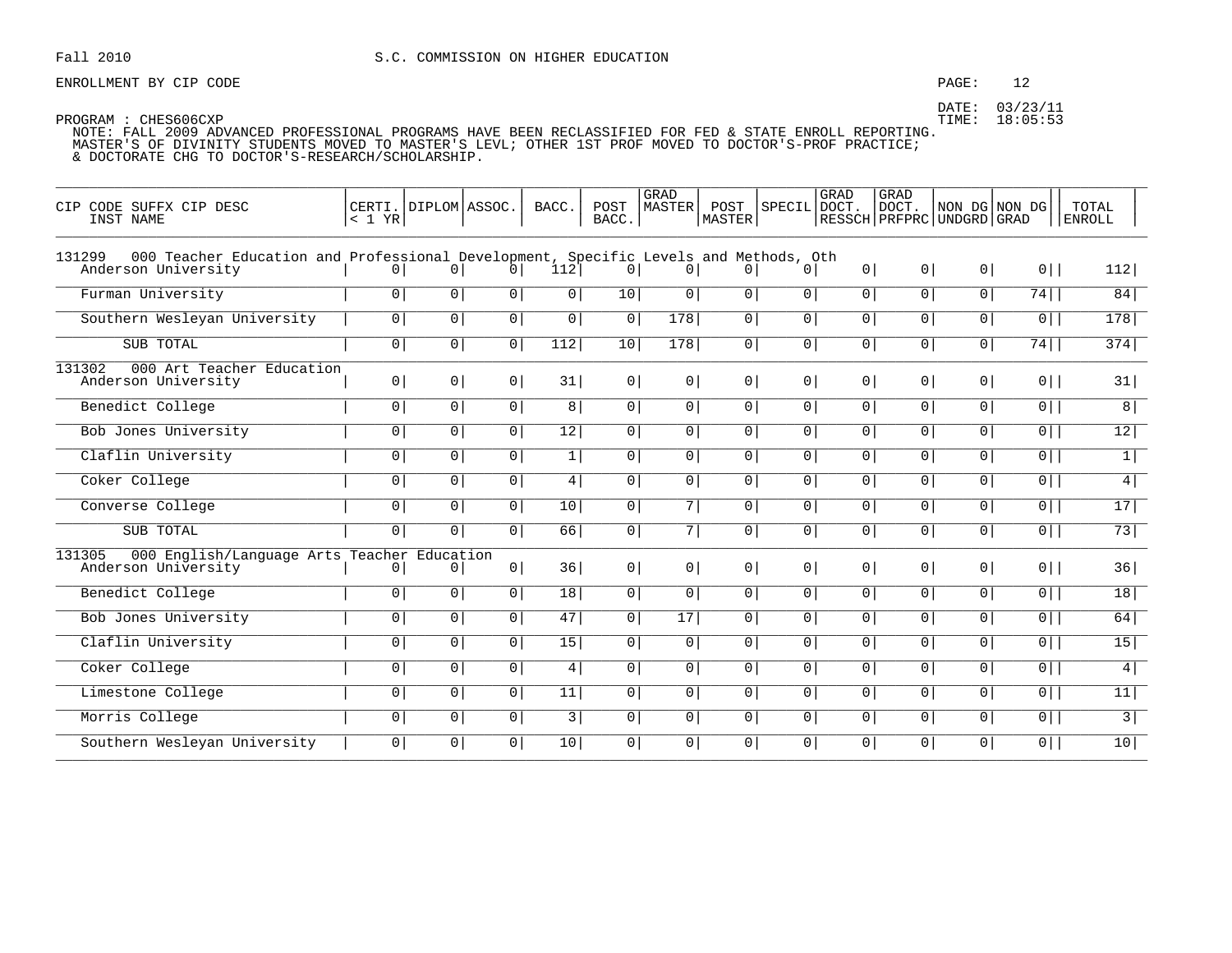Fall 2010 S.C. COMMISSION ON HIGHER EDUCATION

ENROLLMENT BY CIP CODE

DATE: 03/23/11
TIME: 18:05:53

PROGRAM : CHES606CXP
NOTE: FALL 2009 ADVANCED PROFESSIONAL PROGRAMS HAVE BEEN RECLASSIFIED FOR FED & STATE ENROLL REPORTING.
MASTER'S OF DIVINITY STUDENTS MOVED TO MASTER'S LEVL; OTHER 1ST PROF MOVED TO DOCTOR'S-PROF PRACTICE;
& DOCTORATE CHG TO DOCTOR'S-RESEARCH/SCHOLARSHIP.

| CIP CODE SUFFX CIP DESC INST NAME | CERTI. < 1 YR | DIPLOM | ASSOC. | BACC. | POST BACC. | GRAD MASTER | POST MASTER | SPECIL | GRAD DOCT. RESSCH | GRAD DOCT. PRFPRC | NON DG UNDGRD | NON DG GRAD | TOTAL ENROLL |
|---|---|---|---|---|---|---|---|---|---|---|---|---|---|
| 131299 000 Teacher Education and Professional Development, Specific Levels and Methods, Oth | | | | | | | | | | | | | |
| Anderson University | 0 | 0 | 0 | 112 | 0 | 0 | 0 | 0 | 0 | 0 | 0 | 0 | 112 |
| Furman University | 0 | 0 | 0 | 0 | 10 | 0 | 0 | 0 | 0 | 0 | 0 | 74 | 84 |
| Southern Wesleyan University | 0 | 0 | 0 | 0 | 0 | 178 | 0 | 0 | 0 | 0 | 0 | 0 | 178 |
| SUB TOTAL | 0 | 0 | 0 | 112 | 10 | 178 | 0 | 0 | 0 | 0 | 0 | 74 | 374 |
| 131302 000 Art Teacher Education | | | | | | | | | | | | | |
| Anderson University | 0 | 0 | 0 | 31 | 0 | 0 | 0 | 0 | 0 | 0 | 0 | 0 | 31 |
| Benedict College | 0 | 0 | 0 | 8 | 0 | 0 | 0 | 0 | 0 | 0 | 0 | 0 | 8 |
| Bob Jones University | 0 | 0 | 0 | 12 | 0 | 0 | 0 | 0 | 0 | 0 | 0 | 0 | 12 |
| Claflin University | 0 | 0 | 0 | 1 | 0 | 0 | 0 | 0 | 0 | 0 | 0 | 0 | 1 |
| Coker College | 0 | 0 | 0 | 4 | 0 | 0 | 0 | 0 | 0 | 0 | 0 | 0 | 4 |
| Converse College | 0 | 0 | 0 | 10 | 0 | 7 | 0 | 0 | 0 | 0 | 0 | 0 | 17 |
| SUB TOTAL | 0 | 0 | 0 | 66 | 0 | 7 | 0 | 0 | 0 | 0 | 0 | 0 | 73 |
| 131305 000 English/Language Arts Teacher Education | | | | | | | | | | | | | |
| Anderson University | 0 | 0 | 0 | 36 | 0 | 0 | 0 | 0 | 0 | 0 | 0 | 0 | 36 |
| Benedict College | 0 | 0 | 0 | 18 | 0 | 0 | 0 | 0 | 0 | 0 | 0 | 0 | 18 |
| Bob Jones University | 0 | 0 | 0 | 47 | 0 | 17 | 0 | 0 | 0 | 0 | 0 | 0 | 64 |
| Claflin University | 0 | 0 | 0 | 15 | 0 | 0 | 0 | 0 | 0 | 0 | 0 | 0 | 15 |
| Coker College | 0 | 0 | 0 | 4 | 0 | 0 | 0 | 0 | 0 | 0 | 0 | 0 | 4 |
| Limestone College | 0 | 0 | 0 | 11 | 0 | 0 | 0 | 0 | 0 | 0 | 0 | 0 | 11 |
| Morris College | 0 | 0 | 0 | 3 | 0 | 0 | 0 | 0 | 0 | 0 | 0 | 0 | 3 |
| Southern Wesleyan University | 0 | 0 | 0 | 10 | 0 | 0 | 0 | 0 | 0 | 0 | 0 | 0 | 10 |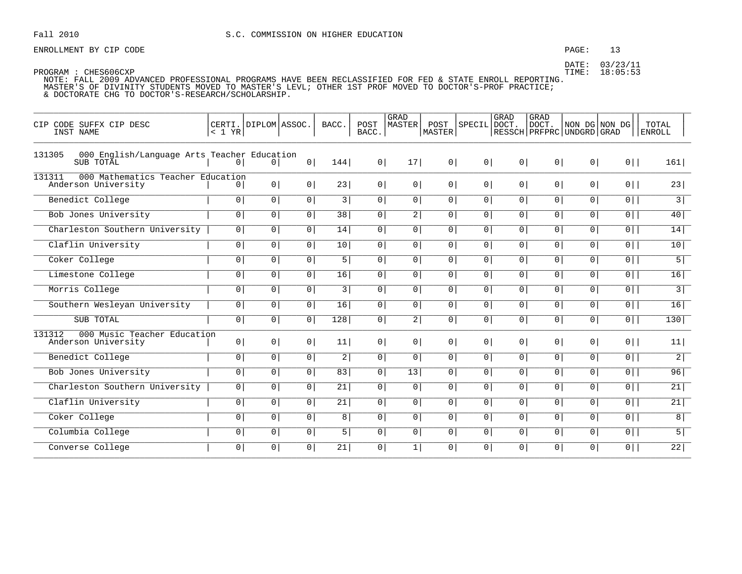Fall 2010 S.C. COMMISSION ON HIGHER EDUCATION

ENROLLMENT BY CIP CODE

DATE: 03/23/11
TIME: 18:05:53

PROGRAM : CHES606CXP
NOTE: FALL 2009 ADVANCED PROFESSIONAL PROGRAMS HAVE BEEN RECLASSIFIED FOR FED & STATE ENROLL REPORTING.
MASTER'S OF DIVINITY STUDENTS MOVED TO MASTER'S LEVL; OTHER 1ST PROF MOVED TO DOCTOR'S-PROF PRACTICE;
& DOCTORATE CHG TO DOCTOR'S-RESEARCH/SCHOLARSHIP.

| CIP CODE SUFFX CIP DESC / INST NAME | CERTI. < 1 YR | DIPLOM | ASSOC. | BACC. | POST BACC. | GRAD MASTER | POST MASTER | SPECIL | GRAD DOCT. RESSCH | GRAD DOCT. PRFPRC | NON DG UNDGRD | NON DG GRAD | TOTAL ENROLL |
|---|---|---|---|---|---|---|---|---|---|---|---|---|---|
| 131305 000 English/Language Arts Teacher Education | | | | | | | | | | | | | |
| SUB TOTAL | 0 | 0 | 0 | 144 | 0 | 17 | 0 | 0 | 0 | 0 | 0 | 0 | 161 |
| 131311 000 Mathematics Teacher Education | | | | | | | | | | | | | |
| Anderson University | 0 | 0 | 0 | 23 | 0 | 0 | 0 | 0 | 0 | 0 | 0 | 0 | 23 |
| Benedict College | 0 | 0 | 0 | 3 | 0 | 0 | 0 | 0 | 0 | 0 | 0 | 0 | 3 |
| Bob Jones University | 0 | 0 | 0 | 38 | 0 | 2 | 0 | 0 | 0 | 0 | 0 | 0 | 40 |
| Charleston Southern University | 0 | 0 | 0 | 14 | 0 | 0 | 0 | 0 | 0 | 0 | 0 | 0 | 14 |
| Claflin University | 0 | 0 | 0 | 10 | 0 | 0 | 0 | 0 | 0 | 0 | 0 | 0 | 10 |
| Coker College | 0 | 0 | 0 | 5 | 0 | 0 | 0 | 0 | 0 | 0 | 0 | 0 | 5 |
| Limestone College | 0 | 0 | 0 | 16 | 0 | 0 | 0 | 0 | 0 | 0 | 0 | 0 | 16 |
| Morris College | 0 | 0 | 0 | 3 | 0 | 0 | 0 | 0 | 0 | 0 | 0 | 0 | 3 |
| Southern Wesleyan University | 0 | 0 | 0 | 16 | 0 | 0 | 0 | 0 | 0 | 0 | 0 | 0 | 16 |
| SUB TOTAL | 0 | 0 | 0 | 128 | 0 | 2 | 0 | 0 | 0 | 0 | 0 | 0 | 130 |
| 131312 000 Music Teacher Education | | | | | | | | | | | | | |
| Anderson University | 0 | 0 | 0 | 11 | 0 | 0 | 0 | 0 | 0 | 0 | 0 | 0 | 11 |
| Benedict College | 0 | 0 | 0 | 2 | 0 | 0 | 0 | 0 | 0 | 0 | 0 | 0 | 2 |
| Bob Jones University | 0 | 0 | 0 | 83 | 0 | 13 | 0 | 0 | 0 | 0 | 0 | 0 | 96 |
| Charleston Southern University | 0 | 0 | 0 | 21 | 0 | 0 | 0 | 0 | 0 | 0 | 0 | 0 | 21 |
| Claflin University | 0 | 0 | 0 | 21 | 0 | 0 | 0 | 0 | 0 | 0 | 0 | 0 | 21 |
| Coker College | 0 | 0 | 0 | 8 | 0 | 0 | 0 | 0 | 0 | 0 | 0 | 0 | 8 |
| Columbia College | 0 | 0 | 0 | 5 | 0 | 0 | 0 | 0 | 0 | 0 | 0 | 0 | 5 |
| Converse College | 0 | 0 | 0 | 21 | 0 | 1 | 0 | 0 | 0 | 0 | 0 | 0 | 22 |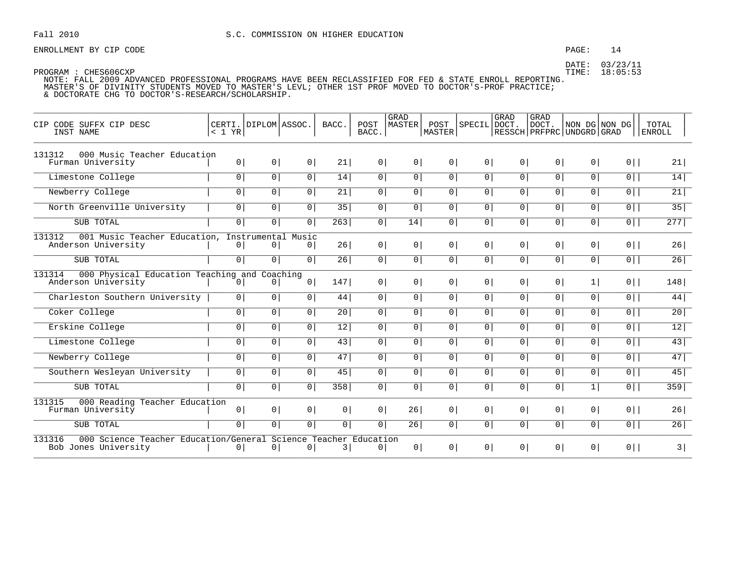Fall 2010 S.C. COMMISSION ON HIGHER EDUCATION

ENROLLMENT BY CIP CODE

DATE: 03/23/11
TIME: 18:05:53

PROGRAM : CHES606CXP
NOTE: FALL 2009 ADVANCED PROFESSIONAL PROGRAMS HAVE BEEN RECLASSIFIED FOR FED & STATE ENROLL REPORTING.
MASTER'S OF DIVINITY STUDENTS MOVED TO MASTER'S LEVL; OTHER 1ST PROF MOVED TO DOCTOR'S-PROF PRACTICE;
& DOCTORATE CHG TO DOCTOR'S-RESEARCH/SCHOLARSHIP.

| CIP CODE SUFFX CIP DESC / INST NAME | CERTI. < 1 YR | DIPLOM | ASSOC. | BACC. | POST BACC. | GRAD MASTER | POST MASTER | SPECIL | GRAD DOCT. RESSCH | GRAD DOCT. PRFPRC | NON DG UNDGRD | NON DG GRAD | TOTAL ENROLL |
|---|---|---|---|---|---|---|---|---|---|---|---|---|---|
| **131312 000 Music Teacher Education** | | | | | | | | | | | | | |
| Furman University | 0 | 0 | 0 | 21 | 0 | 0 | 0 | 0 | 0 | 0 | 0 | 0 | 21 |
| Limestone College | 0 | 0 | 0 | 14 | 0 | 0 | 0 | 0 | 0 | 0 | 0 | 0 | 14 |
| Newberry College | 0 | 0 | 0 | 21 | 0 | 0 | 0 | 0 | 0 | 0 | 0 | 0 | 21 |
| North Greenville University | 0 | 0 | 0 | 35 | 0 | 0 | 0 | 0 | 0 | 0 | 0 | 0 | 35 |
| SUB TOTAL | 0 | 0 | 0 | 263 | 0 | 14 | 0 | 0 | 0 | 0 | 0 | 0 | 277 |
| **131312 001 Music Teacher Education, Instrumental Music** | | | | | | | | | | | | | |
| Anderson University | 0 | 0 | 0 | 26 | 0 | 0 | 0 | 0 | 0 | 0 | 0 | 0 | 26 |
| SUB TOTAL | 0 | 0 | 0 | 26 | 0 | 0 | 0 | 0 | 0 | 0 | 0 | 0 | 26 |
| **131314 000 Physical Education Teaching and Coaching** | | | | | | | | | | | | | |
| Anderson University | 0 | 0 | 0 | 147 | 0 | 0 | 0 | 0 | 0 | 0 | 1 | 0 | 148 |
| Charleston Southern University | 0 | 0 | 0 | 44 | 0 | 0 | 0 | 0 | 0 | 0 | 0 | 0 | 44 |
| Coker College | 0 | 0 | 0 | 20 | 0 | 0 | 0 | 0 | 0 | 0 | 0 | 0 | 20 |
| Erskine College | 0 | 0 | 0 | 12 | 0 | 0 | 0 | 0 | 0 | 0 | 0 | 0 | 12 |
| Limestone College | 0 | 0 | 0 | 43 | 0 | 0 | 0 | 0 | 0 | 0 | 0 | 0 | 43 |
| Newberry College | 0 | 0 | 0 | 47 | 0 | 0 | 0 | 0 | 0 | 0 | 0 | 0 | 47 |
| Southern Wesleyan University | 0 | 0 | 0 | 45 | 0 | 0 | 0 | 0 | 0 | 0 | 0 | 0 | 45 |
| SUB TOTAL | 0 | 0 | 0 | 358 | 0 | 0 | 0 | 0 | 0 | 0 | 1 | 0 | 359 |
| **131315 000 Reading Teacher Education** | | | | | | | | | | | | | |
| Furman University | 0 | 0 | 0 | 0 | 0 | 26 | 0 | 0 | 0 | 0 | 0 | 0 | 26 |
| SUB TOTAL | 0 | 0 | 0 | 0 | 0 | 26 | 0 | 0 | 0 | 0 | 0 | 0 | 26 |
| **131316 000 Science Teacher Education/General Science Teacher Education** | | | | | | | | | | | | | |
| Bob Jones University | 0 | 0 | 0 | 3 | 0 | 0 | 0 | 0 | 0 | 0 | 0 | 0 | 3 |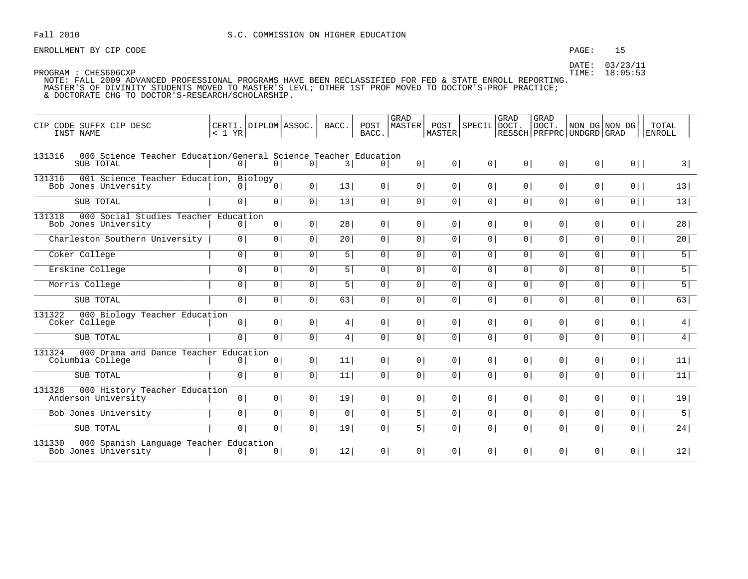Fall 2010 S.C. COMMISSION ON HIGHER EDUCATION

ENROLLMENT BY CIP CODE

DATE: 03/23/11
TIME: 18:05:53

PROGRAM : CHES606CXP
NOTE: FALL 2009 ADVANCED PROFESSIONAL PROGRAMS HAVE BEEN RECLASSIFIED FOR FED & STATE ENROLL REPORTING.
MASTER'S OF DIVINITY STUDENTS MOVED TO MASTER'S LEVL; OTHER 1ST PROF MOVED TO DOCTOR'S-PROF PRACTICE;
& DOCTORATE CHG TO DOCTOR'S-RESEARCH/SCHOLARSHIP.

| CIP CODE SUFFX CIP DESC / INST NAME | CERTI. < 1 YR | DIPLOM | ASSOC. | BACC. | POST BACC. | GRAD MASTER | POST MASTER | SPECIL | GRAD DOCT. RESSCH | GRAD DOCT. PRFPRC | NON DG UNDGRD | NON DG GRAD | TOTAL ENROLL |
|---|---|---|---|---|---|---|---|---|---|---|---|---|---|
| 131316 000 Science Teacher Education/General Science Teacher Education | | | | | | | | | | | | | |
| SUB TOTAL | 0 | 0 | 0 | 3 | 0 | 0 | 0 | 0 | 0 | 0 | 0 | 0 | 3 |
| 131316 001 Science Teacher Education, Biology | | | | | | | | | | | | | |
| Bob Jones University | 0 | 0 | 0 | 13 | 0 | 0 | 0 | 0 | 0 | 0 | 0 | 0 | 13 |
| SUB TOTAL | 0 | 0 | 0 | 13 | 0 | 0 | 0 | 0 | 0 | 0 | 0 | 0 | 13 |
| 131318 000 Social Studies Teacher Education | | | | | | | | | | | | | |
| Bob Jones University | 0 | 0 | 0 | 28 | 0 | 0 | 0 | 0 | 0 | 0 | 0 | 0 | 28 |
| Charleston Southern University | 0 | 0 | 0 | 20 | 0 | 0 | 0 | 0 | 0 | 0 | 0 | 0 | 20 |
| Coker College | 0 | 0 | 0 | 5 | 0 | 0 | 0 | 0 | 0 | 0 | 0 | 0 | 5 |
| Erskine College | 0 | 0 | 0 | 5 | 0 | 0 | 0 | 0 | 0 | 0 | 0 | 0 | 5 |
| Morris College | 0 | 0 | 0 | 5 | 0 | 0 | 0 | 0 | 0 | 0 | 0 | 0 | 5 |
| SUB TOTAL | 0 | 0 | 0 | 63 | 0 | 0 | 0 | 0 | 0 | 0 | 0 | 0 | 63 |
| 131322 000 Biology Teacher Education | | | | | | | | | | | | | |
| Coker College | 0 | 0 | 0 | 4 | 0 | 0 | 0 | 0 | 0 | 0 | 0 | 0 | 4 |
| SUB TOTAL | 0 | 0 | 0 | 4 | 0 | 0 | 0 | 0 | 0 | 0 | 0 | 0 | 4 |
| 131324 000 Drama and Dance Teacher Education | | | | | | | | | | | | | |
| Columbia College | 0 | 0 | 0 | 11 | 0 | 0 | 0 | 0 | 0 | 0 | 0 | 0 | 11 |
| SUB TOTAL | 0 | 0 | 0 | 11 | 0 | 0 | 0 | 0 | 0 | 0 | 0 | 0 | 11 |
| 131328 000 History Teacher Education | | | | | | | | | | | | | |
| Anderson University | 0 | 0 | 0 | 19 | 0 | 0 | 0 | 0 | 0 | 0 | 0 | 0 | 19 |
| Bob Jones University | 0 | 0 | 0 | 0 | 0 | 5 | 0 | 0 | 0 | 0 | 0 | 0 | 5 |
| SUB TOTAL | 0 | 0 | 0 | 19 | 0 | 5 | 0 | 0 | 0 | 0 | 0 | 0 | 24 |
| 131330 000 Spanish Language Teacher Education | | | | | | | | | | | | | |
| Bob Jones University | 0 | 0 | 0 | 12 | 0 | 0 | 0 | 0 | 0 | 0 | 0 | 0 | 12 |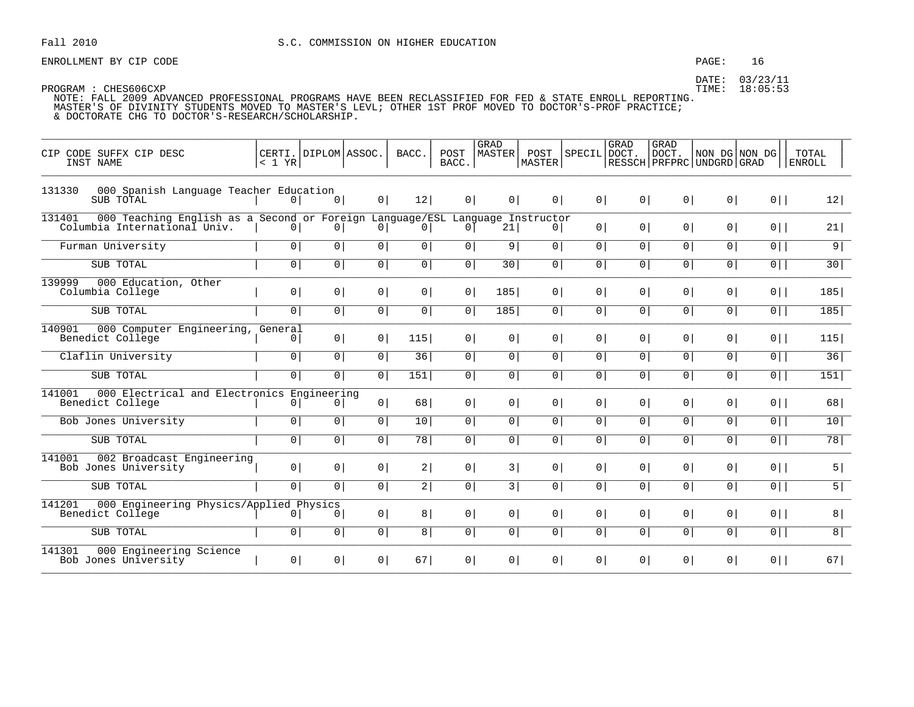Fall 2010 S.C. COMMISSION ON HIGHER EDUCATION

ENROLLMENT BY CIP CODE

DATE: 03/23/11
TIME: 18:05:53

PROGRAM : CHES606CXP
NOTE: FALL 2009 ADVANCED PROFESSIONAL PROGRAMS HAVE BEEN RECLASSIFIED FOR FED & STATE ENROLL REPORTING.
MASTER'S OF DIVINITY STUDENTS MOVED TO MASTER'S LEVL; OTHER 1ST PROF MOVED TO DOCTOR'S-PROF PRACTICE;
& DOCTORATE CHG TO DOCTOR'S-RESEARCH/SCHOLARSHIP.

| CIP CODE SUFFX CIP DESC / INST NAME | CERTI. < 1 YR | DIPLOM | ASSOC. | BACC. | POST BACC. | GRAD MASTER | POST MASTER | SPECIL | GRAD DOCT. RESSCH | GRAD DOCT. PRFPRC | NON DG UNDGRD | NON DG GRAD | TOTAL ENROLL |
|---|---|---|---|---|---|---|---|---|---|---|---|---|---|
| 131330 000 Spanish Language Teacher Education | | | | | | | | | | | | | |
| SUB TOTAL | 0 | 0 | 0 | 12 | 0 | 0 | 0 | 0 | 0 | 0 | 0 | 0 | 12 |
| 131401 000 Teaching English as a Second or Foreign Language/ESL Language Instructor | | | | | | | | | | | | | |
| Columbia International Univ. | 0 | 0 | 0 | 0 | 0 | 21 | 0 | 0 | 0 | 0 | 0 | 0 | 21 |
| Furman University | 0 | 0 | 0 | 0 | 0 | 9 | 0 | 0 | 0 | 0 | 0 | 0 | 9 |
| SUB TOTAL | 0 | 0 | 0 | 0 | 0 | 30 | 0 | 0 | 0 | 0 | 0 | 0 | 30 |
| 139999 000 Education, Other | | | | | | | | | | | | | |
| Columbia College | 0 | 0 | 0 | 0 | 0 | 185 | 0 | 0 | 0 | 0 | 0 | 0 | 185 |
| SUB TOTAL | 0 | 0 | 0 | 0 | 0 | 185 | 0 | 0 | 0 | 0 | 0 | 0 | 185 |
| 140901 000 Computer Engineering, General | | | | | | | | | | | | | |
| Benedict College | 0 | 0 | 0 | 115 | 0 | 0 | 0 | 0 | 0 | 0 | 0 | 0 | 115 |
| Claflin University | 0 | 0 | 0 | 36 | 0 | 0 | 0 | 0 | 0 | 0 | 0 | 0 | 36 |
| SUB TOTAL | 0 | 0 | 0 | 151 | 0 | 0 | 0 | 0 | 0 | 0 | 0 | 0 | 151 |
| 141001 000 Electrical and Electronics Engineering | | | | | | | | | | | | | |
| Benedict College | 0 | 0 | 0 | 68 | 0 | 0 | 0 | 0 | 0 | 0 | 0 | 0 | 68 |
| Bob Jones University | 0 | 0 | 0 | 10 | 0 | 0 | 0 | 0 | 0 | 0 | 0 | 0 | 10 |
| SUB TOTAL | 0 | 0 | 0 | 78 | 0 | 0 | 0 | 0 | 0 | 0 | 0 | 0 | 78 |
| 141001 002 Broadcast Engineering | | | | | | | | | | | | | |
| Bob Jones University | 0 | 0 | 0 | 2 | 0 | 3 | 0 | 0 | 0 | 0 | 0 | 0 | 5 |
| SUB TOTAL | 0 | 0 | 0 | 2 | 0 | 3 | 0 | 0 | 0 | 0 | 0 | 0 | 5 |
| 141201 000 Engineering Physics/Applied Physics | | | | | | | | | | | | | |
| Benedict College | 0 | 0 | 0 | 8 | 0 | 0 | 0 | 0 | 0 | 0 | 0 | 0 | 8 |
| SUB TOTAL | 0 | 0 | 0 | 8 | 0 | 0 | 0 | 0 | 0 | 0 | 0 | 0 | 8 |
| 141301 000 Engineering Science | | | | | | | | | | | | | |
| Bob Jones University | 0 | 0 | 0 | 67 | 0 | 0 | 0 | 0 | 0 | 0 | 0 | 0 | 67 |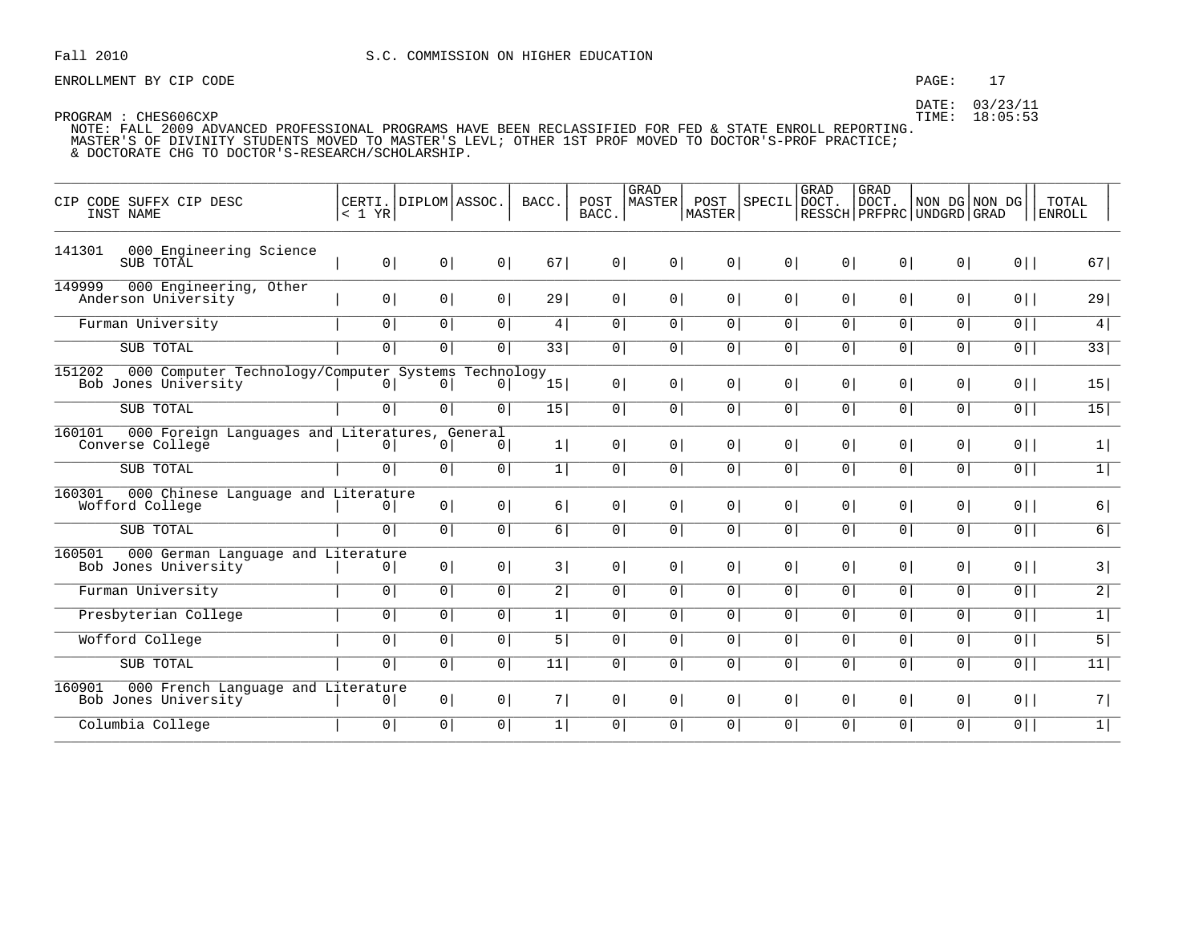Fall 2010 S.C. COMMISSION ON HIGHER EDUCATION

ENROLLMENT BY CIP CODE

DATE: 03/23/11
TIME: 18:05:53

PROGRAM : CHES606CXP

NOTE: FALL 2009 ADVANCED PROFESSIONAL PROGRAMS HAVE BEEN RECLASSIFIED FOR FED & STATE ENROLL REPORTING. MASTER'S OF DIVINITY STUDENTS MOVED TO MASTER'S LEVL; OTHER 1ST PROF MOVED TO DOCTOR'S-PROF PRACTICE; & DOCTORATE CHG TO DOCTOR'S-RESEARCH/SCHOLARSHIP.

| CIP CODE SUFFX CIP DESC / INST NAME | CERTI. < 1 YR | DIPLOM | ASSOC. | BACC. | POST BACC. | GRAD MASTER | POST MASTER | SPECIL | GRAD DOCT. RESSCH | GRAD DOCT. PRFPRC | NON DG UNDGRD | NON DG GRAD | TOTAL ENROLL |
|---|---|---|---|---|---|---|---|---|---|---|---|---|---|
| 141301 000 Engineering Science | | | | | | | | | | | | | |
| SUB TOTAL | 0 | 0 | 0 | 67 | 0 | 0 | 0 | 0 | 0 | 0 | 0 | 0 | 67 |
| 149999 000 Engineering, Other | | | | | | | | | | | | | |
| Anderson University | 0 | 0 | 0 | 29 | 0 | 0 | 0 | 0 | 0 | 0 | 0 | 0 | 29 |
| Furman University | 0 | 0 | 0 | 4 | 0 | 0 | 0 | 0 | 0 | 0 | 0 | 0 | 4 |
| SUB TOTAL | 0 | 0 | 0 | 33 | 0 | 0 | 0 | 0 | 0 | 0 | 0 | 0 | 33 |
| 151202 000 Computer Technology/Computer Systems Technology | | | | | | | | | | | | | |
| Bob Jones University | 0 | 0 | 0 | 15 | 0 | 0 | 0 | 0 | 0 | 0 | 0 | 0 | 15 |
| SUB TOTAL | 0 | 0 | 0 | 15 | 0 | 0 | 0 | 0 | 0 | 0 | 0 | 0 | 15 |
| 160101 000 Foreign Languages and Literatures, General | | | | | | | | | | | | | |
| Converse College | 0 | 0 | 0 | 1 | 0 | 0 | 0 | 0 | 0 | 0 | 0 | 0 | 1 |
| SUB TOTAL | 0 | 0 | 0 | 1 | 0 | 0 | 0 | 0 | 0 | 0 | 0 | 0 | 1 |
| 160301 000 Chinese Language and Literature | | | | | | | | | | | | | |
| Wofford College | 0 | 0 | 0 | 6 | 0 | 0 | 0 | 0 | 0 | 0 | 0 | 0 | 6 |
| SUB TOTAL | 0 | 0 | 0 | 6 | 0 | 0 | 0 | 0 | 0 | 0 | 0 | 0 | 6 |
| 160501 000 German Language and Literature | | | | | | | | | | | | | |
| Bob Jones University | 0 | 0 | 0 | 3 | 0 | 0 | 0 | 0 | 0 | 0 | 0 | 0 | 3 |
| Furman University | 0 | 0 | 0 | 2 | 0 | 0 | 0 | 0 | 0 | 0 | 0 | 0 | 2 |
| Presbyterian College | 0 | 0 | 0 | 1 | 0 | 0 | 0 | 0 | 0 | 0 | 0 | 0 | 1 |
| Wofford College | 0 | 0 | 0 | 5 | 0 | 0 | 0 | 0 | 0 | 0 | 0 | 0 | 5 |
| SUB TOTAL | 0 | 0 | 0 | 11 | 0 | 0 | 0 | 0 | 0 | 0 | 0 | 0 | 11 |
| 160901 000 French Language and Literature | | | | | | | | | | | | | |
| Bob Jones University | 0 | 0 | 0 | 7 | 0 | 0 | 0 | 0 | 0 | 0 | 0 | 0 | 7 |
| Columbia College | 0 | 0 | 0 | 1 | 0 | 0 | 0 | 0 | 0 | 0 | 0 | 0 | 1 |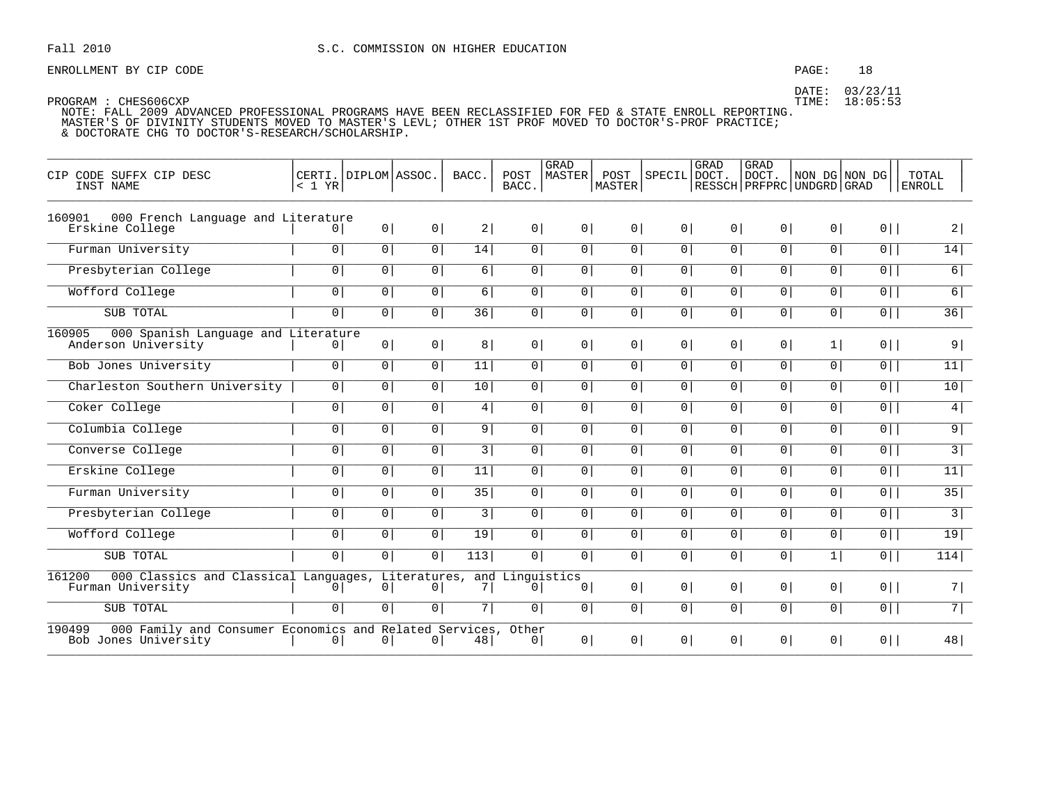Fall 2010 S.C. COMMISSION ON HIGHER EDUCATION

ENROLLMENT BY CIP CODE

DATE: 03/23/11
TIME: 18:05:53

PROGRAM : CHES606CXP
NOTE: FALL 2009 ADVANCED PROFESSIONAL PROGRAMS HAVE BEEN RECLASSIFIED FOR FED & STATE ENROLL REPORTING.
MASTER'S OF DIVINITY STUDENTS MOVED TO MASTER'S LEVL; OTHER 1ST PROF MOVED TO DOCTOR'S-PROF PRACTICE;
& DOCTORATE CHG TO DOCTOR'S-RESEARCH/SCHOLARSHIP.

| CIP CODE SUFFX CIP DESC / INST NAME | CERTI. < 1 YR | DIPLOM | ASSOC. | BACC. | POST BACC. | GRAD MASTER | POST MASTER | SPECIL | GRAD DOCT. RESSCH | GRAD DOCT. PRFPRC | NON DG UNDGRD | NON DG GRAD | TOTAL ENROLL |
|---|---|---|---|---|---|---|---|---|---|---|---|---|---|
| 160901 000 French Language and Literature | | | | | | | | | | | | | |
| Erskine College | 0 | 0 | 0 | 2 | 0 | 0 | 0 | 0 | 0 | 0 | 0 | 0 | 2 |
| Furman University | 0 | 0 | 0 | 14 | 0 | 0 | 0 | 0 | 0 | 0 | 0 | 0 | 14 |
| Presbyterian College | 0 | 0 | 0 | 6 | 0 | 0 | 0 | 0 | 0 | 0 | 0 | 0 | 6 |
| Wofford College | 0 | 0 | 0 | 6 | 0 | 0 | 0 | 0 | 0 | 0 | 0 | 0 | 6 |
| SUB TOTAL | 0 | 0 | 0 | 36 | 0 | 0 | 0 | 0 | 0 | 0 | 0 | 0 | 36 |
| 160905 000 Spanish Language and Literature | | | | | | | | | | | | | |
| Anderson University | 0 | 0 | 0 | 8 | 0 | 0 | 0 | 0 | 0 | 0 | 1 | 0 | 9 |
| Bob Jones University | 0 | 0 | 0 | 11 | 0 | 0 | 0 | 0 | 0 | 0 | 0 | 0 | 11 |
| Charleston Southern University | 0 | 0 | 0 | 10 | 0 | 0 | 0 | 0 | 0 | 0 | 0 | 0 | 10 |
| Coker College | 0 | 0 | 0 | 4 | 0 | 0 | 0 | 0 | 0 | 0 | 0 | 0 | 4 |
| Columbia College | 0 | 0 | 0 | 9 | 0 | 0 | 0 | 0 | 0 | 0 | 0 | 0 | 9 |
| Converse College | 0 | 0 | 0 | 3 | 0 | 0 | 0 | 0 | 0 | 0 | 0 | 0 | 3 |
| Erskine College | 0 | 0 | 0 | 11 | 0 | 0 | 0 | 0 | 0 | 0 | 0 | 0 | 11 |
| Furman University | 0 | 0 | 0 | 35 | 0 | 0 | 0 | 0 | 0 | 0 | 0 | 0 | 35 |
| Presbyterian College | 0 | 0 | 0 | 3 | 0 | 0 | 0 | 0 | 0 | 0 | 0 | 0 | 3 |
| Wofford College | 0 | 0 | 0 | 19 | 0 | 0 | 0 | 0 | 0 | 0 | 0 | 0 | 19 |
| SUB TOTAL | 0 | 0 | 0 | 113 | 0 | 0 | 0 | 0 | 0 | 0 | 1 | 0 | 114 |
| 161200 000 Classics and Classical Languages, Literatures, and Linguistics | | | | | | | | | | | | | |
| Furman University | 0 | 0 | 0 | 7 | 0 | 0 | 0 | 0 | 0 | 0 | 0 | 0 | 7 |
| SUB TOTAL | 0 | 0 | 0 | 7 | 0 | 0 | 0 | 0 | 0 | 0 | 0 | 0 | 7 |
| 190499 000 Family and Consumer Economics and Related Services, Other | | | | | | | | | | | | | |
| Bob Jones University | 0 | 0 | 0 | 48 | 0 | 0 | 0 | 0 | 0 | 0 | 0 | 0 | 48 |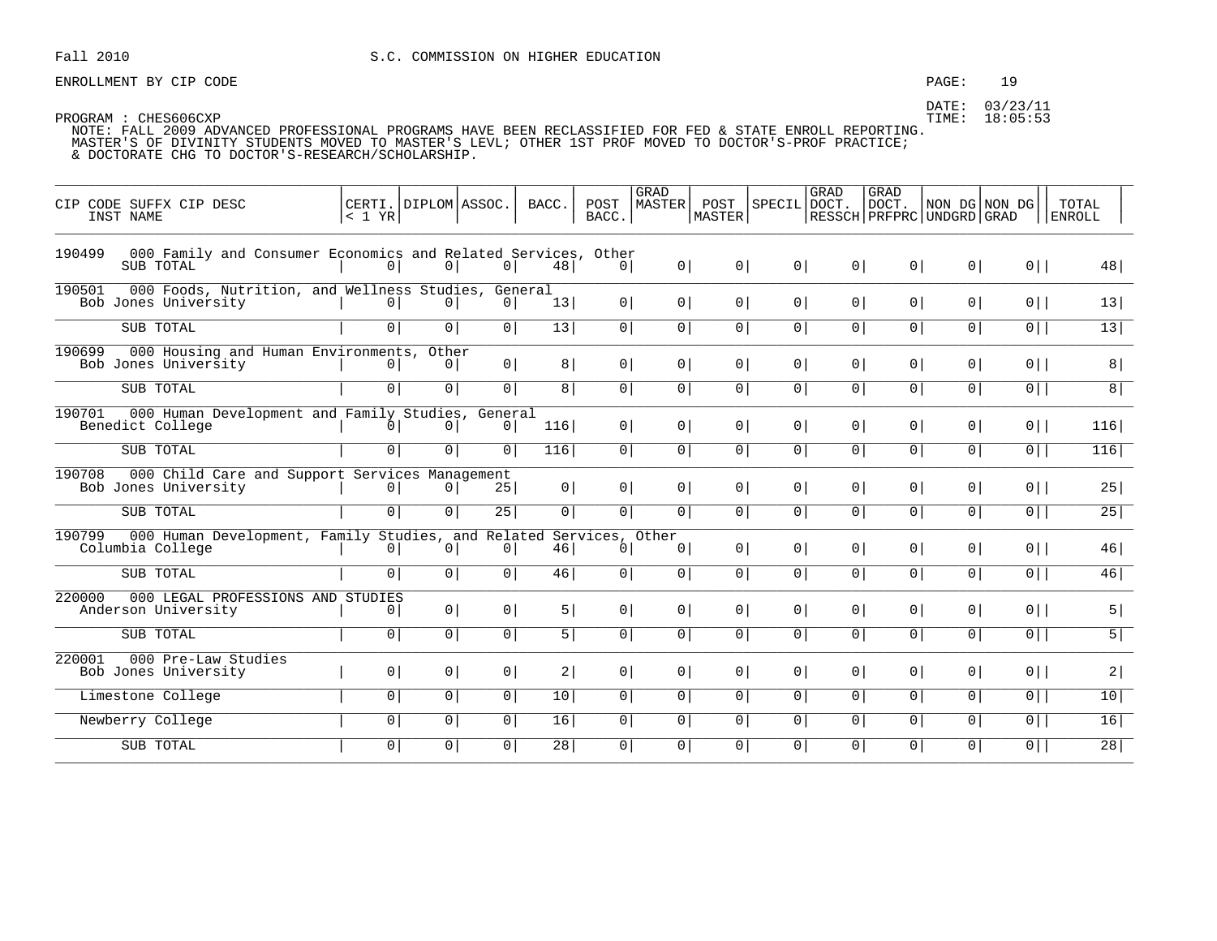Fall 2010 S.C. COMMISSION ON HIGHER EDUCATION

ENROLLMENT BY CIP CODE

DATE: 03/23/11
TIME: 18:05:53

PROGRAM : CHES606CXP
NOTE: FALL 2009 ADVANCED PROFESSIONAL PROGRAMS HAVE BEEN RECLASSIFIED FOR FED & STATE ENROLL REPORTING.
MASTER'S OF DIVINITY STUDENTS MOVED TO MASTER'S LEVL; OTHER 1ST PROF MOVED TO DOCTOR'S-PROF PRACTICE;
& DOCTORATE CHG TO DOCTOR'S-RESEARCH/SCHOLARSHIP.

| CIP CODE SUFFX CIP DESC / INST NAME | CERTI. < 1 YR | DIPLOM | ASSOC. | BACC. | POST BACC. | GRAD MASTER | POST MASTER | SPECIL | GRAD DOCT. RESSCH | GRAD DOCT. PRFPRC | NON DG UNDGRD | NON DG GRAD | TOTAL ENROLL |
|---|---|---|---|---|---|---|---|---|---|---|---|---|---|
| 190499 000 Family and Consumer Economics and Related Services, Other | | | | | | | | | | | | | |
| SUB TOTAL | 0 | 0 | 0 | 48 | 0 | 0 | 0 | 0 | 0 | 0 | 0 | 0 | 48 |
| 190501 000 Foods, Nutrition, and Wellness Studies, General | | | | | | | | | | | | | |
| Bob Jones University | 0 | 0 | 0 | 13 | 0 | 0 | 0 | 0 | 0 | 0 | 0 | 0 | 13 |
| SUB TOTAL | 0 | 0 | 0 | 13 | 0 | 0 | 0 | 0 | 0 | 0 | 0 | 0 | 13 |
| 190699 000 Housing and Human Environments, Other | | | | | | | | | | | | | |
| Bob Jones University | 0 | 0 | 0 | 8 | 0 | 0 | 0 | 0 | 0 | 0 | 0 | 0 | 8 |
| SUB TOTAL | 0 | 0 | 0 | 8 | 0 | 0 | 0 | 0 | 0 | 0 | 0 | 0 | 8 |
| 190701 000 Human Development and Family Studies, General | | | | | | | | | | | | | |
| Benedict College | 0 | 0 | 0 | 116 | 0 | 0 | 0 | 0 | 0 | 0 | 0 | 0 | 116 |
| SUB TOTAL | 0 | 0 | 0 | 116 | 0 | 0 | 0 | 0 | 0 | 0 | 0 | 0 | 116 |
| 190708 000 Child Care and Support Services Management | | | | | | | | | | | | | |
| Bob Jones University | 0 | 0 | 25 | 0 | 0 | 0 | 0 | 0 | 0 | 0 | 0 | 0 | 25 |
| SUB TOTAL | 0 | 0 | 25 | 0 | 0 | 0 | 0 | 0 | 0 | 0 | 0 | 0 | 25 |
| 190799 000 Human Development, Family Studies, and Related Services, Other | | | | | | | | | | | | | |
| Columbia College | 0 | 0 | 0 | 46 | 0 | 0 | 0 | 0 | 0 | 0 | 0 | 0 | 46 |
| SUB TOTAL | 0 | 0 | 0 | 46 | 0 | 0 | 0 | 0 | 0 | 0 | 0 | 0 | 46 |
| 220000 000 LEGAL PROFESSIONS AND STUDIES | | | | | | | | | | | | | |
| Anderson University | 0 | 0 | 0 | 5 | 0 | 0 | 0 | 0 | 0 | 0 | 0 | 0 | 5 |
| SUB TOTAL | 0 | 0 | 0 | 5 | 0 | 0 | 0 | 0 | 0 | 0 | 0 | 0 | 5 |
| 220001 000 Pre-Law Studies | | | | | | | | | | | | | |
| Bob Jones University | 0 | 0 | 0 | 2 | 0 | 0 | 0 | 0 | 0 | 0 | 0 | 0 | 2 |
| Limestone College | 0 | 0 | 0 | 10 | 0 | 0 | 0 | 0 | 0 | 0 | 0 | 0 | 10 |
| Newberry College | 0 | 0 | 0 | 16 | 0 | 0 | 0 | 0 | 0 | 0 | 0 | 0 | 16 |
| SUB TOTAL | 0 | 0 | 0 | 28 | 0 | 0 | 0 | 0 | 0 | 0 | 0 | 0 | 28 |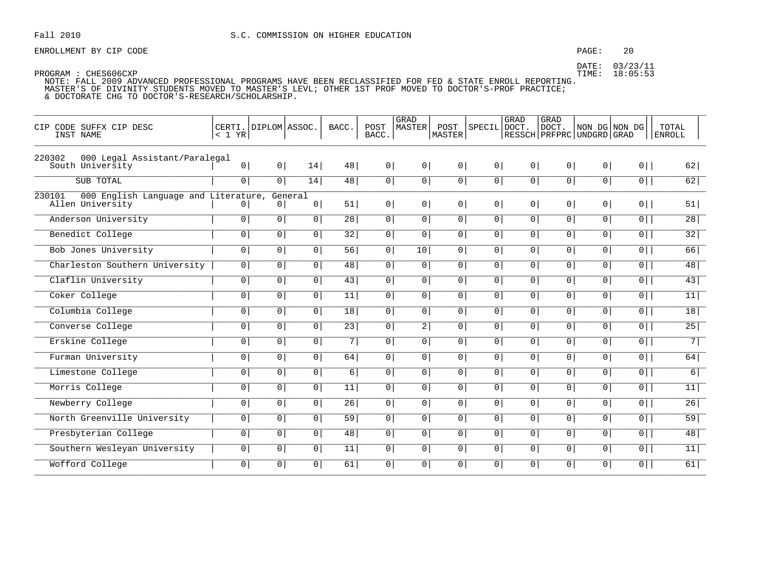Fall 2010 S.C. COMMISSION ON HIGHER EDUCATION

ENROLLMENT BY CIP CODE

DATE: 03/23/11
TIME: 18:05:53

PROGRAM : CHES606CXP
NOTE: FALL 2009 ADVANCED PROFESSIONAL PROGRAMS HAVE BEEN RECLASSIFIED FOR FED & STATE ENROLL REPORTING. MASTER'S OF DIVINITY STUDENTS MOVED TO MASTER'S LEVL; OTHER 1ST PROF MOVED TO DOCTOR'S-PROF PRACTICE; & DOCTORATE CHG TO DOCTOR'S-RESEARCH/SCHOLARSHIP.

| CIP CODE SUFFX CIP DESC INST NAME | CERTI. < 1 YR | DIPLOM | ASSOC. | BACC. | POST BACC. | GRAD MASTER | POST MASTER | SPECIL | GRAD DOCT. RESSCH | GRAD DOCT. PRFPRC | NON DG UNDGRD | NON DG GRAD | TOTAL ENROLL |
|---|---|---|---|---|---|---|---|---|---|---|---|---|---|
| 220302 000 Legal Assistant/Paralegal | | | | | | | | | | | | | |
| South University | 0 | 0 | 14 | 48 | 0 | 0 | 0 | 0 | 0 | 0 | 0 | 0 | 62 |
| SUB TOTAL | 0 | 0 | 14 | 48 | 0 | 0 | 0 | 0 | 0 | 0 | 0 | 0 | 62 |
| 230101 000 English Language and Literature, General | | | | | | | | | | | | | |
| Allen University | 0 | 0 | 0 | 51 | 0 | 0 | 0 | 0 | 0 | 0 | 0 | 0 | 51 |
| Anderson University | 0 | 0 | 0 | 28 | 0 | 0 | 0 | 0 | 0 | 0 | 0 | 0 | 28 |
| Benedict College | 0 | 0 | 0 | 32 | 0 | 0 | 0 | 0 | 0 | 0 | 0 | 0 | 32 |
| Bob Jones University | 0 | 0 | 0 | 56 | 0 | 10 | 0 | 0 | 0 | 0 | 0 | 0 | 66 |
| Charleston Southern University | 0 | 0 | 0 | 48 | 0 | 0 | 0 | 0 | 0 | 0 | 0 | 0 | 48 |
| Claflin University | 0 | 0 | 0 | 43 | 0 | 0 | 0 | 0 | 0 | 0 | 0 | 0 | 43 |
| Coker College | 0 | 0 | 0 | 11 | 0 | 0 | 0 | 0 | 0 | 0 | 0 | 0 | 11 |
| Columbia College | 0 | 0 | 0 | 18 | 0 | 0 | 0 | 0 | 0 | 0 | 0 | 0 | 18 |
| Converse College | 0 | 0 | 0 | 23 | 0 | 2 | 0 | 0 | 0 | 0 | 0 | 0 | 25 |
| Erskine College | 0 | 0 | 0 | 7 | 0 | 0 | 0 | 0 | 0 | 0 | 0 | 0 | 7 |
| Furman University | 0 | 0 | 0 | 64 | 0 | 0 | 0 | 0 | 0 | 0 | 0 | 0 | 64 |
| Limestone College | 0 | 0 | 0 | 6 | 0 | 0 | 0 | 0 | 0 | 0 | 0 | 0 | 6 |
| Morris College | 0 | 0 | 0 | 11 | 0 | 0 | 0 | 0 | 0 | 0 | 0 | 0 | 11 |
| Newberry College | 0 | 0 | 0 | 26 | 0 | 0 | 0 | 0 | 0 | 0 | 0 | 0 | 26 |
| North Greenville University | 0 | 0 | 0 | 59 | 0 | 0 | 0 | 0 | 0 | 0 | 0 | 0 | 59 |
| Presbyterian College | 0 | 0 | 0 | 48 | 0 | 0 | 0 | 0 | 0 | 0 | 0 | 0 | 48 |
| Southern Wesleyan University | 0 | 0 | 0 | 11 | 0 | 0 | 0 | 0 | 0 | 0 | 0 | 0 | 11 |
| Wofford College | 0 | 0 | 0 | 61 | 0 | 0 | 0 | 0 | 0 | 0 | 0 | 0 | 61 |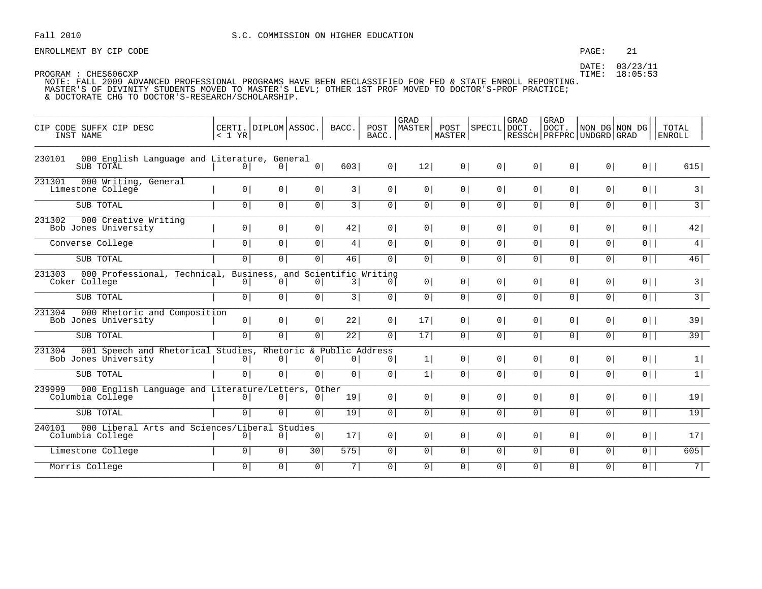Fall 2010 S.C. COMMISSION ON HIGHER EDUCATION

ENROLLMENT BY CIP CODE

DATE: 03/23/11
TIME: 18:05:53

PROGRAM : CHES606CXP

NOTE: FALL 2009 ADVANCED PROFESSIONAL PROGRAMS HAVE BEEN RECLASSIFIED FOR FED & STATE ENROLL REPORTING.
MASTER'S OF DIVINITY STUDENTS MOVED TO MASTER'S LEVL; OTHER 1ST PROF MOVED TO DOCTOR'S-PROF PRACTICE;
& DOCTORATE CHG TO DOCTOR'S-RESEARCH/SCHOLARSHIP.

| CIP CODE SUFFX CIP DESC / INST NAME | CERTI. < 1 YR | DIPLOM | ASSOC. | BACC. | POST BACC. | GRAD MASTER | POST MASTER | SPECIL | GRAD DOCT. RESSCH | GRAD DOCT. PRFPRC | NON DG UNDGRD | NON DG GRAD | TOTAL ENROLL |
|---|---|---|---|---|---|---|---|---|---|---|---|---|---|
| 230101 000 English Language and Literature, General | | | | | | | | | | | | | |
| SUB TOTAL | 0 | 0 | 0 | 603 | 0 | 12 | 0 | 0 | 0 | 0 | 0 | 0 | 615 |
| 231301 000 Writing, General | | | | | | | | | | | | | |
| Limestone College | 0 | 0 | 0 | 3 | 0 | 0 | 0 | 0 | 0 | 0 | 0 | 0 | 3 |
| SUB TOTAL | 0 | 0 | 0 | 3 | 0 | 0 | 0 | 0 | 0 | 0 | 0 | 0 | 3 |
| 231302 000 Creative Writing | | | | | | | | | | | | | |
| Bob Jones University | 0 | 0 | 0 | 42 | 0 | 0 | 0 | 0 | 0 | 0 | 0 | 0 | 42 |
| Converse College | 0 | 0 | 0 | 4 | 0 | 0 | 0 | 0 | 0 | 0 | 0 | 0 | 4 |
| SUB TOTAL | 0 | 0 | 0 | 46 | 0 | 0 | 0 | 0 | 0 | 0 | 0 | 0 | 46 |
| 231303 000 Professional, Technical, Business, and Scientific Writing | | | | | | | | | | | | | |
| Coker College | 0 | 0 | 0 | 3 | 0 | 0 | 0 | 0 | 0 | 0 | 0 | 0 | 3 |
| SUB TOTAL | 0 | 0 | 0 | 3 | 0 | 0 | 0 | 0 | 0 | 0 | 0 | 0 | 3 |
| 231304 000 Rhetoric and Composition | | | | | | | | | | | | | |
| Bob Jones University | 0 | 0 | 0 | 22 | 0 | 17 | 0 | 0 | 0 | 0 | 0 | 0 | 39 |
| SUB TOTAL | 0 | 0 | 0 | 22 | 0 | 17 | 0 | 0 | 0 | 0 | 0 | 0 | 39 |
| 231304 001 Speech and Rhetorical Studies, Rhetoric & Public Address | | | | | | | | | | | | | |
| Bob Jones University | 0 | 0 | 0 | 0 | 0 | 1 | 0 | 0 | 0 | 0 | 0 | 0 | 1 |
| SUB TOTAL | 0 | 0 | 0 | 0 | 0 | 1 | 0 | 0 | 0 | 0 | 0 | 0 | 1 |
| 239999 000 English Language and Literature/Letters, Other | | | | | | | | | | | | | |
| Columbia College | 0 | 0 | 0 | 19 | 0 | 0 | 0 | 0 | 0 | 0 | 0 | 0 | 19 |
| SUB TOTAL | 0 | 0 | 0 | 19 | 0 | 0 | 0 | 0 | 0 | 0 | 0 | 0 | 19 |
| 240101 000 Liberal Arts and Sciences/Liberal Studies | | | | | | | | | | | | | |
| Columbia College | 0 | 0 | 0 | 17 | 0 | 0 | 0 | 0 | 0 | 0 | 0 | 0 | 17 |
| Limestone College | 0 | 0 | 30 | 575 | 0 | 0 | 0 | 0 | 0 | 0 | 0 | 0 | 605 |
| Morris College | 0 | 0 | 0 | 7 | 0 | 0 | 0 | 0 | 0 | 0 | 0 | 0 | 7 |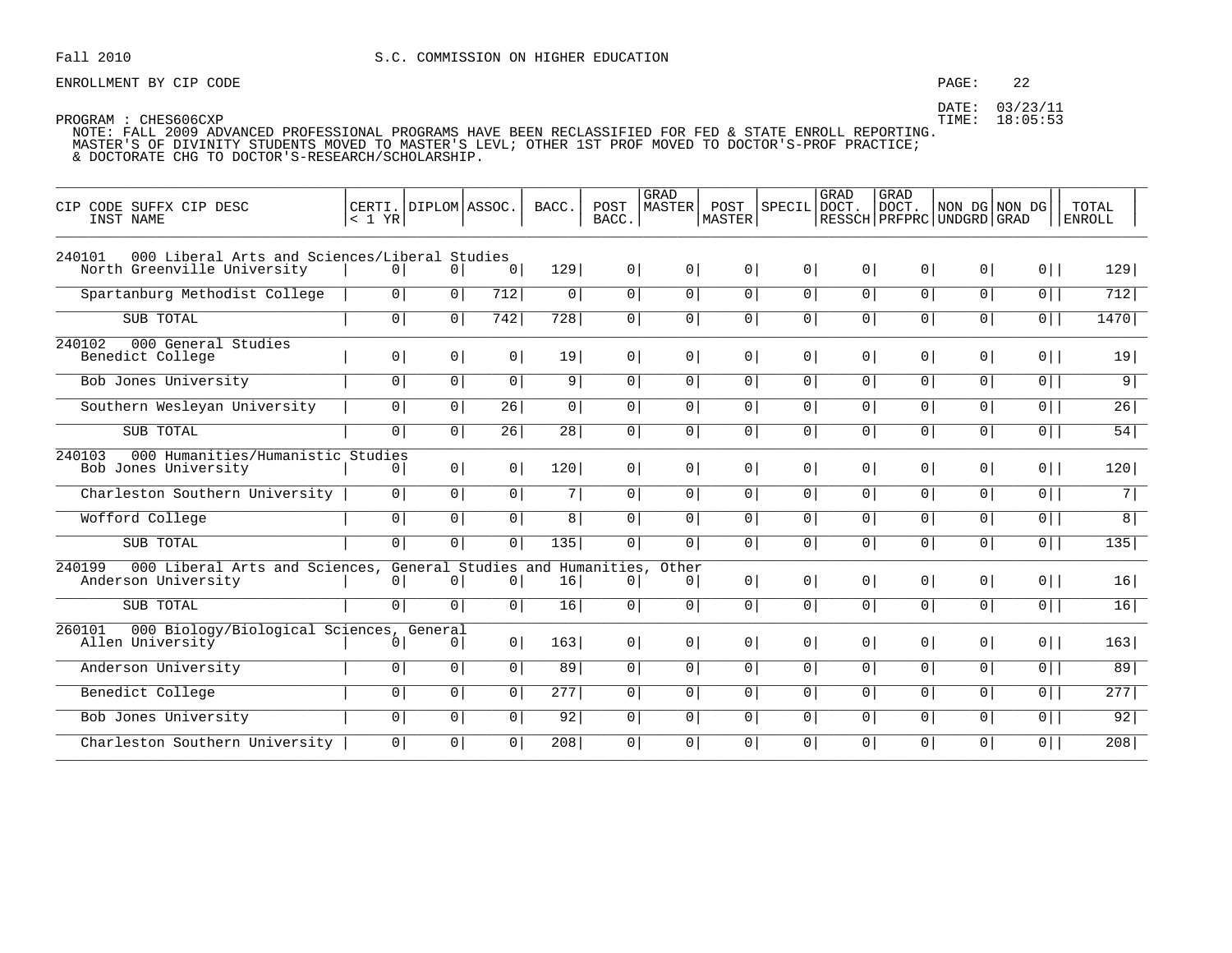Fall 2010

S.C. COMMISSION ON HIGHER EDUCATION

ENROLLMENT BY CIP CODE

DATE: 03/23/11
TIME: 18:05:53

PROGRAM : CHES606CXP

NOTE: FALL 2009 ADVANCED PROFESSIONAL PROGRAMS HAVE BEEN RECLASSIFIED FOR FED & STATE ENROLL REPORTING.
MASTER'S OF DIVINITY STUDENTS MOVED TO MASTER'S LEVL; OTHER 1ST PROF MOVED TO DOCTOR'S-PROF PRACTICE;
& DOCTORATE CHG TO DOCTOR'S-RESEARCH/SCHOLARSHIP.

| CIP CODE SUFFX CIP DESC / INST NAME | CERTI. < 1 YR | DIPLOM | ASSOC. | BACC. | POST BACC. | GRAD MASTER | POST MASTER | SPECIL | GRAD DOCT. RESSCH | GRAD DOCT. PRFPRC | NON DG UNDGRD | NON DG GRAD | TOTAL ENROLL |
|---|---|---|---|---|---|---|---|---|---|---|---|---|---|
| 240101 000 Liberal Arts and Sciences/Liberal Studies | | | | | | | | | | | | | |
| North Greenville University | 0 | 0 | 0 | 129 | 0 | 0 | 0 | 0 | 0 | 0 | 0 | 0 | 129 |
| Spartanburg Methodist College | 0 | 0 | 712 | 0 | 0 | 0 | 0 | 0 | 0 | 0 | 0 | 0 | 712 |
| SUB TOTAL | 0 | 0 | 742 | 728 | 0 | 0 | 0 | 0 | 0 | 0 | 0 | 0 | 1470 |
| 240102 000 General Studies | | | | | | | | | | | | | |
| Benedict College | 0 | 0 | 0 | 19 | 0 | 0 | 0 | 0 | 0 | 0 | 0 | 0 | 19 |
| Bob Jones University | 0 | 0 | 0 | 9 | 0 | 0 | 0 | 0 | 0 | 0 | 0 | 0 | 9 |
| Southern Wesleyan University | 0 | 0 | 26 | 0 | 0 | 0 | 0 | 0 | 0 | 0 | 0 | 0 | 26 |
| SUB TOTAL | 0 | 0 | 26 | 28 | 0 | 0 | 0 | 0 | 0 | 0 | 0 | 0 | 54 |
| 240103 000 Humanities/Humanistic Studies | | | | | | | | | | | | | |
| Bob Jones University | 0 | 0 | 0 | 120 | 0 | 0 | 0 | 0 | 0 | 0 | 0 | 0 | 120 |
| Charleston Southern University | 0 | 0 | 0 | 7 | 0 | 0 | 0 | 0 | 0 | 0 | 0 | 0 | 7 |
| Wofford College | 0 | 0 | 0 | 8 | 0 | 0 | 0 | 0 | 0 | 0 | 0 | 0 | 8 |
| SUB TOTAL | 0 | 0 | 0 | 135 | 0 | 0 | 0 | 0 | 0 | 0 | 0 | 0 | 135 |
| 240199 000 Liberal Arts and Sciences, General Studies and Humanities, Other | | | | | | | | | | | | | |
| Anderson University | 0 | 0 | 0 | 16 | 0 | 0 | 0 | 0 | 0 | 0 | 0 | 0 | 16 |
| SUB TOTAL | 0 | 0 | 0 | 16 | 0 | 0 | 0 | 0 | 0 | 0 | 0 | 0 | 16 |
| 260101 000 Biology/Biological Sciences, General | | | | | | | | | | | | | |
| Allen University | 0 | 0 | 0 | 163 | 0 | 0 | 0 | 0 | 0 | 0 | 0 | 0 | 163 |
| Anderson University | 0 | 0 | 0 | 89 | 0 | 0 | 0 | 0 | 0 | 0 | 0 | 0 | 89 |
| Benedict College | 0 | 0 | 0 | 277 | 0 | 0 | 0 | 0 | 0 | 0 | 0 | 0 | 277 |
| Bob Jones University | 0 | 0 | 0 | 92 | 0 | 0 | 0 | 0 | 0 | 0 | 0 | 0 | 92 |
| Charleston Southern University | 0 | 0 | 0 | 208 | 0 | 0 | 0 | 0 | 0 | 0 | 0 | 0 | 208 |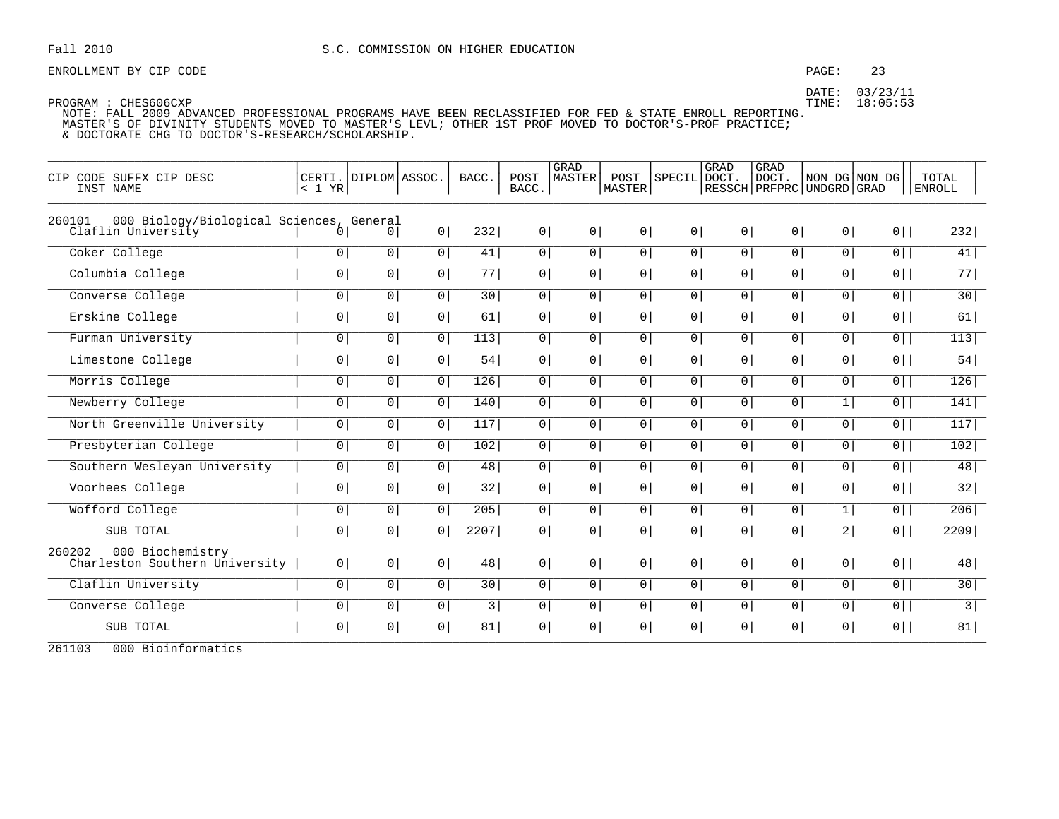Fall 2010 S.C. COMMISSION ON HIGHER EDUCATION

ENROLLMENT BY CIP CODE

DATE: 03/23/11
TIME: 18:05:53

PROGRAM : CHES606CXP
NOTE: FALL 2009 ADVANCED PROFESSIONAL PROGRAMS HAVE BEEN RECLASSIFIED FOR FED & STATE ENROLL REPORTING.
MASTER'S OF DIVINITY STUDENTS MOVED TO MASTER'S LEVL; OTHER 1ST PROF MOVED TO DOCTOR'S-PROF PRACTICE;
& DOCTORATE CHG TO DOCTOR'S-RESEARCH/SCHOLARSHIP.

| CIP CODE SUFFX CIP DESC / INST NAME | CERTI. < 1 YR | DIPLOM | ASSOC. | BACC. | POST BACC. | GRAD MASTER | POST MASTER | SPECIL | GRAD DOCT. RESSCH | GRAD DOCT. PRFPRC | NON DG UNDGRD | NON DG GRAD | TOTAL ENROLL |
|---|---|---|---|---|---|---|---|---|---|---|---|---|---|
| **260101 000 Biology/Biological Sciences, General** | | | | | | | | | | | | | |
| Claflin University | 0 | 0 | 0 | 232 | 0 | 0 | 0 | 0 | 0 | 0 | 0 | 0 | 232 |
| Coker College | 0 | 0 | 0 | 41 | 0 | 0 | 0 | 0 | 0 | 0 | 0 | 0 | 41 |
| Columbia College | 0 | 0 | 0 | 77 | 0 | 0 | 0 | 0 | 0 | 0 | 0 | 0 | 77 |
| Converse College | 0 | 0 | 0 | 30 | 0 | 0 | 0 | 0 | 0 | 0 | 0 | 0 | 30 |
| Erskine College | 0 | 0 | 0 | 61 | 0 | 0 | 0 | 0 | 0 | 0 | 0 | 0 | 61 |
| Furman University | 0 | 0 | 0 | 113 | 0 | 0 | 0 | 0 | 0 | 0 | 0 | 0 | 113 |
| Limestone College | 0 | 0 | 0 | 54 | 0 | 0 | 0 | 0 | 0 | 0 | 0 | 0 | 54 |
| Morris College | 0 | 0 | 0 | 126 | 0 | 0 | 0 | 0 | 0 | 0 | 0 | 0 | 126 |
| Newberry College | 0 | 0 | 0 | 140 | 0 | 0 | 0 | 0 | 0 | 0 | 1 | 0 | 141 |
| North Greenville University | 0 | 0 | 0 | 117 | 0 | 0 | 0 | 0 | 0 | 0 | 0 | 0 | 117 |
| Presbyterian College | 0 | 0 | 0 | 102 | 0 | 0 | 0 | 0 | 0 | 0 | 0 | 0 | 102 |
| Southern Wesleyan University | 0 | 0 | 0 | 48 | 0 | 0 | 0 | 0 | 0 | 0 | 0 | 0 | 48 |
| Voorhees College | 0 | 0 | 0 | 32 | 0 | 0 | 0 | 0 | 0 | 0 | 0 | 0 | 32 |
| Wofford College | 0 | 0 | 0 | 205 | 0 | 0 | 0 | 0 | 0 | 0 | 1 | 0 | 206 |
| SUB TOTAL | 0 | 0 | 0 | 2207 | 0 | 0 | 0 | 0 | 0 | 0 | 2 | 0 | 2209 |
| **260202 000 Biochemistry** | | | | | | | | | | | | | |
| Charleston Southern University | 0 | 0 | 0 | 48 | 0 | 0 | 0 | 0 | 0 | 0 | 0 | 0 | 48 |
| Claflin University | 0 | 0 | 0 | 30 | 0 | 0 | 0 | 0 | 0 | 0 | 0 | 0 | 30 |
| Converse College | 0 | 0 | 0 | 3 | 0 | 0 | 0 | 0 | 0 | 0 | 0 | 0 | 3 |
| SUB TOTAL | 0 | 0 | 0 | 81 | 0 | 0 | 0 | 0 | 0 | 0 | 0 | 0 | 81 |

261103 000 Bioinformatics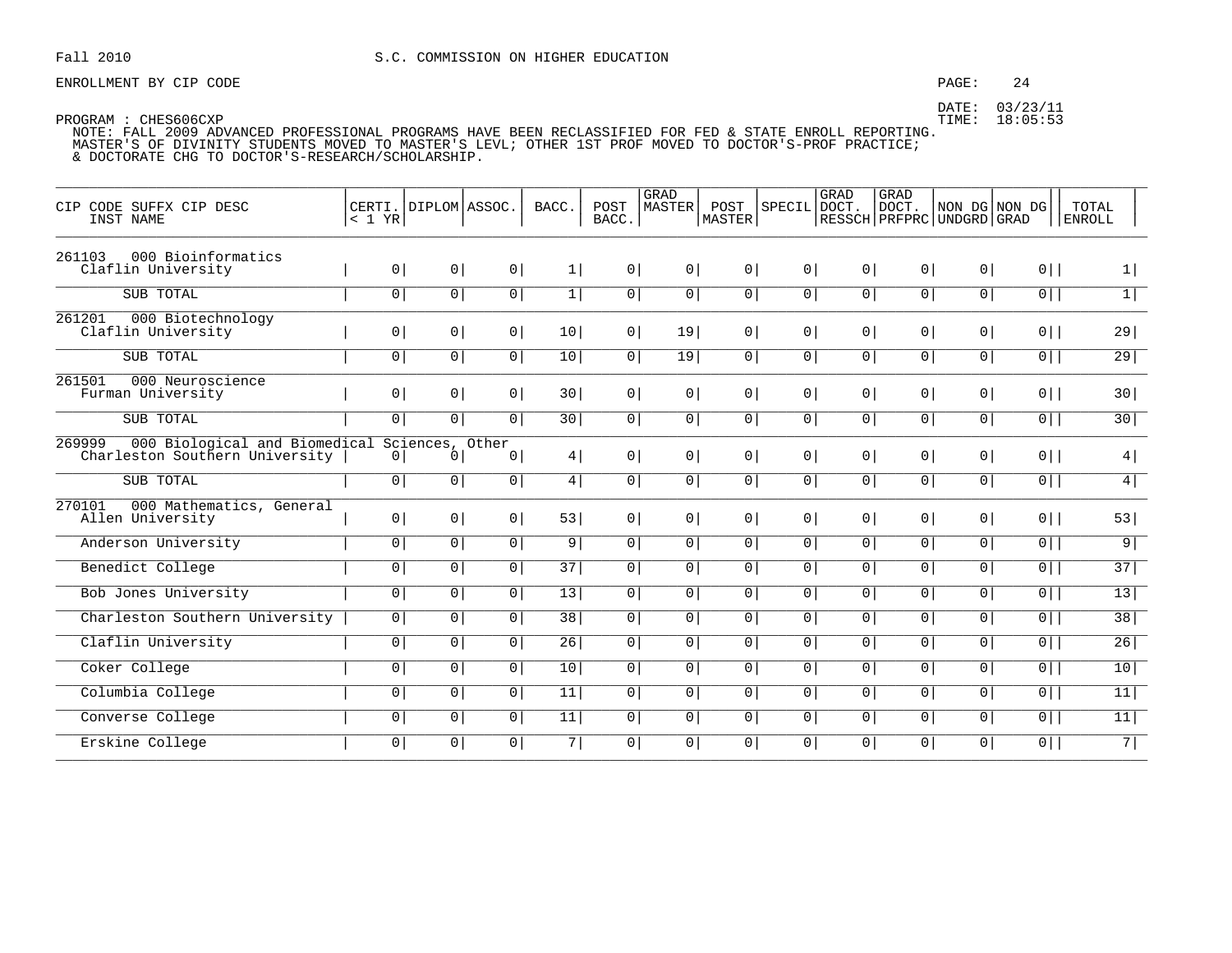Fall 2010 S.C. COMMISSION ON HIGHER EDUCATION

ENROLLMENT BY CIP CODE

DATE: 03/23/11
TIME: 18:05:53

PROGRAM : CHES606CXP
NOTE: FALL 2009 ADVANCED PROFESSIONAL PROGRAMS HAVE BEEN RECLASSIFIED FOR FED & STATE ENROLL REPORTING.
MASTER'S OF DIVINITY STUDENTS MOVED TO MASTER'S LEVL; OTHER 1ST PROF MOVED TO DOCTOR'S-PROF PRACTICE;
& DOCTORATE CHG TO DOCTOR'S-RESEARCH/SCHOLARSHIP.

| CIP CODE SUFFX CIP DESC / INST NAME | CERTI. < 1 YR | DIPLOM | ASSOC. | BACC. | POST BACC. | GRAD MASTER | POST MASTER | SPECIL | GRAD DOCT. RESSCH | GRAD DOCT. PRFPRC | NON DG UNDGRD | NON DG GRAD | TOTAL ENROLL |
|---|---|---|---|---|---|---|---|---|---|---|---|---|---|
| 261103 000 Bioinformatics | | | | | | | | | | | | | |
| Claflin University | 0 | 0 | 0 | 1 | 0 | 0 | 0 | 0 | 0 | 0 | 0 | 0 | 1 |
| SUB TOTAL | 0 | 0 | 0 | 1 | 0 | 0 | 0 | 0 | 0 | 0 | 0 | 0 | 1 |
| 261201 000 Biotechnology | | | | | | | | | | | | | |
| Claflin University | 0 | 0 | 0 | 10 | 0 | 19 | 0 | 0 | 0 | 0 | 0 | 0 | 29 |
| SUB TOTAL | 0 | 0 | 0 | 10 | 0 | 19 | 0 | 0 | 0 | 0 | 0 | 0 | 29 |
| 261501 000 Neuroscience | | | | | | | | | | | | | |
| Furman University | 0 | 0 | 0 | 30 | 0 | 0 | 0 | 0 | 0 | 0 | 0 | 0 | 30 |
| SUB TOTAL | 0 | 0 | 0 | 30 | 0 | 0 | 0 | 0 | 0 | 0 | 0 | 0 | 30 |
| 269999 000 Biological and Biomedical Sciences, Other | | | | | | | | | | | | | |
| Charleston Southern University | 0 | 0 | 0 | 4 | 0 | 0 | 0 | 0 | 0 | 0 | 0 | 0 | 4 |
| SUB TOTAL | 0 | 0 | 0 | 4 | 0 | 0 | 0 | 0 | 0 | 0 | 0 | 0 | 4 |
| 270101 000 Mathematics, General | | | | | | | | | | | | | |
| Allen University | 0 | 0 | 0 | 53 | 0 | 0 | 0 | 0 | 0 | 0 | 0 | 0 | 53 |
| Anderson University | 0 | 0 | 0 | 9 | 0 | 0 | 0 | 0 | 0 | 0 | 0 | 0 | 9 |
| Benedict College | 0 | 0 | 0 | 37 | 0 | 0 | 0 | 0 | 0 | 0 | 0 | 0 | 37 |
| Bob Jones University | 0 | 0 | 0 | 13 | 0 | 0 | 0 | 0 | 0 | 0 | 0 | 0 | 13 |
| Charleston Southern University | 0 | 0 | 0 | 38 | 0 | 0 | 0 | 0 | 0 | 0 | 0 | 0 | 38 |
| Claflin University | 0 | 0 | 0 | 26 | 0 | 0 | 0 | 0 | 0 | 0 | 0 | 0 | 26 |
| Coker College | 0 | 0 | 0 | 10 | 0 | 0 | 0 | 0 | 0 | 0 | 0 | 0 | 10 |
| Columbia College | 0 | 0 | 0 | 11 | 0 | 0 | 0 | 0 | 0 | 0 | 0 | 0 | 11 |
| Converse College | 0 | 0 | 0 | 11 | 0 | 0 | 0 | 0 | 0 | 0 | 0 | 0 | 11 |
| Erskine College | 0 | 0 | 0 | 7 | 0 | 0 | 0 | 0 | 0 | 0 | 0 | 0 | 7 |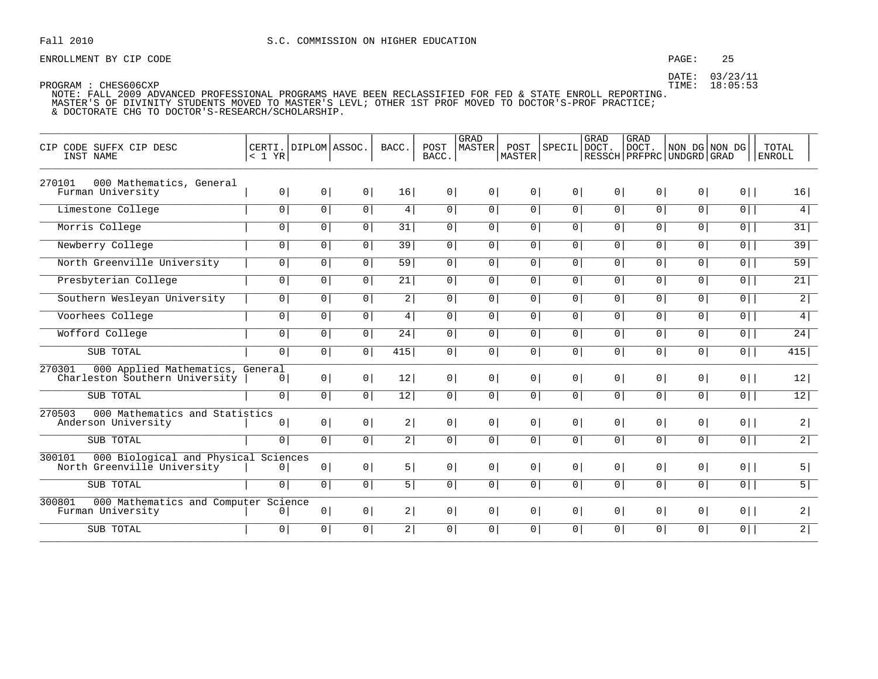Fall 2010 S.C. COMMISSION ON HIGHER EDUCATION

ENROLLMENT BY CIP CODE

DATE: 03/23/11
TIME: 18:05:53

PROGRAM : CHES606CXP
NOTE: FALL 2009 ADVANCED PROFESSIONAL PROGRAMS HAVE BEEN RECLASSIFIED FOR FED & STATE ENROLL REPORTING.
MASTER'S OF DIVINITY STUDENTS MOVED TO MASTER'S LEVL; OTHER 1ST PROF MOVED TO DOCTOR'S-PROF PRACTICE;
& DOCTORATE CHG TO DOCTOR'S-RESEARCH/SCHOLARSHIP.

| CIP CODE SUFFX CIP DESC / INST NAME | CERTI. < 1 YR | DIPLOM | ASSOC. | BACC. | POST BACC. | GRAD MASTER | POST MASTER | SPECIL | GRAD DOCT. RESSCH | GRAD DOCT. PRFPRC | NON DG UNDGRD | NON DG GRAD | TOTAL ENROLL |
|---|---|---|---|---|---|---|---|---|---|---|---|---|---|
| 270101 000 Mathematics, General | | | | | | | | | | | | | |
| Furman University | 0 | 0 | 0 | 16 | 0 | 0 | 0 | 0 | 0 | 0 | 0 | 0 | 16 |
| Limestone College | 0 | 0 | 0 | 4 | 0 | 0 | 0 | 0 | 0 | 0 | 0 | 0 | 4 |
| Morris College | 0 | 0 | 0 | 31 | 0 | 0 | 0 | 0 | 0 | 0 | 0 | 0 | 31 |
| Newberry College | 0 | 0 | 0 | 39 | 0 | 0 | 0 | 0 | 0 | 0 | 0 | 0 | 39 |
| North Greenville University | 0 | 0 | 0 | 59 | 0 | 0 | 0 | 0 | 0 | 0 | 0 | 0 | 59 |
| Presbyterian College | 0 | 0 | 0 | 21 | 0 | 0 | 0 | 0 | 0 | 0 | 0 | 0 | 21 |
| Southern Wesleyan University | 0 | 0 | 0 | 2 | 0 | 0 | 0 | 0 | 0 | 0 | 0 | 0 | 2 |
| Voorhees College | 0 | 0 | 0 | 4 | 0 | 0 | 0 | 0 | 0 | 0 | 0 | 0 | 4 |
| Wofford College | 0 | 0 | 0 | 24 | 0 | 0 | 0 | 0 | 0 | 0 | 0 | 0 | 24 |
| SUB TOTAL | 0 | 0 | 0 | 415 | 0 | 0 | 0 | 0 | 0 | 0 | 0 | 0 | 415 |
| 270301 000 Applied Mathematics, General | | | | | | | | | | | | | |
| Charleston Southern University | 0 | 0 | 0 | 12 | 0 | 0 | 0 | 0 | 0 | 0 | 0 | 0 | 12 |
| SUB TOTAL | 0 | 0 | 0 | 12 | 0 | 0 | 0 | 0 | 0 | 0 | 0 | 0 | 12 |
| 270503 000 Mathematics and Statistics | | | | | | | | | | | | | |
| Anderson University | 0 | 0 | 0 | 2 | 0 | 0 | 0 | 0 | 0 | 0 | 0 | 0 | 2 |
| SUB TOTAL | 0 | 0 | 0 | 2 | 0 | 0 | 0 | 0 | 0 | 0 | 0 | 0 | 2 |
| 300101 000 Biological and Physical Sciences | | | | | | | | | | | | | |
| North Greenville University | 0 | 0 | 0 | 5 | 0 | 0 | 0 | 0 | 0 | 0 | 0 | 0 | 5 |
| SUB TOTAL | 0 | 0 | 0 | 5 | 0 | 0 | 0 | 0 | 0 | 0 | 0 | 0 | 5 |
| 300801 000 Mathematics and Computer Science | | | | | | | | | | | | | |
| Furman University | 0 | 0 | 0 | 2 | 0 | 0 | 0 | 0 | 0 | 0 | 0 | 0 | 2 |
| SUB TOTAL | 0 | 0 | 0 | 2 | 0 | 0 | 0 | 0 | 0 | 0 | 0 | 0 | 2 |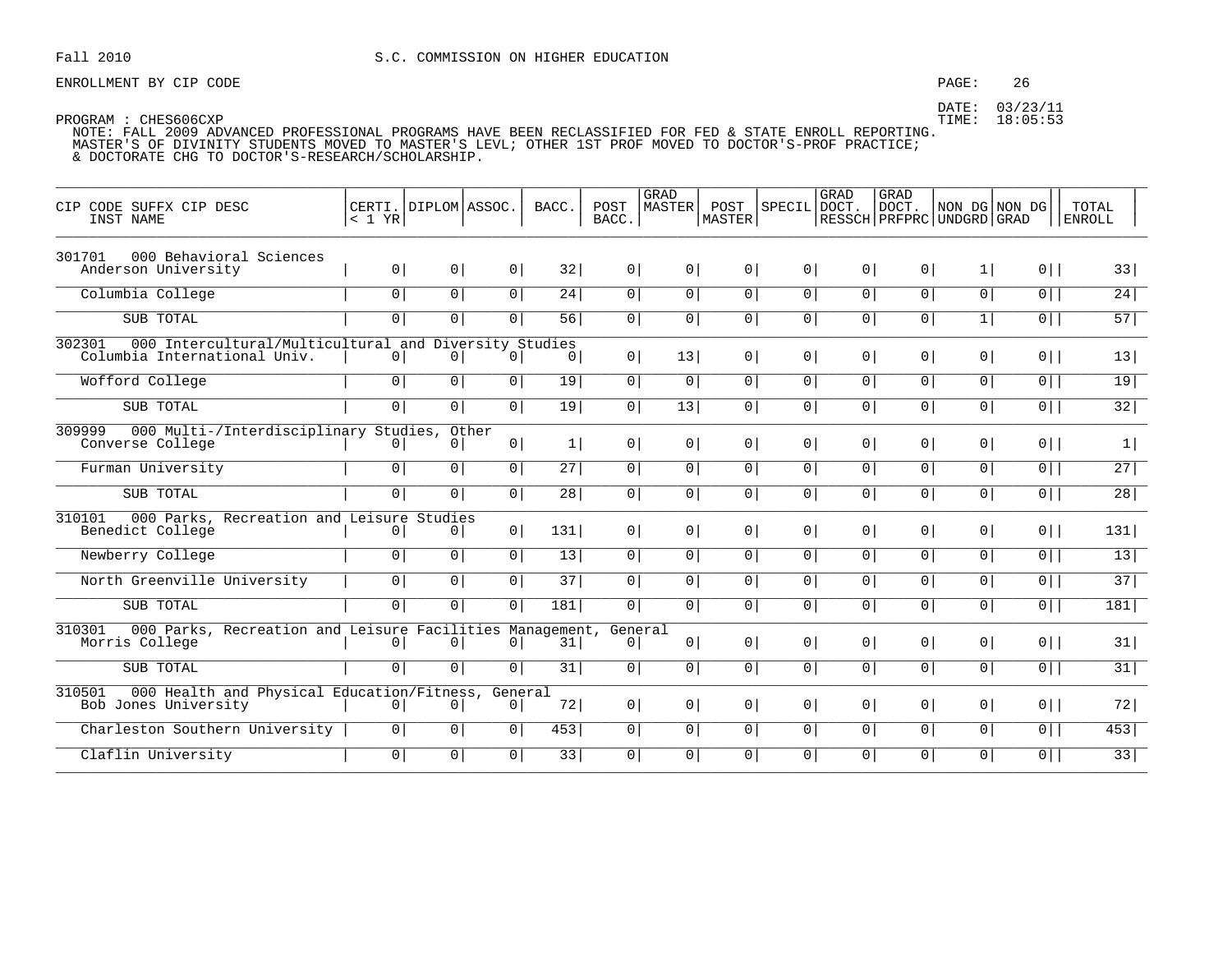Fall 2010 S.C. COMMISSION ON HIGHER EDUCATION

ENROLLMENT BY CIP CODE

DATE: 03/23/11
TIME: 18:05:53

PROGRAM : CHES606CXP

NOTE: FALL 2009 ADVANCED PROFESSIONAL PROGRAMS HAVE BEEN RECLASSIFIED FOR FED & STATE ENROLL REPORTING.
MASTER'S OF DIVINITY STUDENTS MOVED TO MASTER'S LEVL; OTHER 1ST PROF MOVED TO DOCTOR'S-PROF PRACTICE;
& DOCTORATE CHG TO DOCTOR'S-RESEARCH/SCHOLARSHIP.

| CIP CODE SUFFX CIP DESC INST NAME | CERTI. < 1 YR | DIPLOM | ASSOC. | BACC. | POST BACC. | GRAD MASTER | POST MASTER | SPECIL | GRAD DOCT. RESSCH | GRAD DOCT. PRFPRC | NON DG UNDGRD | NON DG GRAD | TOTAL ENROLL |
|---|---|---|---|---|---|---|---|---|---|---|---|---|---|
| 301701 000 Behavioral Sciences | | | | | | | | | | | | | |
| Anderson University | 0 | 0 | 0 | 32 | 0 | 0 | 0 | 0 | 0 | 0 | 1 | 0 | 33 |
| Columbia College | 0 | 0 | 0 | 24 | 0 | 0 | 0 | 0 | 0 | 0 | 0 | 0 | 24 |
| SUB TOTAL | 0 | 0 | 0 | 56 | 0 | 0 | 0 | 0 | 0 | 0 | 1 | 0 | 57 |
| 302301 000 Intercultural/Multicultural and Diversity Studies | | | | | | | | | | | | | |
| Columbia International Univ. | 0 | 0 | 0 | 0 | 0 | 13 | 0 | 0 | 0 | 0 | 0 | 0 | 13 |
| Wofford College | 0 | 0 | 0 | 19 | 0 | 0 | 0 | 0 | 0 | 0 | 0 | 0 | 19 |
| SUB TOTAL | 0 | 0 | 0 | 19 | 0 | 13 | 0 | 0 | 0 | 0 | 0 | 0 | 32 |
| 309999 000 Multi-/Interdisciplinary Studies, Other | | | | | | | | | | | | | |
| Converse College | 0 | 0 | 0 | 1 | 0 | 0 | 0 | 0 | 0 | 0 | 0 | 0 | 1 |
| Furman University | 0 | 0 | 0 | 27 | 0 | 0 | 0 | 0 | 0 | 0 | 0 | 0 | 27 |
| SUB TOTAL | 0 | 0 | 0 | 28 | 0 | 0 | 0 | 0 | 0 | 0 | 0 | 0 | 28 |
| 310101 000 Parks, Recreation and Leisure Studies | | | | | | | | | | | | | |
| Benedict College | 0 | 0 | 0 | 131 | 0 | 0 | 0 | 0 | 0 | 0 | 0 | 0 | 131 |
| Newberry College | 0 | 0 | 0 | 13 | 0 | 0 | 0 | 0 | 0 | 0 | 0 | 0 | 13 |
| North Greenville University | 0 | 0 | 0 | 37 | 0 | 0 | 0 | 0 | 0 | 0 | 0 | 0 | 37 |
| SUB TOTAL | 0 | 0 | 0 | 181 | 0 | 0 | 0 | 0 | 0 | 0 | 0 | 0 | 181 |
| 310301 000 Parks, Recreation and Leisure Facilities Management, General | | | | | | | | | | | | | |
| Morris College | 0 | 0 | 0 | 31 | 0 | 0 | 0 | 0 | 0 | 0 | 0 | 0 | 31 |
| SUB TOTAL | 0 | 0 | 0 | 31 | 0 | 0 | 0 | 0 | 0 | 0 | 0 | 0 | 31 |
| 310501 000 Health and Physical Education/Fitness, General | | | | | | | | | | | | | |
| Bob Jones University | 0 | 0 | 0 | 72 | 0 | 0 | 0 | 0 | 0 | 0 | 0 | 0 | 72 |
| Charleston Southern University | 0 | 0 | 0 | 453 | 0 | 0 | 0 | 0 | 0 | 0 | 0 | 0 | 453 |
| Claflin University | 0 | 0 | 0 | 33 | 0 | 0 | 0 | 0 | 0 | 0 | 0 | 0 | 33 |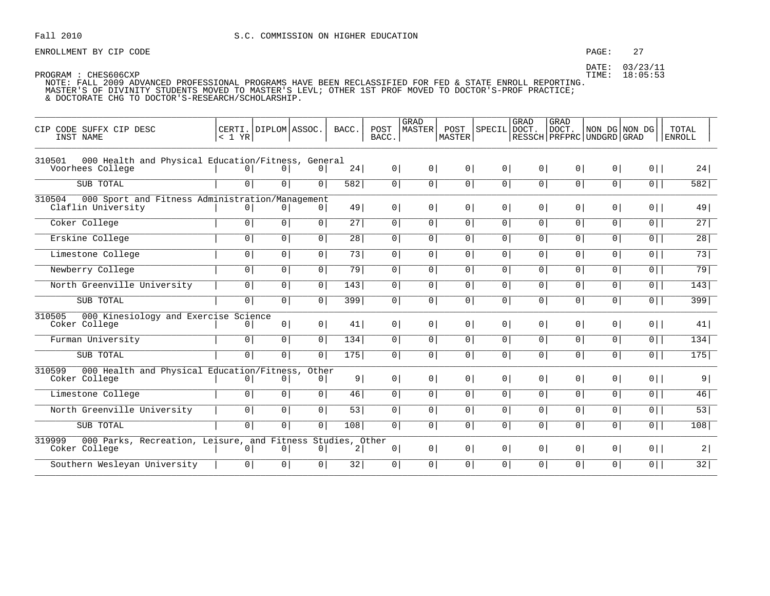Fall 2010

S.C. COMMISSION ON HIGHER EDUCATION

ENROLLMENT BY CIP CODE

DATE: 03/23/11
TIME: 18:05:53

PROGRAM : CHES606CXP

NOTE: FALL 2009 ADVANCED PROFESSIONAL PROGRAMS HAVE BEEN RECLASSIFIED FOR FED & STATE ENROLL REPORTING.
MASTER'S OF DIVINITY STUDENTS MOVED TO MASTER'S LEVL; OTHER 1ST PROF MOVED TO DOCTOR'S-PROF PRACTICE;
& DOCTORATE CHG TO DOCTOR'S-RESEARCH/SCHOLARSHIP.

| CIP CODE SUFFX CIP DESC / INST NAME | CERTI. < 1 YR | DIPLOM | ASSOC. | BACC. | POST BACC. | GRAD MASTER | POST MASTER | SPECIL | GRAD DOCT. RESSCH | GRAD DOCT. PRFPRC | NON DG UNDGRD | NON DG GRAD | TOTAL ENROLL |
|---|---|---|---|---|---|---|---|---|---|---|---|---|---|
| 310501 000 Health and Physical Education/Fitness, General | | | | | | | | | | | | | |
| Voorhees College | 0 | 0 | 0 | 24 | 0 | 0 | 0 | 0 | 0 | 0 | 0 | 0 | 24 |
| SUB TOTAL | 0 | 0 | 0 | 582 | 0 | 0 | 0 | 0 | 0 | 0 | 0 | 0 | 582 |
| 310504 000 Sport and Fitness Administration/Management | | | | | | | | | | | | | |
| Claflin University | 0 | 0 | 0 | 49 | 0 | 0 | 0 | 0 | 0 | 0 | 0 | 0 | 49 |
| Coker College | 0 | 0 | 0 | 27 | 0 | 0 | 0 | 0 | 0 | 0 | 0 | 0 | 27 |
| Erskine College | 0 | 0 | 0 | 28 | 0 | 0 | 0 | 0 | 0 | 0 | 0 | 0 | 28 |
| Limestone College | 0 | 0 | 0 | 73 | 0 | 0 | 0 | 0 | 0 | 0 | 0 | 0 | 73 |
| Newberry College | 0 | 0 | 0 | 79 | 0 | 0 | 0 | 0 | 0 | 0 | 0 | 0 | 79 |
| North Greenville University | 0 | 0 | 0 | 143 | 0 | 0 | 0 | 0 | 0 | 0 | 0 | 0 | 143 |
| SUB TOTAL | 0 | 0 | 0 | 399 | 0 | 0 | 0 | 0 | 0 | 0 | 0 | 0 | 399 |
| 310505 000 Kinesiology and Exercise Science | | | | | | | | | | | | | |
| Coker College | 0 | 0 | 0 | 41 | 0 | 0 | 0 | 0 | 0 | 0 | 0 | 0 | 41 |
| Furman University | 0 | 0 | 0 | 134 | 0 | 0 | 0 | 0 | 0 | 0 | 0 | 0 | 134 |
| SUB TOTAL | 0 | 0 | 0 | 175 | 0 | 0 | 0 | 0 | 0 | 0 | 0 | 0 | 175 |
| 310599 000 Health and Physical Education/Fitness, Other | | | | | | | | | | | | | |
| Coker College | 0 | 0 | 0 | 9 | 0 | 0 | 0 | 0 | 0 | 0 | 0 | 0 | 9 |
| Limestone College | 0 | 0 | 0 | 46 | 0 | 0 | 0 | 0 | 0 | 0 | 0 | 0 | 46 |
| North Greenville University | 0 | 0 | 0 | 53 | 0 | 0 | 0 | 0 | 0 | 0 | 0 | 0 | 53 |
| SUB TOTAL | 0 | 0 | 0 | 108 | 0 | 0 | 0 | 0 | 0 | 0 | 0 | 0 | 108 |
| 319999 000 Parks, Recreation, Leisure, and Fitness Studies, Other | | | | | | | | | | | | | |
| Coker College | 0 | 0 | 0 | 2 | 0 | 0 | 0 | 0 | 0 | 0 | 0 | 0 | 2 |
| Southern Wesleyan University | 0 | 0 | 0 | 32 | 0 | 0 | 0 | 0 | 0 | 0 | 0 | 0 | 32 |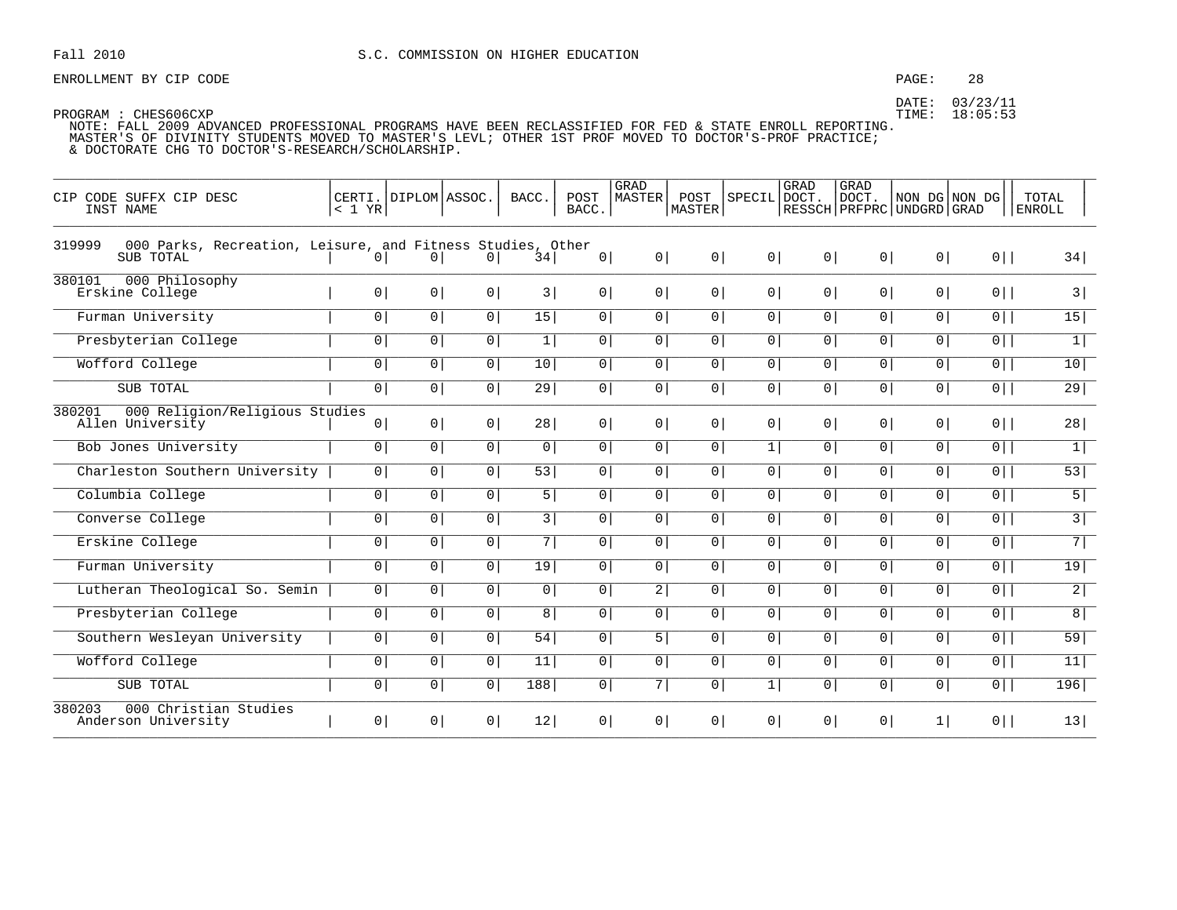Fall 2010 S.C. COMMISSION ON HIGHER EDUCATION

ENROLLMENT BY CIP CODE

DATE: 03/23/11
TIME: 18:05:53

PROGRAM : CHES606CXP

NOTE: FALL 2009 ADVANCED PROFESSIONAL PROGRAMS HAVE BEEN RECLASSIFIED FOR FED & STATE ENROLL REPORTING.
MASTER'S OF DIVINITY STUDENTS MOVED TO MASTER'S LEVL; OTHER 1ST PROF MOVED TO DOCTOR'S-PROF PRACTICE;
& DOCTORATE CHG TO DOCTOR'S-RESEARCH/SCHOLARSHIP.

| CIP CODE SUFFX CIP DESC / INST NAME | CERTI. < 1 YR | DIPLOM | ASSOC. | BACC. | POST BACC. | GRAD MASTER | POST MASTER | SPECIL | GRAD DOCT. RESSCH | GRAD DOCT. PRFPRC | NON DG UNDGRD | NON DG GRAD | TOTAL ENROLL |
|---|---|---|---|---|---|---|---|---|---|---|---|---|---|
| 319999 000 Parks, Recreation, Leisure, and Fitness Studies, Other | | | | | | | | | | | | | |
| SUB TOTAL | 0 | 0 | 0 | 34 | 0 | 0 | 0 | 0 | 0 | 0 | 0 | 0 | 34 |
| 380101 000 Philosophy | | | | | | | | | | | | | |
| Erskine College | 0 | 0 | 0 | 3 | 0 | 0 | 0 | 0 | 0 | 0 | 0 | 0 | 3 |
| Furman University | 0 | 0 | 0 | 15 | 0 | 0 | 0 | 0 | 0 | 0 | 0 | 0 | 15 |
| Presbyterian College | 0 | 0 | 0 | 1 | 0 | 0 | 0 | 0 | 0 | 0 | 0 | 0 | 1 |
| Wofford College | 0 | 0 | 0 | 10 | 0 | 0 | 0 | 0 | 0 | 0 | 0 | 0 | 10 |
| SUB TOTAL | 0 | 0 | 0 | 29 | 0 | 0 | 0 | 0 | 0 | 0 | 0 | 0 | 29 |
| 380201 000 Religion/Religious Studies | | | | | | | | | | | | | |
| Allen University | 0 | 0 | 0 | 28 | 0 | 0 | 0 | 0 | 0 | 0 | 0 | 0 | 28 |
| Bob Jones University | 0 | 0 | 0 | 0 | 0 | 0 | 0 | 1 | 0 | 0 | 0 | 0 | 1 |
| Charleston Southern University | 0 | 0 | 0 | 53 | 0 | 0 | 0 | 0 | 0 | 0 | 0 | 0 | 53 |
| Columbia College | 0 | 0 | 0 | 5 | 0 | 0 | 0 | 0 | 0 | 0 | 0 | 0 | 5 |
| Converse College | 0 | 0 | 0 | 3 | 0 | 0 | 0 | 0 | 0 | 0 | 0 | 0 | 3 |
| Erskine College | 0 | 0 | 0 | 7 | 0 | 0 | 0 | 0 | 0 | 0 | 0 | 0 | 7 |
| Furman University | 0 | 0 | 0 | 19 | 0 | 0 | 0 | 0 | 0 | 0 | 0 | 0 | 19 |
| Lutheran Theological So. Semin | 0 | 0 | 0 | 0 | 0 | 2 | 0 | 0 | 0 | 0 | 0 | 0 | 2 |
| Presbyterian College | 0 | 0 | 0 | 8 | 0 | 0 | 0 | 0 | 0 | 0 | 0 | 0 | 8 |
| Southern Wesleyan University | 0 | 0 | 0 | 54 | 0 | 5 | 0 | 0 | 0 | 0 | 0 | 0 | 59 |
| Wofford College | 0 | 0 | 0 | 11 | 0 | 0 | 0 | 0 | 0 | 0 | 0 | 0 | 11 |
| SUB TOTAL | 0 | 0 | 0 | 188 | 0 | 7 | 0 | 1 | 0 | 0 | 0 | 0 | 196 |
| 380203 000 Christian Studies | | | | | | | | | | | | | |
| Anderson University | 0 | 0 | 0 | 12 | 0 | 0 | 0 | 0 | 0 | 0 | 1 | 0 | 13 |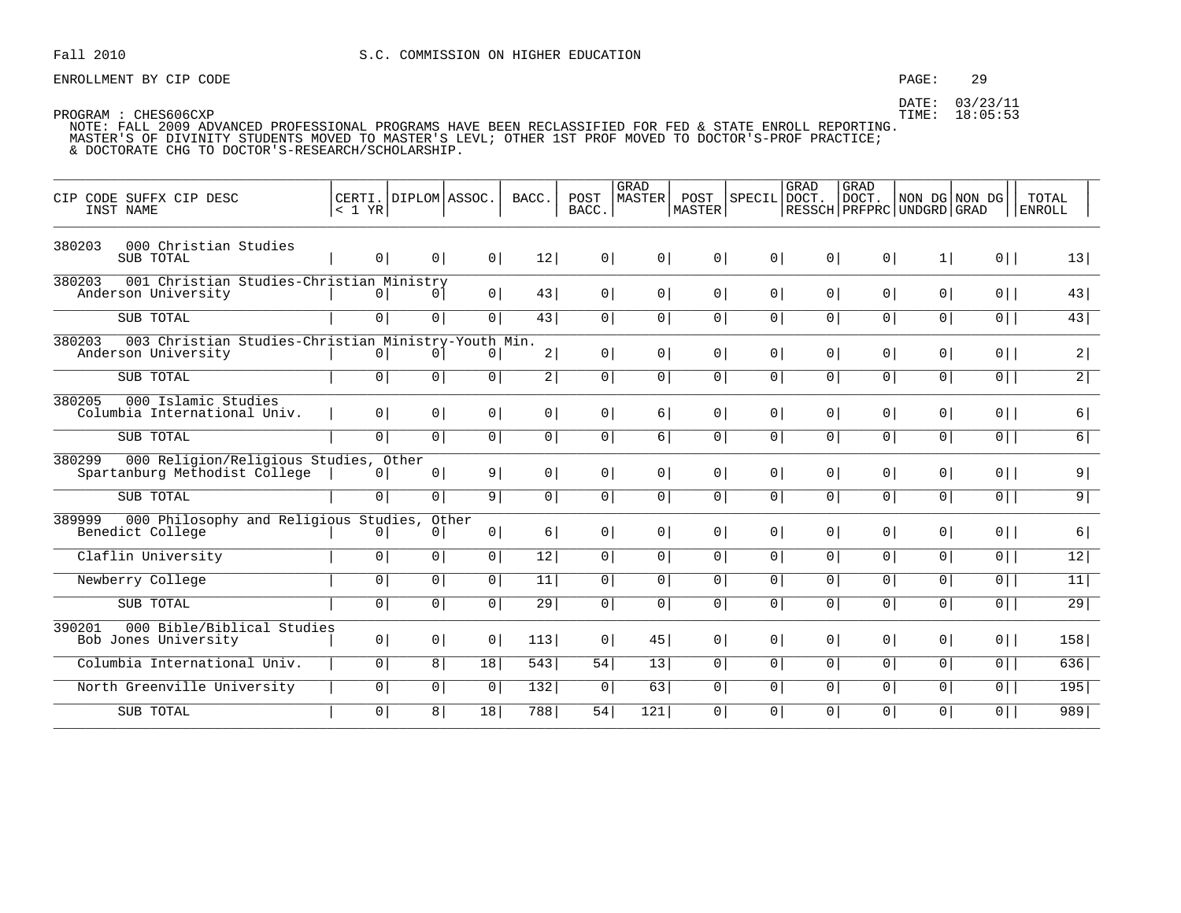Fall 2010 S.C. COMMISSION ON HIGHER EDUCATION

ENROLLMENT BY CIP CODE

DATE: 03/23/11
TIME: 18:05:53

PROGRAM : CHES606CXP
NOTE: FALL 2009 ADVANCED PROFESSIONAL PROGRAMS HAVE BEEN RECLASSIFIED FOR FED & STATE ENROLL REPORTING.
MASTER'S OF DIVINITY STUDENTS MOVED TO MASTER'S LEVL; OTHER 1ST PROF MOVED TO DOCTOR'S-PROF PRACTICE;
& DOCTORATE CHG TO DOCTOR'S-RESEARCH/SCHOLARSHIP.

| CIP CODE SUFFX CIP DESC / INST NAME | CERTI. < 1 YR | DIPLOM | ASSOC. | BACC. | POST BACC. | GRAD MASTER | POST MASTER | SPECIL | GRAD DOCT. RESSCH | GRAD DOCT. PRFPRC | NON DG UNDGRD | NON DG GRAD | TOTAL ENROLL |
|---|---|---|---|---|---|---|---|---|---|---|---|---|---|
| 380203 000 Christian Studies | | | | | | | | | | | | | |
| SUB TOTAL | 0 | 0 | 0 | 12 | 0 | 0 | 0 | 0 | 0 | 0 | 1 | 0 | 13 |
| 380203 001 Christian Studies-Christian Ministry | | | | | | | | | | | | | |
| Anderson University | 0 | 0 | 0 | 43 | 0 | 0 | 0 | 0 | 0 | 0 | 0 | 0 | 43 |
| SUB TOTAL | 0 | 0 | 0 | 43 | 0 | 0 | 0 | 0 | 0 | 0 | 0 | 0 | 43 |
| 380203 003 Christian Studies-Christian Ministry-Youth Min. | | | | | | | | | | | | | |
| Anderson University | 0 | 0 | 0 | 2 | 0 | 0 | 0 | 0 | 0 | 0 | 0 | 0 | 2 |
| SUB TOTAL | 0 | 0 | 0 | 2 | 0 | 0 | 0 | 0 | 0 | 0 | 0 | 0 | 2 |
| 380205 000 Islamic Studies | | | | | | | | | | | | | |
| Columbia International Univ. | 0 | 0 | 0 | 0 | 0 | 6 | 0 | 0 | 0 | 0 | 0 | 0 | 6 |
| SUB TOTAL | 0 | 0 | 0 | 0 | 0 | 6 | 0 | 0 | 0 | 0 | 0 | 0 | 6 |
| 380299 000 Religion/Religious Studies, Other | | | | | | | | | | | | | |
| Spartanburg Methodist College | 0 | 0 | 9 | 0 | 0 | 0 | 0 | 0 | 0 | 0 | 0 | 0 | 9 |
| SUB TOTAL | 0 | 0 | 9 | 0 | 0 | 0 | 0 | 0 | 0 | 0 | 0 | 0 | 9 |
| 389999 000 Philosophy and Religious Studies, Other | | | | | | | | | | | | | |
| Benedict College | 0 | 0 | 0 | 6 | 0 | 0 | 0 | 0 | 0 | 0 | 0 | 0 | 6 |
| Claflin University | 0 | 0 | 0 | 12 | 0 | 0 | 0 | 0 | 0 | 0 | 0 | 0 | 12 |
| Newberry College | 0 | 0 | 0 | 11 | 0 | 0 | 0 | 0 | 0 | 0 | 0 | 0 | 11 |
| SUB TOTAL | 0 | 0 | 0 | 29 | 0 | 0 | 0 | 0 | 0 | 0 | 0 | 0 | 29 |
| 390201 000 Bible/Biblical Studies | | | | | | | | | | | | | |
| Bob Jones University | 0 | 0 | 0 | 113 | 0 | 45 | 0 | 0 | 0 | 0 | 0 | 0 | 158 |
| Columbia International Univ. | 0 | 8 | 18 | 543 | 54 | 13 | 0 | 0 | 0 | 0 | 0 | 0 | 636 |
| North Greenville University | 0 | 0 | 0 | 132 | 0 | 63 | 0 | 0 | 0 | 0 | 0 | 0 | 195 |
| SUB TOTAL | 0 | 8 | 18 | 788 | 54 | 121 | 0 | 0 | 0 | 0 | 0 | 0 | 989 |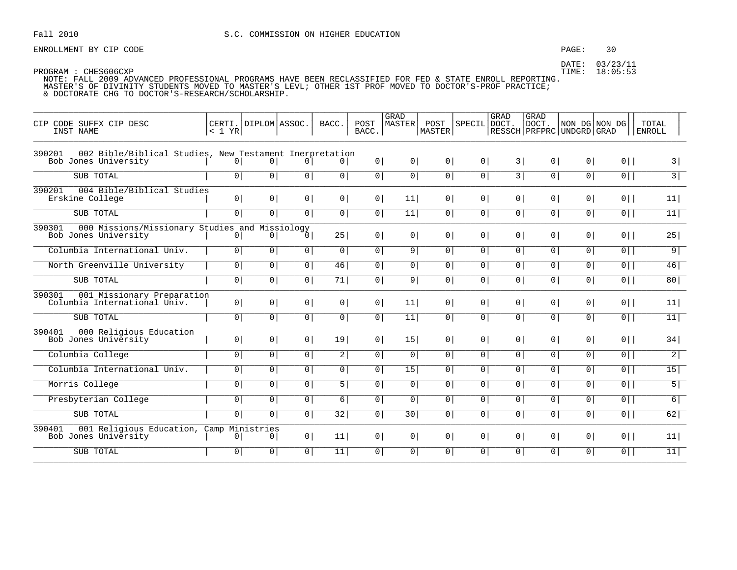Fall 2010 S.C. COMMISSION ON HIGHER EDUCATION

ENROLLMENT BY CIP CODE

DATE: 03/23/11
TIME: 18:05:53

PROGRAM : CHES606CXP
NOTE: FALL 2009 ADVANCED PROFESSIONAL PROGRAMS HAVE BEEN RECLASSIFIED FOR FED & STATE ENROLL REPORTING.
MASTER'S OF DIVINITY STUDENTS MOVED TO MASTER'S LEVL; OTHER 1ST PROF MOVED TO DOCTOR'S-PROF PRACTICE;
& DOCTORATE CHG TO DOCTOR'S-RESEARCH/SCHOLARSHIP.

| CIP CODE SUFFX CIP DESC<br>INST NAME | CERTI.<br>< 1 YR | DIPLOM | ASSOC. | BACC. | POST BACC. | GRAD MASTER | POST MASTER | SPECIL | GRAD DOCT. RESSCH | GRAD DOCT. PRFPRC | NON DG UNDGRD | NON DG GRAD | TOTAL ENROLL |
|---|---|---|---|---|---|---|---|---|---|---|---|---|---|
| **390201 002 Bible/Biblical Studies, New Testament Inerpretation** | | | | | | | | | | | | | |
| Bob Jones University | 0 | 0 | 0 | 0 | 0 | 0 | 0 | 0 | 3 | 0 | 0 | 0 | 3 |
| SUB TOTAL | 0 | 0 | 0 | 0 | 0 | 0 | 0 | 0 | 3 | 0 | 0 | 0 | 3 |
| **390201 004 Bible/Biblical Studies** | | | | | | | | | | | | | |
| Erskine College | 0 | 0 | 0 | 0 | 0 | 11 | 0 | 0 | 0 | 0 | 0 | 0 | 11 |
| SUB TOTAL | 0 | 0 | 0 | 0 | 0 | 11 | 0 | 0 | 0 | 0 | 0 | 0 | 11 |
| **390301 000 Missions/Missionary Studies and Missiology** | | | | | | | | | | | | | |
| Bob Jones University | 0 | 0 | 0 | 25 | 0 | 0 | 0 | 0 | 0 | 0 | 0 | 0 | 25 |
| Columbia International Univ. | 0 | 0 | 0 | 0 | 0 | 9 | 0 | 0 | 0 | 0 | 0 | 0 | 9 |
| North Greenville University | 0 | 0 | 0 | 46 | 0 | 0 | 0 | 0 | 0 | 0 | 0 | 0 | 46 |
| SUB TOTAL | 0 | 0 | 0 | 71 | 0 | 9 | 0 | 0 | 0 | 0 | 0 | 0 | 80 |
| **390301 001 Missionary Preparation** | | | | | | | | | | | | | |
| Columbia International Univ. | 0 | 0 | 0 | 0 | 0 | 11 | 0 | 0 | 0 | 0 | 0 | 0 | 11 |
| SUB TOTAL | 0 | 0 | 0 | 0 | 0 | 11 | 0 | 0 | 0 | 0 | 0 | 0 | 11 |
| **390401 000 Religious Education** | | | | | | | | | | | | | |
| Bob Jones University | 0 | 0 | 0 | 19 | 0 | 15 | 0 | 0 | 0 | 0 | 0 | 0 | 34 |
| Columbia College | 0 | 0 | 0 | 2 | 0 | 0 | 0 | 0 | 0 | 0 | 0 | 0 | 2 |
| Columbia International Univ. | 0 | 0 | 0 | 0 | 0 | 15 | 0 | 0 | 0 | 0 | 0 | 0 | 15 |
| Morris College | 0 | 0 | 0 | 5 | 0 | 0 | 0 | 0 | 0 | 0 | 0 | 0 | 5 |
| Presbyterian College | 0 | 0 | 0 | 6 | 0 | 0 | 0 | 0 | 0 | 0 | 0 | 0 | 6 |
| SUB TOTAL | 0 | 0 | 0 | 32 | 0 | 30 | 0 | 0 | 0 | 0 | 0 | 0 | 62 |
| **390401 001 Religious Education, Camp Ministries** | | | | | | | | | | | | | |
| Bob Jones University | 0 | 0 | 0 | 11 | 0 | 0 | 0 | 0 | 0 | 0 | 0 | 0 | 11 |
| SUB TOTAL | 0 | 0 | 0 | 11 | 0 | 0 | 0 | 0 | 0 | 0 | 0 | 0 | 11 |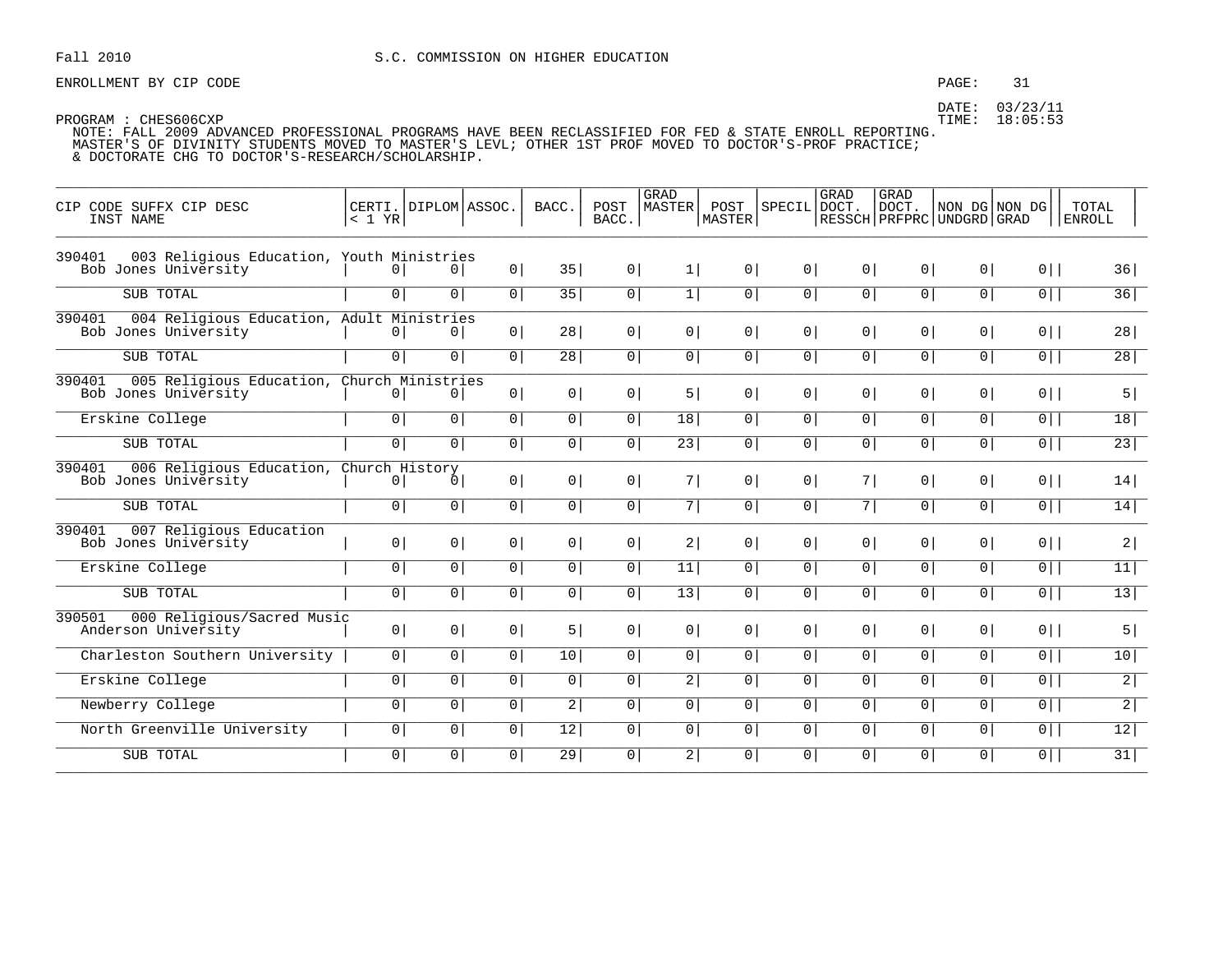Fall 2010 S.C. COMMISSION ON HIGHER EDUCATION

ENROLLMENT BY CIP CODE

DATE: 03/23/11
TIME: 18:05:53

PROGRAM : CHES606CXP
NOTE: FALL 2009 ADVANCED PROFESSIONAL PROGRAMS HAVE BEEN RECLASSIFIED FOR FED & STATE ENROLL REPORTING.
MASTER'S OF DIVINITY STUDENTS MOVED TO MASTER'S LEVL; OTHER 1ST PROF MOVED TO DOCTOR'S-PROF PRACTICE;
& DOCTORATE CHG TO DOCTOR'S-RESEARCH/SCHOLARSHIP.

| CIP CODE SUFFX CIP DESC / INST NAME | CERTI. < 1 YR | DIPLOM | ASSOC. | BACC. | POST BACC. | GRAD MASTER | POST MASTER | SPECIL | GRAD DOCT. RESSCH | GRAD DOCT. PRFPRC | NON DG UNDGRD | NON DG GRAD | TOTAL ENROLL |
|---|---|---|---|---|---|---|---|---|---|---|---|---|---|
| 390401 003 Religious Education, Youth Ministries | | | | | | | | | | | | | |
| Bob Jones University | 0 | 0 | 0 | 35 | 0 | 1 | 0 | 0 | 0 | 0 | 0 | 0 | 36 |
| SUB TOTAL | 0 | 0 | 0 | 35 | 0 | 1 | 0 | 0 | 0 | 0 | 0 | 0 | 36 |
| 390401 004 Religious Education, Adult Ministries | | | | | | | | | | | | | |
| Bob Jones University | 0 | 0 | 0 | 28 | 0 | 0 | 0 | 0 | 0 | 0 | 0 | 0 | 28 |
| SUB TOTAL | 0 | 0 | 0 | 28 | 0 | 0 | 0 | 0 | 0 | 0 | 0 | 0 | 28 |
| 390401 005 Religious Education, Church Ministries | | | | | | | | | | | | | |
| Bob Jones University | 0 | 0 | 0 | 0 | 0 | 5 | 0 | 0 | 0 | 0 | 0 | 0 | 5 |
| Erskine College | 0 | 0 | 0 | 0 | 0 | 18 | 0 | 0 | 0 | 0 | 0 | 0 | 18 |
| SUB TOTAL | 0 | 0 | 0 | 0 | 0 | 23 | 0 | 0 | 0 | 0 | 0 | 0 | 23 |
| 390401 006 Religious Education, Church History | | | | | | | | | | | | | |
| Bob Jones University | 0 | 0 | 0 | 0 | 0 | 7 | 0 | 0 | 7 | 0 | 0 | 0 | 14 |
| SUB TOTAL | 0 | 0 | 0 | 0 | 0 | 7 | 0 | 0 | 7 | 0 | 0 | 0 | 14 |
| 390401 007 Religious Education | | | | | | | | | | | | | |
| Bob Jones University | 0 | 0 | 0 | 0 | 0 | 2 | 0 | 0 | 0 | 0 | 0 | 0 | 2 |
| Erskine College | 0 | 0 | 0 | 0 | 0 | 11 | 0 | 0 | 0 | 0 | 0 | 0 | 11 |
| SUB TOTAL | 0 | 0 | 0 | 0 | 0 | 13 | 0 | 0 | 0 | 0 | 0 | 0 | 13 |
| 390501 000 Religious/Sacred Music | | | | | | | | | | | | | |
| Anderson University | 0 | 0 | 0 | 5 | 0 | 0 | 0 | 0 | 0 | 0 | 0 | 0 | 5 |
| Charleston Southern University | 0 | 0 | 0 | 10 | 0 | 0 | 0 | 0 | 0 | 0 | 0 | 0 | 10 |
| Erskine College | 0 | 0 | 0 | 0 | 0 | 2 | 0 | 0 | 0 | 0 | 0 | 0 | 2 |
| Newberry College | 0 | 0 | 0 | 2 | 0 | 0 | 0 | 0 | 0 | 0 | 0 | 0 | 2 |
| North Greenville University | 0 | 0 | 0 | 12 | 0 | 0 | 0 | 0 | 0 | 0 | 0 | 0 | 12 |
| SUB TOTAL | 0 | 0 | 0 | 29 | 0 | 2 | 0 | 0 | 0 | 0 | 0 | 0 | 31 |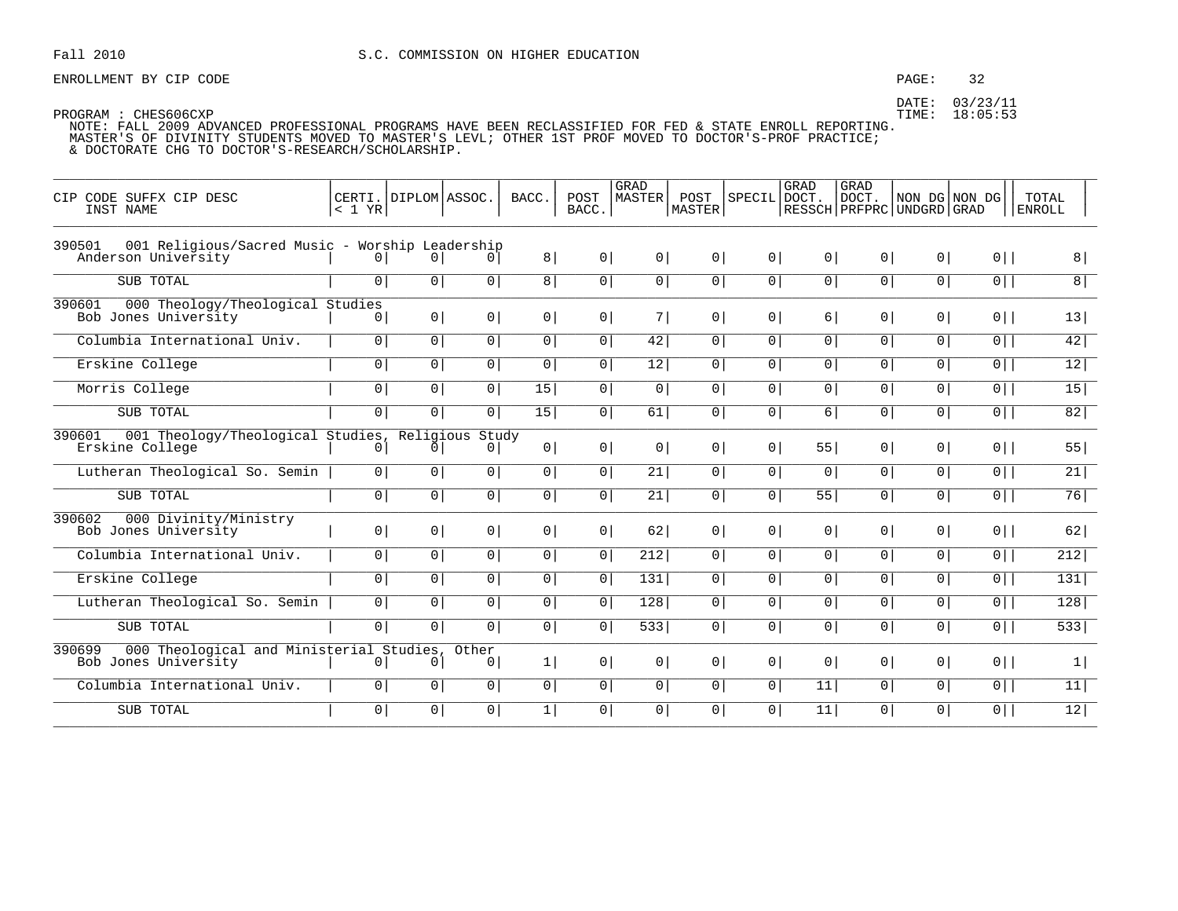Fall 2010 S.C. COMMISSION ON HIGHER EDUCATION

ENROLLMENT BY CIP CODE

DATE: 03/23/11
TIME: 18:05:53

PROGRAM : CHES606CXP
NOTE: FALL 2009 ADVANCED PROFESSIONAL PROGRAMS HAVE BEEN RECLASSIFIED FOR FED & STATE ENROLL REPORTING.
MASTER'S OF DIVINITY STUDENTS MOVED TO MASTER'S LEVL; OTHER 1ST PROF MOVED TO DOCTOR'S-PROF PRACTICE;
& DOCTORATE CHG TO DOCTOR'S-RESEARCH/SCHOLARSHIP.

| CIP CODE SUFFX CIP DESC / INST NAME | CERTI. < 1 YR | DIPLOM | ASSOC. | BACC. | POST BACC. | GRAD MASTER | POST MASTER | SPECIL | GRAD DOCT. RESSCH | GRAD DOCT. PRFPRC | NON DG UNDGRD | NON DG GRAD | TOTAL ENROLL |
|---|---|---|---|---|---|---|---|---|---|---|---|---|---|
| **390501 001 Religious/Sacred Music - Worship Leadership** | | | | | | | | | | | | | |
| Anderson University | 0 | 0 | 0 | 8 | 0 | 0 | 0 | 0 | 0 | 0 | 0 | 0 | 8 |
| SUB TOTAL | 0 | 0 | 0 | 8 | 0 | 0 | 0 | 0 | 0 | 0 | 0 | 0 | 8 |
| **390601 000 Theology/Theological Studies** | | | | | | | | | | | | | |
| Bob Jones University | 0 | 0 | 0 | 0 | 0 | 7 | 0 | 0 | 6 | 0 | 0 | 0 | 13 |
| Columbia International Univ. | 0 | 0 | 0 | 0 | 0 | 42 | 0 | 0 | 0 | 0 | 0 | 0 | 42 |
| Erskine College | 0 | 0 | 0 | 0 | 0 | 12 | 0 | 0 | 0 | 0 | 0 | 0 | 12 |
| Morris College | 0 | 0 | 0 | 15 | 0 | 0 | 0 | 0 | 0 | 0 | 0 | 0 | 15 |
| SUB TOTAL | 0 | 0 | 0 | 15 | 0 | 61 | 0 | 0 | 6 | 0 | 0 | 0 | 82 |
| **390601 001 Theology/Theological Studies, Religious Study** | | | | | | | | | | | | | |
| Erskine College | 0 | 0 | 0 | 0 | 0 | 0 | 0 | 0 | 55 | 0 | 0 | 0 | 55 |
| Lutheran Theological So. Semin | 0 | 0 | 0 | 0 | 0 | 21 | 0 | 0 | 0 | 0 | 0 | 0 | 21 |
| SUB TOTAL | 0 | 0 | 0 | 0 | 0 | 21 | 0 | 0 | 55 | 0 | 0 | 0 | 76 |
| **390602 000 Divinity/Ministry** | | | | | | | | | | | | | |
| Bob Jones University | 0 | 0 | 0 | 0 | 0 | 62 | 0 | 0 | 0 | 0 | 0 | 0 | 62 |
| Columbia International Univ. | 0 | 0 | 0 | 0 | 0 | 212 | 0 | 0 | 0 | 0 | 0 | 0 | 212 |
| Erskine College | 0 | 0 | 0 | 0 | 0 | 131 | 0 | 0 | 0 | 0 | 0 | 0 | 131 |
| Lutheran Theological So. Semin | 0 | 0 | 0 | 0 | 0 | 128 | 0 | 0 | 0 | 0 | 0 | 0 | 128 |
| SUB TOTAL | 0 | 0 | 0 | 0 | 0 | 533 | 0 | 0 | 0 | 0 | 0 | 0 | 533 |
| **390699 000 Theological and Ministerial Studies, Other** | | | | | | | | | | | | | |
| Bob Jones University | 0 | 0 | 0 | 1 | 0 | 0 | 0 | 0 | 0 | 0 | 0 | 0 | 1 |
| Columbia International Univ. | 0 | 0 | 0 | 0 | 0 | 0 | 0 | 0 | 11 | 0 | 0 | 0 | 11 |
| SUB TOTAL | 0 | 0 | 0 | 1 | 0 | 0 | 0 | 0 | 11 | 0 | 0 | 0 | 12 |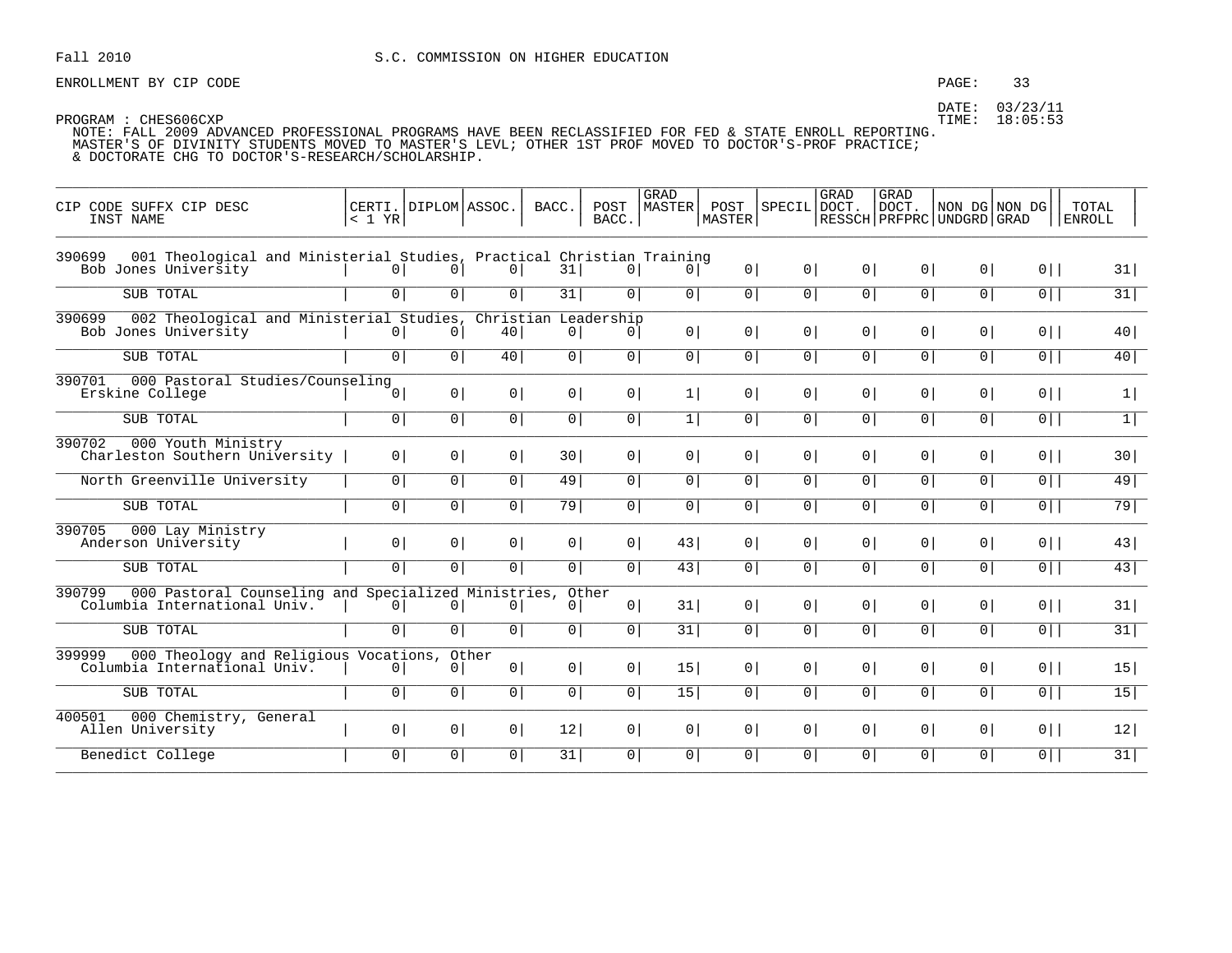Fall 2010 S.C. COMMISSION ON HIGHER EDUCATION

ENROLLMENT BY CIP CODE

DATE: 03/23/11
TIME: 18:05:53

PROGRAM : CHES606CXP
NOTE: FALL 2009 ADVANCED PROFESSIONAL PROGRAMS HAVE BEEN RECLASSIFIED FOR FED & STATE ENROLL REPORTING.
MASTER'S OF DIVINITY STUDENTS MOVED TO MASTER'S LEVL; OTHER 1ST PROF MOVED TO DOCTOR'S-PROF PRACTICE;
& DOCTORATE CHG TO DOCTOR'S-RESEARCH/SCHOLARSHIP.

| CIP CODE SUFFX CIP DESC / INST NAME | CERTI. < 1 YR | DIPLOM | ASSOC. | BACC. | POST BACC. | GRAD MASTER | POST MASTER | SPECIL | GRAD DOCT. RESSCH | GRAD DOCT. PRFPRC | NON DG UNDGRD | NON DG GRAD | TOTAL ENROLL |
|---|---|---|---|---|---|---|---|---|---|---|---|---|---|
| 390699 001 Theological and Ministerial Studies, Practical Christian Training | | | | | | | | | | | | | |
| Bob Jones University | 0 | 0 | 0 | 31 | 0 | 0 | 0 | 0 | 0 | 0 | 0 | 0 | 31 |
| SUB TOTAL | 0 | 0 | 0 | 31 | 0 | 0 | 0 | 0 | 0 | 0 | 0 | 0 | 31 |
| 390699 002 Theological and Ministerial Studies, Christian Leadership | | | | | | | | | | | | | |
| Bob Jones University | 0 | 0 | 40 | 0 | 0 | 0 | 0 | 0 | 0 | 0 | 0 | 0 | 40 |
| SUB TOTAL | 0 | 0 | 40 | 0 | 0 | 0 | 0 | 0 | 0 | 0 | 0 | 0 | 40 |
| 390701 000 Pastoral Studies/Counseling | | | | | | | | | | | | | |
| Erskine College | 0 | 0 | 0 | 0 | 0 | 1 | 0 | 0 | 0 | 0 | 0 | 0 | 1 |
| SUB TOTAL | 0 | 0 | 0 | 0 | 0 | 1 | 0 | 0 | 0 | 0 | 0 | 0 | 1 |
| 390702 000 Youth Ministry | | | | | | | | | | | | | |
| Charleston Southern University | 0 | 0 | 0 | 30 | 0 | 0 | 0 | 0 | 0 | 0 | 0 | 0 | 30 |
| North Greenville University | 0 | 0 | 0 | 49 | 0 | 0 | 0 | 0 | 0 | 0 | 0 | 0 | 49 |
| SUB TOTAL | 0 | 0 | 0 | 79 | 0 | 0 | 0 | 0 | 0 | 0 | 0 | 0 | 79 |
| 390705 000 Lay Ministry | | | | | | | | | | | | | |
| Anderson University | 0 | 0 | 0 | 0 | 0 | 43 | 0 | 0 | 0 | 0 | 0 | 0 | 43 |
| SUB TOTAL | 0 | 0 | 0 | 0 | 0 | 43 | 0 | 0 | 0 | 0 | 0 | 0 | 43 |
| 390799 000 Pastoral Counseling and Specialized Ministries, Other | | | | | | | | | | | | | |
| Columbia International Univ. | 0 | 0 | 0 | 0 | 0 | 31 | 0 | 0 | 0 | 0 | 0 | 0 | 31 |
| SUB TOTAL | 0 | 0 | 0 | 0 | 0 | 31 | 0 | 0 | 0 | 0 | 0 | 0 | 31 |
| 399999 000 Theology and Religious Vocations, Other | | | | | | | | | | | | | |
| Columbia International Univ. | 0 | 0 | 0 | 0 | 0 | 15 | 0 | 0 | 0 | 0 | 0 | 0 | 15 |
| SUB TOTAL | 0 | 0 | 0 | 0 | 0 | 15 | 0 | 0 | 0 | 0 | 0 | 0 | 15 |
| 400501 000 Chemistry, General | | | | | | | | | | | | | |
| Allen University | 0 | 0 | 0 | 12 | 0 | 0 | 0 | 0 | 0 | 0 | 0 | 0 | 12 |
| Benedict College | 0 | 0 | 0 | 31 | 0 | 0 | 0 | 0 | 0 | 0 | 0 | 0 | 31 |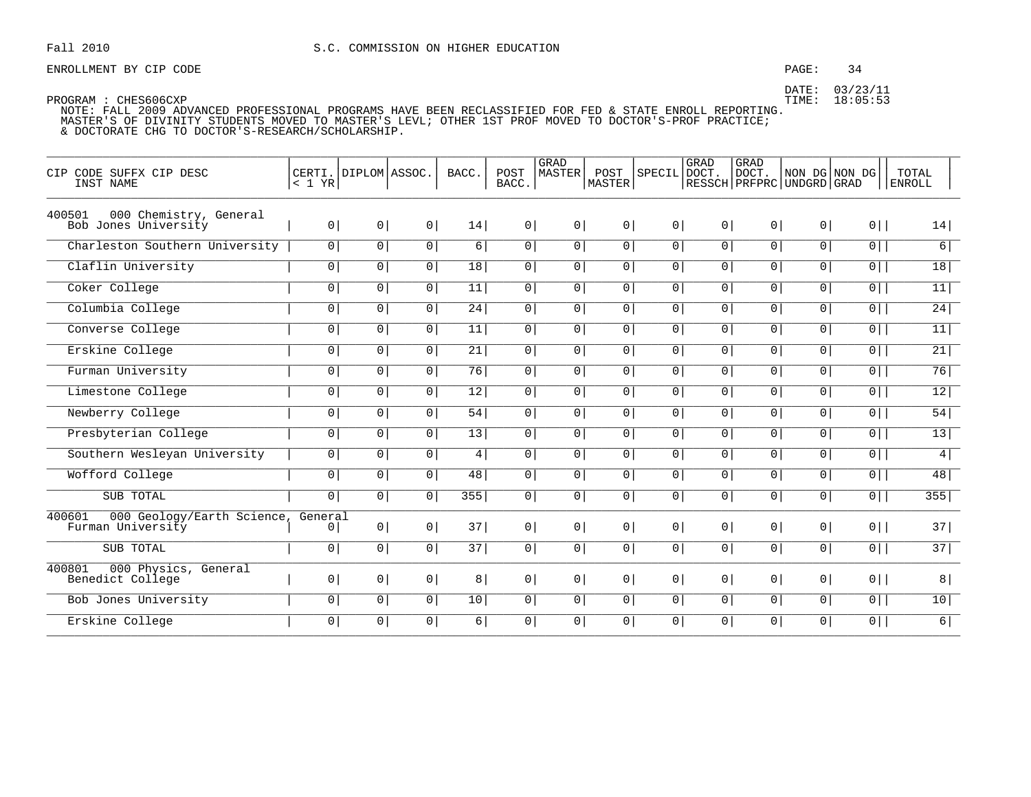Fall 2010 S.C. COMMISSION ON HIGHER EDUCATION

ENROLLMENT BY CIP CODE

DATE: 03/23/11
TIME: 18:05:53

PROGRAM : CHES606CXP

NOTE: FALL 2009 ADVANCED PROFESSIONAL PROGRAMS HAVE BEEN RECLASSIFIED FOR FED & STATE ENROLL REPORTING. MASTER'S OF DIVINITY STUDENTS MOVED TO MASTER'S LEVL; OTHER 1ST PROF MOVED TO DOCTOR'S-PROF PRACTICE; & DOCTORATE CHG TO DOCTOR'S-RESEARCH/SCHOLARSHIP.

| CIP CODE SUFFX CIP DESC<br>INST NAME | CERTI.<br>< 1 YR | DIPLOM | ASSOC. | BACC. | POST<br>BACC. | GRAD<br>MASTER | POST<br>MASTER | SPECIL | GRAD<br>DOCT.<br>RESSCH | GRAD<br>DOCT.<br>PRFPRC | NON DG<br>UNDGRD | NON DG<br>GRAD | TOTAL<br>ENROLL |
|---|---|---|---|---|---|---|---|---|---|---|---|---|---|
| **400501 000 Chemistry, General** | | | | | | | | | | | | | |
| Bob Jones University | 0 | 0 | 0 | 14 | 0 | 0 | 0 | 0 | 0 | 0 | 0 | 0 | 14 |
| Charleston Southern University | 0 | 0 | 0 | 6 | 0 | 0 | 0 | 0 | 0 | 0 | 0 | 0 | 6 |
| Claflin University | 0 | 0 | 0 | 18 | 0 | 0 | 0 | 0 | 0 | 0 | 0 | 0 | 18 |
| Coker College | 0 | 0 | 0 | 11 | 0 | 0 | 0 | 0 | 0 | 0 | 0 | 0 | 11 |
| Columbia College | 0 | 0 | 0 | 24 | 0 | 0 | 0 | 0 | 0 | 0 | 0 | 0 | 24 |
| Converse College | 0 | 0 | 0 | 11 | 0 | 0 | 0 | 0 | 0 | 0 | 0 | 0 | 11 |
| Erskine College | 0 | 0 | 0 | 21 | 0 | 0 | 0 | 0 | 0 | 0 | 0 | 0 | 21 |
| Furman University | 0 | 0 | 0 | 76 | 0 | 0 | 0 | 0 | 0 | 0 | 0 | 0 | 76 |
| Limestone College | 0 | 0 | 0 | 12 | 0 | 0 | 0 | 0 | 0 | 0 | 0 | 0 | 12 |
| Newberry College | 0 | 0 | 0 | 54 | 0 | 0 | 0 | 0 | 0 | 0 | 0 | 0 | 54 |
| Presbyterian College | 0 | 0 | 0 | 13 | 0 | 0 | 0 | 0 | 0 | 0 | 0 | 0 | 13 |
| Southern Wesleyan University | 0 | 0 | 0 | 4 | 0 | 0 | 0 | 0 | 0 | 0 | 0 | 0 | 4 |
| Wofford College | 0 | 0 | 0 | 48 | 0 | 0 | 0 | 0 | 0 | 0 | 0 | 0 | 48 |
| SUB TOTAL | 0 | 0 | 0 | 355 | 0 | 0 | 0 | 0 | 0 | 0 | 0 | 0 | 355 |
| **400601 000 Geology/Earth Science, General** | | | | | | | | | | | | | |
| Furman University | 0 | 0 | 0 | 37 | 0 | 0 | 0 | 0 | 0 | 0 | 0 | 0 | 37 |
| SUB TOTAL | 0 | 0 | 0 | 37 | 0 | 0 | 0 | 0 | 0 | 0 | 0 | 0 | 37 |
| **400801 000 Physics, General** | | | | | | | | | | | | | |
| Benedict College | 0 | 0 | 0 | 8 | 0 | 0 | 0 | 0 | 0 | 0 | 0 | 0 | 8 |
| Bob Jones University | 0 | 0 | 0 | 10 | 0 | 0 | 0 | 0 | 0 | 0 | 0 | 0 | 10 |
| Erskine College | 0 | 0 | 0 | 6 | 0 | 0 | 0 | 0 | 0 | 0 | 0 | 0 | 6 |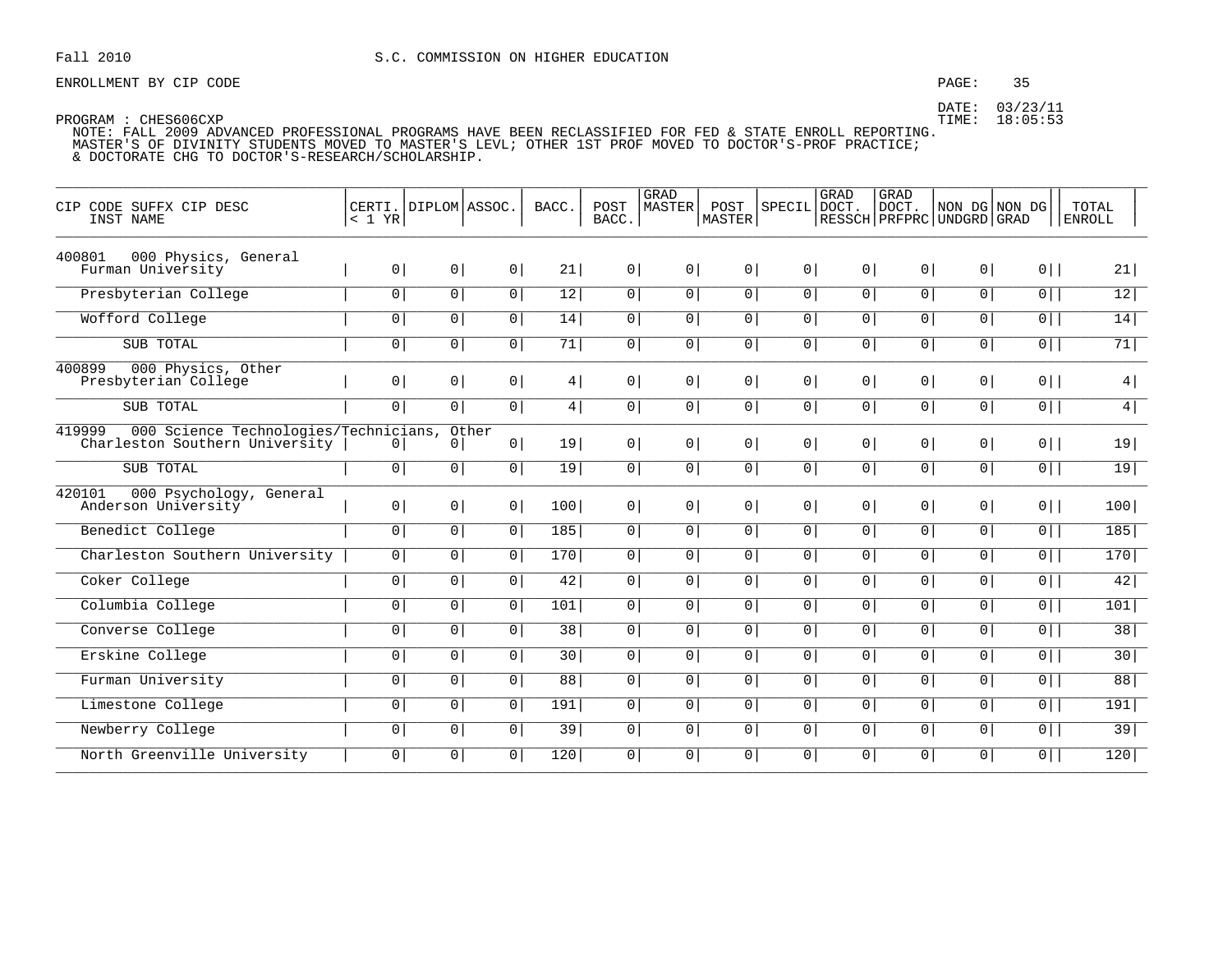Fall 2010 S.C. COMMISSION ON HIGHER EDUCATION

ENROLLMENT BY CIP CODE

DATE: 03/23/11
TIME: 18:05:53

PROGRAM : CHES606CXP
NOTE: FALL 2009 ADVANCED PROFESSIONAL PROGRAMS HAVE BEEN RECLASSIFIED FOR FED & STATE ENROLL REPORTING.
MASTER'S OF DIVINITY STUDENTS MOVED TO MASTER'S LEVL; OTHER 1ST PROF MOVED TO DOCTOR'S-PROF PRACTICE;
& DOCTORATE CHG TO DOCTOR'S-RESEARCH/SCHOLARSHIP.

| CIP CODE SUFFX CIP DESC INST NAME | CERTI. < 1 YR | DIPLOM | ASSOC. | BACC. | POST BACC. | GRAD MASTER | POST MASTER | SPECIL | GRAD DOCT. RESSCH | GRAD DOCT. PRFPRC | NON DG UNDGRD | NON DG GRAD | TOTAL ENROLL |
|---|---|---|---|---|---|---|---|---|---|---|---|---|---|
| 400801 000 Physics, General | | | | | | | | | | | | | |
| Furman University | 0 | 0 | 0 | 21 | 0 | 0 | 0 | 0 | 0 | 0 | 0 | 0 | 21 |
| Presbyterian College | 0 | 0 | 0 | 12 | 0 | 0 | 0 | 0 | 0 | 0 | 0 | 0 | 12 |
| Wofford College | 0 | 0 | 0 | 14 | 0 | 0 | 0 | 0 | 0 | 0 | 0 | 0 | 14 |
| SUB TOTAL | 0 | 0 | 0 | 71 | 0 | 0 | 0 | 0 | 0 | 0 | 0 | 0 | 71 |
| 400899 000 Physics, Other | | | | | | | | | | | | | |
| Presbyterian College | 0 | 0 | 0 | 4 | 0 | 0 | 0 | 0 | 0 | 0 | 0 | 0 | 4 |
| SUB TOTAL | 0 | 0 | 0 | 4 | 0 | 0 | 0 | 0 | 0 | 0 | 0 | 0 | 4 |
| 419999 000 Science Technologies/Technicians, Other | | | | | | | | | | | | | |
| Charleston Southern University | 0 | 0 | 0 | 19 | 0 | 0 | 0 | 0 | 0 | 0 | 0 | 0 | 19 |
| SUB TOTAL | 0 | 0 | 0 | 19 | 0 | 0 | 0 | 0 | 0 | 0 | 0 | 0 | 19 |
| 420101 000 Psychology, General | | | | | | | | | | | | | |
| Anderson University | 0 | 0 | 0 | 100 | 0 | 0 | 0 | 0 | 0 | 0 | 0 | 0 | 100 |
| Benedict College | 0 | 0 | 0 | 185 | 0 | 0 | 0 | 0 | 0 | 0 | 0 | 0 | 185 |
| Charleston Southern University | 0 | 0 | 0 | 170 | 0 | 0 | 0 | 0 | 0 | 0 | 0 | 0 | 170 |
| Coker College | 0 | 0 | 0 | 42 | 0 | 0 | 0 | 0 | 0 | 0 | 0 | 0 | 42 |
| Columbia College | 0 | 0 | 0 | 101 | 0 | 0 | 0 | 0 | 0 | 0 | 0 | 0 | 101 |
| Converse College | 0 | 0 | 0 | 38 | 0 | 0 | 0 | 0 | 0 | 0 | 0 | 0 | 38 |
| Erskine College | 0 | 0 | 0 | 30 | 0 | 0 | 0 | 0 | 0 | 0 | 0 | 0 | 30 |
| Furman University | 0 | 0 | 0 | 88 | 0 | 0 | 0 | 0 | 0 | 0 | 0 | 0 | 88 |
| Limestone College | 0 | 0 | 0 | 191 | 0 | 0 | 0 | 0 | 0 | 0 | 0 | 0 | 191 |
| Newberry College | 0 | 0 | 0 | 39 | 0 | 0 | 0 | 0 | 0 | 0 | 0 | 0 | 39 |
| North Greenville University | 0 | 0 | 0 | 120 | 0 | 0 | 0 | 0 | 0 | 0 | 0 | 0 | 120 |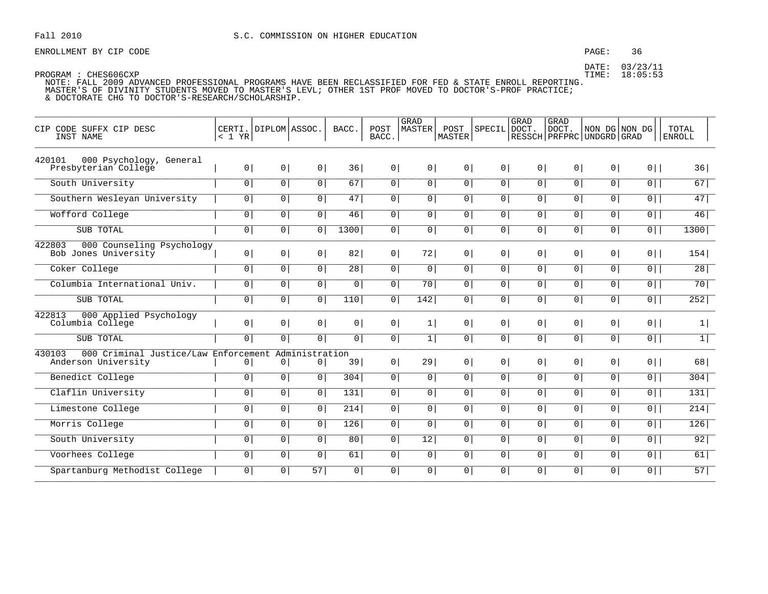Fall 2010 S.C. COMMISSION ON HIGHER EDUCATION

ENROLLMENT BY CIP CODE

DATE: 03/23/11
TIME: 18:05:53

PROGRAM : CHES606CXP

NOTE: FALL 2009 ADVANCED PROFESSIONAL PROGRAMS HAVE BEEN RECLASSIFIED FOR FED & STATE ENROLL REPORTING. MASTER'S OF DIVINITY STUDENTS MOVED TO MASTER'S LEVL; OTHER 1ST PROF MOVED TO DOCTOR'S-PROF PRACTICE; & DOCTORATE CHG TO DOCTOR'S-RESEARCH/SCHOLARSHIP.

| CIP CODE SUFFX CIP DESC<br>INST NAME | CERTI.<br>< 1 YR | DIPLOM | ASSOC. | BACC. | POST<br>BACC. | GRAD<br>MASTER | POST<br>MASTER | SPECIL | GRAD<br>DOCT.<br>RESSCH | GRAD<br>DOCT.<br>PRFPRC | NON DG<br>UNDGRD | NON DG<br>GRAD | TOTAL<br>ENROLL |
|---|---|---|---|---|---|---|---|---|---|---|---|---|---|
| 420101 000 Psychology, General | | | | | | | | | | | | | |
| Presbyterian College | 0 | 0 | 0 | 36 | 0 | 0 | 0 | 0 | 0 | 0 | 0 | 0 | 36 |
| South University | 0 | 0 | 0 | 67 | 0 | 0 | 0 | 0 | 0 | 0 | 0 | 0 | 67 |
| Southern Wesleyan University | 0 | 0 | 0 | 47 | 0 | 0 | 0 | 0 | 0 | 0 | 0 | 0 | 47 |
| Wofford College | 0 | 0 | 0 | 46 | 0 | 0 | 0 | 0 | 0 | 0 | 0 | 0 | 46 |
| SUB TOTAL | 0 | 0 | 0 | 1300 | 0 | 0 | 0 | 0 | 0 | 0 | 0 | 0 | 1300 |
| 422803 000 Counseling Psychology | | | | | | | | | | | | | |
| Bob Jones University | 0 | 0 | 0 | 82 | 0 | 72 | 0 | 0 | 0 | 0 | 0 | 0 | 154 |
| Coker College | 0 | 0 | 0 | 28 | 0 | 0 | 0 | 0 | 0 | 0 | 0 | 0 | 28 |
| Columbia International Univ. | 0 | 0 | 0 | 0 | 0 | 70 | 0 | 0 | 0 | 0 | 0 | 0 | 70 |
| SUB TOTAL | 0 | 0 | 0 | 110 | 0 | 142 | 0 | 0 | 0 | 0 | 0 | 0 | 252 |
| 422813 000 Applied Psychology | | | | | | | | | | | | | |
| Columbia College | 0 | 0 | 0 | 0 | 0 | 1 | 0 | 0 | 0 | 0 | 0 | 0 | 1 |
| SUB TOTAL | 0 | 0 | 0 | 0 | 0 | 1 | 0 | 0 | 0 | 0 | 0 | 0 | 1 |
| 430103 000 Criminal Justice/Law Enforcement Administration | | | | | | | | | | | | | |
| Anderson University | 0 | 0 | 0 | 39 | 0 | 29 | 0 | 0 | 0 | 0 | 0 | 0 | 68 |
| Benedict College | 0 | 0 | 0 | 304 | 0 | 0 | 0 | 0 | 0 | 0 | 0 | 0 | 304 |
| Claflin University | 0 | 0 | 0 | 131 | 0 | 0 | 0 | 0 | 0 | 0 | 0 | 0 | 131 |
| Limestone College | 0 | 0 | 0 | 214 | 0 | 0 | 0 | 0 | 0 | 0 | 0 | 0 | 214 |
| Morris College | 0 | 0 | 0 | 126 | 0 | 0 | 0 | 0 | 0 | 0 | 0 | 0 | 126 |
| South University | 0 | 0 | 0 | 80 | 0 | 12 | 0 | 0 | 0 | 0 | 0 | 0 | 92 |
| Voorhees College | 0 | 0 | 0 | 61 | 0 | 0 | 0 | 0 | 0 | 0 | 0 | 0 | 61 |
| Spartanburg Methodist College | 0 | 0 | 57 | 0 | 0 | 0 | 0 | 0 | 0 | 0 | 0 | 0 | 57 |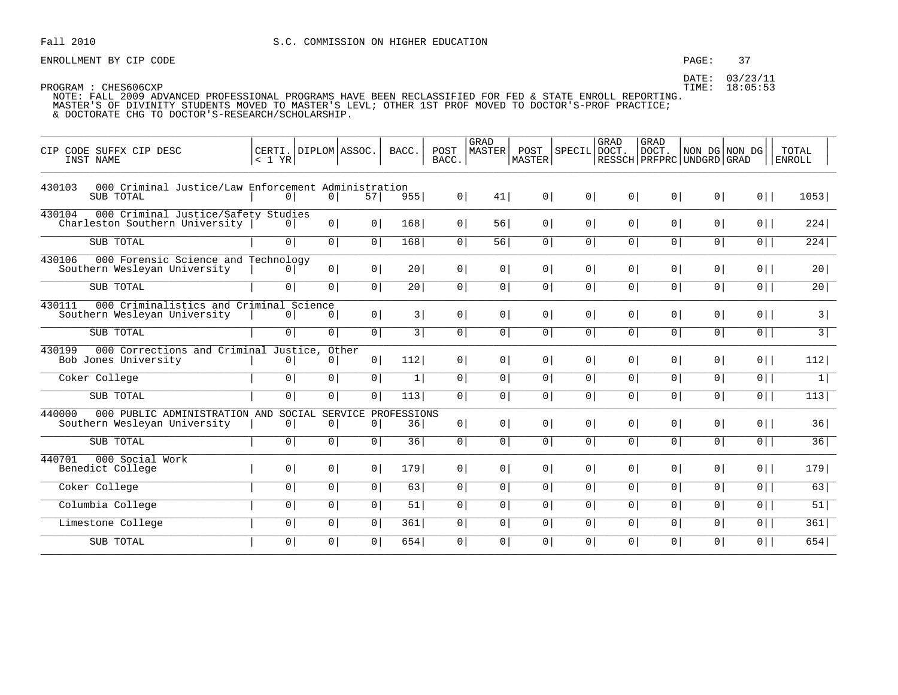Fall 2010 S.C. COMMISSION ON HIGHER EDUCATION

ENROLLMENT BY CIP CODE

DATE: 03/23/11
TIME: 18:05:53

PROGRAM : CHES606CXP

NOTE: FALL 2009 ADVANCED PROFESSIONAL PROGRAMS HAVE BEEN RECLASSIFIED FOR FED & STATE ENROLL REPORTING.
MASTER'S OF DIVINITY STUDENTS MOVED TO MASTER'S LEVL; OTHER 1ST PROF MOVED TO DOCTOR'S-PROF PRACTICE;
& DOCTORATE CHG TO DOCTOR'S-RESEARCH/SCHOLARSHIP.

| CIP CODE SUFFX CIP DESC / INST NAME | CERTI. < 1 YR | DIPLOM | ASSOC. | BACC. | POST BACC. | GRAD MASTER | POST MASTER | SPECIL | GRAD DOCT. RESSCH | GRAD DOCT. PRFPRC | NON DG UNDGRD | NON DG GRAD | TOTAL ENROLL |
|---|---|---|---|---|---|---|---|---|---|---|---|---|---|
| 430103 000 Criminal Justice/Law Enforcement Administration | | | | | | | | | | | | | |
| SUB TOTAL | 0 | 0 | 57 | 955 | 0 | 41 | 0 | 0 | 0 | 0 | 0 | 0 | 1053 |
| 430104 000 Criminal Justice/Safety Studies | | | | | | | | | | | | | |
| Charleston Southern University | 0 | 0 | 0 | 168 | 0 | 56 | 0 | 0 | 0 | 0 | 0 | 0 | 224 |
| SUB TOTAL | 0 | 0 | 0 | 168 | 0 | 56 | 0 | 0 | 0 | 0 | 0 | 0 | 224 |
| 430106 000 Forensic Science and Technology | | | | | | | | | | | | | |
| Southern Wesleyan University | 0 | 0 | 0 | 20 | 0 | 0 | 0 | 0 | 0 | 0 | 0 | 0 | 20 |
| SUB TOTAL | 0 | 0 | 0 | 20 | 0 | 0 | 0 | 0 | 0 | 0 | 0 | 0 | 20 |
| 430111 000 Criminalistics and Criminal Science | | | | | | | | | | | | | |
| Southern Wesleyan University | 0 | 0 | 0 | 3 | 0 | 0 | 0 | 0 | 0 | 0 | 0 | 0 | 3 |
| SUB TOTAL | 0 | 0 | 0 | 3 | 0 | 0 | 0 | 0 | 0 | 0 | 0 | 0 | 3 |
| 430199 000 Corrections and Criminal Justice, Other | | | | | | | | | | | | | |
| Bob Jones University | 0 | 0 | 0 | 112 | 0 | 0 | 0 | 0 | 0 | 0 | 0 | 0 | 112 |
| Coker College | 0 | 0 | 0 | 1 | 0 | 0 | 0 | 0 | 0 | 0 | 0 | 0 | 1 |
| SUB TOTAL | 0 | 0 | 0 | 113 | 0 | 0 | 0 | 0 | 0 | 0 | 0 | 0 | 113 |
| 440000 000 PUBLIC ADMINISTRATION AND SOCIAL SERVICE PROFESSIONS | | | | | | | | | | | | | |
| Southern Wesleyan University | 0 | 0 | 0 | 36 | 0 | 0 | 0 | 0 | 0 | 0 | 0 | 0 | 36 |
| SUB TOTAL | 0 | 0 | 0 | 36 | 0 | 0 | 0 | 0 | 0 | 0 | 0 | 0 | 36 |
| 440701 000 Social Work | | | | | | | | | | | | | |
| Benedict College | 0 | 0 | 0 | 179 | 0 | 0 | 0 | 0 | 0 | 0 | 0 | 0 | 179 |
| Coker College | 0 | 0 | 0 | 63 | 0 | 0 | 0 | 0 | 0 | 0 | 0 | 0 | 63 |
| Columbia College | 0 | 0 | 0 | 51 | 0 | 0 | 0 | 0 | 0 | 0 | 0 | 0 | 51 |
| Limestone College | 0 | 0 | 0 | 361 | 0 | 0 | 0 | 0 | 0 | 0 | 0 | 0 | 361 |
| SUB TOTAL | 0 | 0 | 0 | 654 | 0 | 0 | 0 | 0 | 0 | 0 | 0 | 0 | 654 |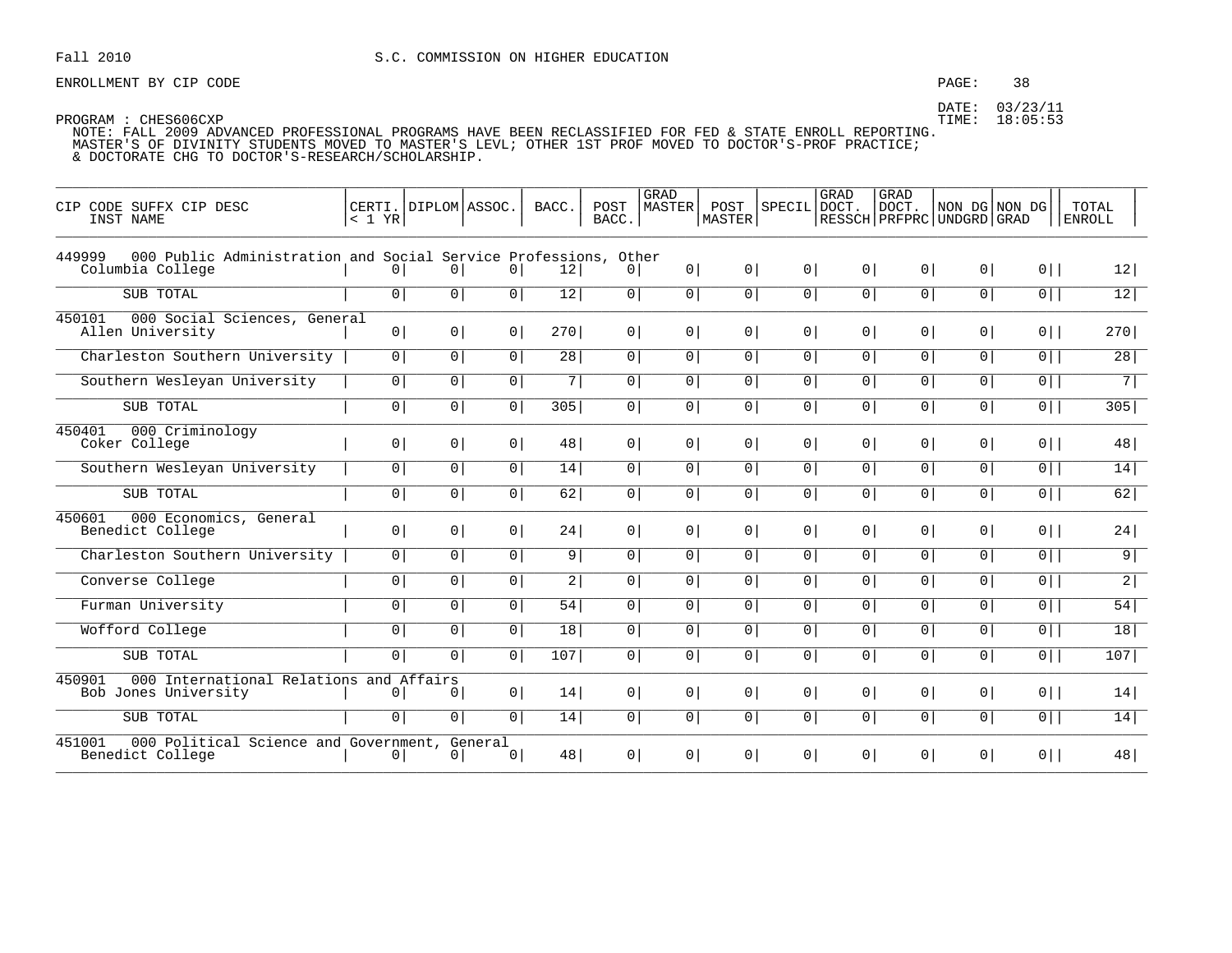Fall 2010 S.C. COMMISSION ON HIGHER EDUCATION

ENROLLMENT BY CIP CODE

DATE: 03/23/11
TIME: 18:05:53

PROGRAM : CHES606CXP
NOTE: FALL 2009 ADVANCED PROFESSIONAL PROGRAMS HAVE BEEN RECLASSIFIED FOR FED & STATE ENROLL REPORTING.
MASTER'S OF DIVINITY STUDENTS MOVED TO MASTER'S LEVL; OTHER 1ST PROF MOVED TO DOCTOR'S-PROF PRACTICE;
& DOCTORATE CHG TO DOCTOR'S-RESEARCH/SCHOLARSHIP.

| CIP CODE SUFFX CIP DESC / INST NAME | CERTI. < 1 YR | DIPLOM | ASSOC. | BACC. | POST BACC. | GRAD MASTER | POST MASTER | SPECIL | GRAD DOCT. RESSCH | GRAD DOCT. PRFPRC | NON DG UNDGRD | NON DG GRAD | TOTAL ENROLL |
|---|---|---|---|---|---|---|---|---|---|---|---|---|---|
| 449999 000 Public Administration and Social Service Professions, Other | | | | | | | | | | | | | |
| Columbia College | 0 | 0 | 0 | 12 | 0 | 0 | 0 | 0 | 0 | 0 | 0 | 0 | 12 |
| SUB TOTAL | 0 | 0 | 0 | 12 | 0 | 0 | 0 | 0 | 0 | 0 | 0 | 0 | 12 |
| 450101 000 Social Sciences, General | | | | | | | | | | | | | |
| Allen University | 0 | 0 | 0 | 270 | 0 | 0 | 0 | 0 | 0 | 0 | 0 | 0 | 270 |
| Charleston Southern University | 0 | 0 | 0 | 28 | 0 | 0 | 0 | 0 | 0 | 0 | 0 | 0 | 28 |
| Southern Wesleyan University | 0 | 0 | 0 | 7 | 0 | 0 | 0 | 0 | 0 | 0 | 0 | 0 | 7 |
| SUB TOTAL | 0 | 0 | 0 | 305 | 0 | 0 | 0 | 0 | 0 | 0 | 0 | 0 | 305 |
| 450401 000 Criminology | | | | | | | | | | | | | |
| Coker College | 0 | 0 | 0 | 48 | 0 | 0 | 0 | 0 | 0 | 0 | 0 | 0 | 48 |
| Southern Wesleyan University | 0 | 0 | 0 | 14 | 0 | 0 | 0 | 0 | 0 | 0 | 0 | 0 | 14 |
| SUB TOTAL | 0 | 0 | 0 | 62 | 0 | 0 | 0 | 0 | 0 | 0 | 0 | 0 | 62 |
| 450601 000 Economics, General | | | | | | | | | | | | | |
| Benedict College | 0 | 0 | 0 | 24 | 0 | 0 | 0 | 0 | 0 | 0 | 0 | 0 | 24 |
| Charleston Southern University | 0 | 0 | 0 | 9 | 0 | 0 | 0 | 0 | 0 | 0 | 0 | 0 | 9 |
| Converse College | 0 | 0 | 0 | 2 | 0 | 0 | 0 | 0 | 0 | 0 | 0 | 0 | 2 |
| Furman University | 0 | 0 | 0 | 54 | 0 | 0 | 0 | 0 | 0 | 0 | 0 | 0 | 54 |
| Wofford College | 0 | 0 | 0 | 18 | 0 | 0 | 0 | 0 | 0 | 0 | 0 | 0 | 18 |
| SUB TOTAL | 0 | 0 | 0 | 107 | 0 | 0 | 0 | 0 | 0 | 0 | 0 | 0 | 107 |
| 450901 000 International Relations and Affairs | | | | | | | | | | | | | |
| Bob Jones University | 0 | 0 | 0 | 14 | 0 | 0 | 0 | 0 | 0 | 0 | 0 | 0 | 14 |
| SUB TOTAL | 0 | 0 | 0 | 14 | 0 | 0 | 0 | 0 | 0 | 0 | 0 | 0 | 14 |
| 451001 000 Political Science and Government, General | | | | | | | | | | | | | |
| Benedict College | 0 | 0 | 0 | 48 | 0 | 0 | 0 | 0 | 0 | 0 | 0 | 0 | 48 |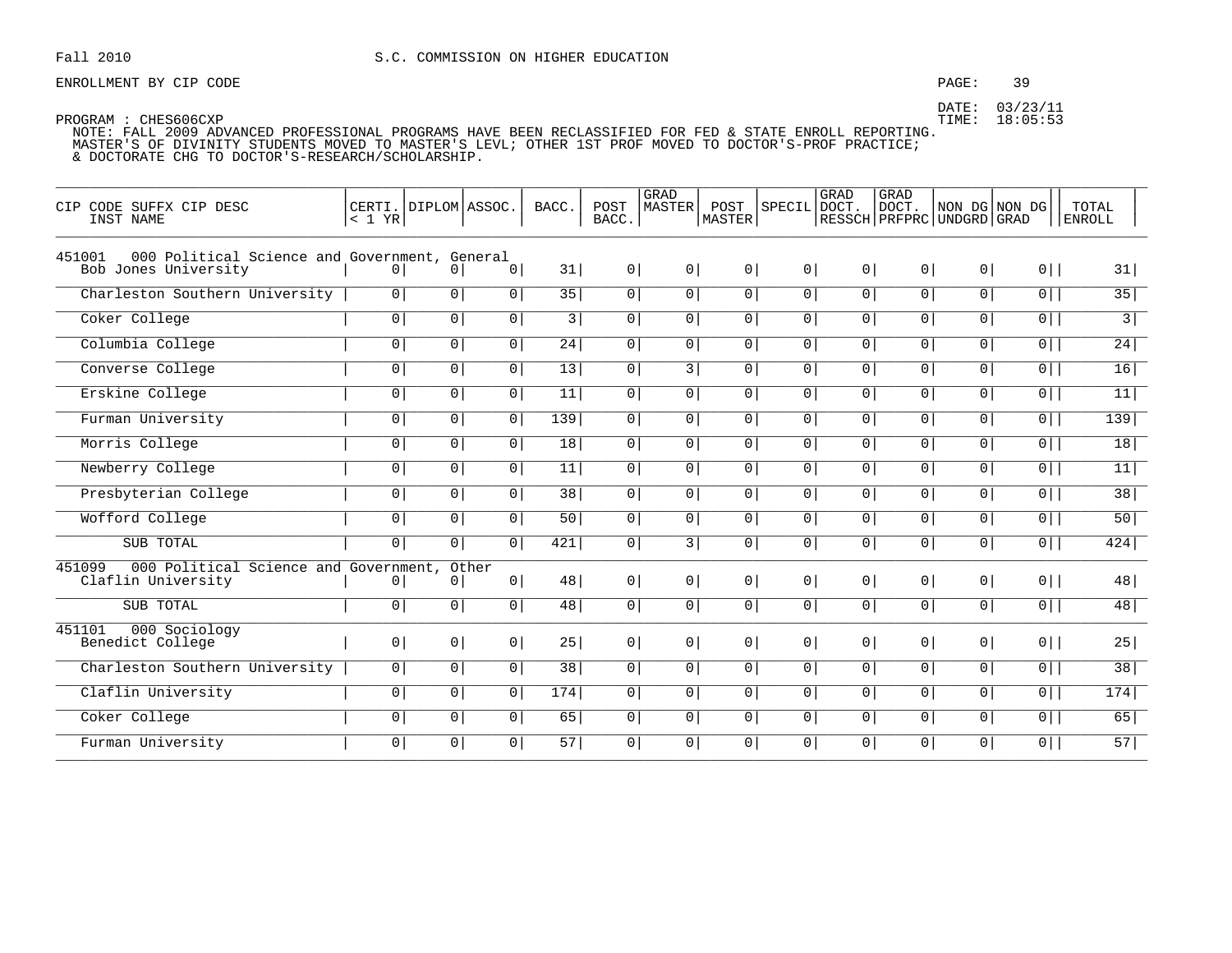Fall 2010 S.C. COMMISSION ON HIGHER EDUCATION

ENROLLMENT BY CIP CODE

DATE: 03/23/11
TIME: 18:05:53

PROGRAM : CHES606CXP
NOTE: FALL 2009 ADVANCED PROFESSIONAL PROGRAMS HAVE BEEN RECLASSIFIED FOR FED & STATE ENROLL REPORTING.
MASTER'S OF DIVINITY STUDENTS MOVED TO MASTER'S LEVL; OTHER 1ST PROF MOVED TO DOCTOR'S-PROF PRACTICE;
& DOCTORATE CHG TO DOCTOR'S-RESEARCH/SCHOLARSHIP.

| CIP CODE SUFFX CIP DESC / INST NAME | CERTI. < 1 YR | DIPLOM | ASSOC. | BACC. | POST BACC. | GRAD MASTER | POST MASTER | SPECIL | GRAD DOCT. RESSCH | GRAD DOCT. PRFPRC | NON DG UNDGRD | NON DG GRAD | TOTAL ENROLL |
|---|---|---|---|---|---|---|---|---|---|---|---|---|---|
| **451001 000 Political Science and Government, General** | | | | | | | | | | | | | |
| Bob Jones University | 0 | 0 | 0 | 31 | 0 | 0 | 0 | 0 | 0 | 0 | 0 | 0 | 31 |
| Charleston Southern University | 0 | 0 | 0 | 35 | 0 | 0 | 0 | 0 | 0 | 0 | 0 | 0 | 35 |
| Coker College | 0 | 0 | 0 | 3 | 0 | 0 | 0 | 0 | 0 | 0 | 0 | 0 | 3 |
| Columbia College | 0 | 0 | 0 | 24 | 0 | 0 | 0 | 0 | 0 | 0 | 0 | 0 | 24 |
| Converse College | 0 | 0 | 0 | 13 | 0 | 3 | 0 | 0 | 0 | 0 | 0 | 0 | 16 |
| Erskine College | 0 | 0 | 0 | 11 | 0 | 0 | 0 | 0 | 0 | 0 | 0 | 0 | 11 |
| Furman University | 0 | 0 | 0 | 139 | 0 | 0 | 0 | 0 | 0 | 0 | 0 | 0 | 139 |
| Morris College | 0 | 0 | 0 | 18 | 0 | 0 | 0 | 0 | 0 | 0 | 0 | 0 | 18 |
| Newberry College | 0 | 0 | 0 | 11 | 0 | 0 | 0 | 0 | 0 | 0 | 0 | 0 | 11 |
| Presbyterian College | 0 | 0 | 0 | 38 | 0 | 0 | 0 | 0 | 0 | 0 | 0 | 0 | 38 |
| Wofford College | 0 | 0 | 0 | 50 | 0 | 0 | 0 | 0 | 0 | 0 | 0 | 0 | 50 |
| SUB TOTAL | 0 | 0 | 0 | 421 | 0 | 3 | 0 | 0 | 0 | 0 | 0 | 0 | 424 |
| **451099 000 Political Science and Government, Other** | | | | | | | | | | | | | |
| Claflin University | 0 | 0 | 0 | 48 | 0 | 0 | 0 | 0 | 0 | 0 | 0 | 0 | 48 |
| SUB TOTAL | 0 | 0 | 0 | 48 | 0 | 0 | 0 | 0 | 0 | 0 | 0 | 0 | 48 |
| **451101 000 Sociology** | | | | | | | | | | | | | |
| Benedict College | 0 | 0 | 0 | 25 | 0 | 0 | 0 | 0 | 0 | 0 | 0 | 0 | 25 |
| Charleston Southern University | 0 | 0 | 0 | 38 | 0 | 0 | 0 | 0 | 0 | 0 | 0 | 0 | 38 |
| Claflin University | 0 | 0 | 0 | 174 | 0 | 0 | 0 | 0 | 0 | 0 | 0 | 0 | 174 |
| Coker College | 0 | 0 | 0 | 65 | 0 | 0 | 0 | 0 | 0 | 0 | 0 | 0 | 65 |
| Furman University | 0 | 0 | 0 | 57 | 0 | 0 | 0 | 0 | 0 | 0 | 0 | 0 | 57 |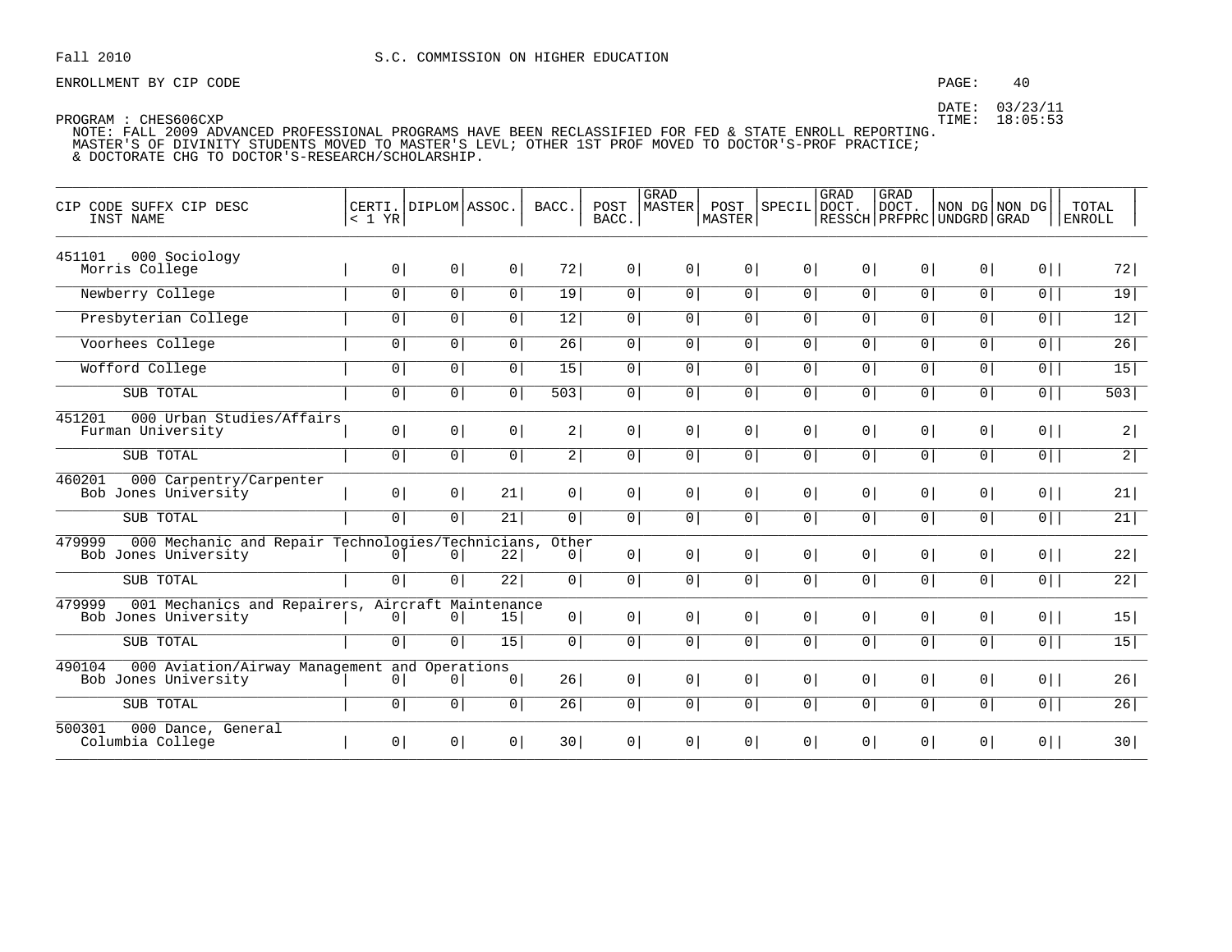Fall 2010 S.C. COMMISSION ON HIGHER EDUCATION

ENROLLMENT BY CIP CODE

DATE: 03/23/11
TIME: 18:05:53

PROGRAM : CHES606CXP

NOTE: FALL 2009 ADVANCED PROFESSIONAL PROGRAMS HAVE BEEN RECLASSIFIED FOR FED & STATE ENROLL REPORTING.
MASTER'S OF DIVINITY STUDENTS MOVED TO MASTER'S LEVL; OTHER 1ST PROF MOVED TO DOCTOR'S-PROF PRACTICE;
& DOCTORATE CHG TO DOCTOR'S-RESEARCH/SCHOLARSHIP.

| CIP CODE SUFFX CIP DESC / INST NAME | CERTI. < 1 YR | DIPLOM | ASSOC. | BACC. | POST BACC. | GRAD MASTER | POST MASTER | SPECIL | GRAD DOCT. RESSCH | GRAD DOCT. PRFPRC | NON DG UNDGRD | NON DG GRAD | TOTAL ENROLL |
|---|---|---|---|---|---|---|---|---|---|---|---|---|---|
| 451101 000 Sociology | | | | | | | | | | | | | |
| Morris College | 0 | 0 | 0 | 72 | 0 | 0 | 0 | 0 | 0 | 0 | 0 | 0 | 72 |
| Newberry College | 0 | 0 | 0 | 19 | 0 | 0 | 0 | 0 | 0 | 0 | 0 | 0 | 19 |
| Presbyterian College | 0 | 0 | 0 | 12 | 0 | 0 | 0 | 0 | 0 | 0 | 0 | 0 | 12 |
| Voorhees College | 0 | 0 | 0 | 26 | 0 | 0 | 0 | 0 | 0 | 0 | 0 | 0 | 26 |
| Wofford College | 0 | 0 | 0 | 15 | 0 | 0 | 0 | 0 | 0 | 0 | 0 | 0 | 15 |
| SUB TOTAL | 0 | 0 | 0 | 503 | 0 | 0 | 0 | 0 | 0 | 0 | 0 | 0 | 503 |
| 451201 000 Urban Studies/Affairs | | | | | | | | | | | | | |
| Furman University | 0 | 0 | 0 | 2 | 0 | 0 | 0 | 0 | 0 | 0 | 0 | 0 | 2 |
| SUB TOTAL | 0 | 0 | 0 | 2 | 0 | 0 | 0 | 0 | 0 | 0 | 0 | 0 | 2 |
| 460201 000 Carpentry/Carpenter | | | | | | | | | | | | | |
| Bob Jones University | 0 | 0 | 21 | 0 | 0 | 0 | 0 | 0 | 0 | 0 | 0 | 0 | 21 |
| SUB TOTAL | 0 | 0 | 21 | 0 | 0 | 0 | 0 | 0 | 0 | 0 | 0 | 0 | 21 |
| 479999 000 Mechanic and Repair Technologies/Technicians, Other | | | | | | | | | | | | | |
| Bob Jones University | 0 | 0 | 22 | 0 | 0 | 0 | 0 | 0 | 0 | 0 | 0 | 0 | 22 |
| SUB TOTAL | 0 | 0 | 22 | 0 | 0 | 0 | 0 | 0 | 0 | 0 | 0 | 0 | 22 |
| 479999 001 Mechanics and Repairers, Aircraft Maintenance | | | | | | | | | | | | | |
| Bob Jones University | 0 | 0 | 15 | 0 | 0 | 0 | 0 | 0 | 0 | 0 | 0 | 0 | 15 |
| SUB TOTAL | 0 | 0 | 15 | 0 | 0 | 0 | 0 | 0 | 0 | 0 | 0 | 0 | 15 |
| 490104 000 Aviation/Airway Management and Operations | | | | | | | | | | | | | |
| Bob Jones University | 0 | 0 | 0 | 26 | 0 | 0 | 0 | 0 | 0 | 0 | 0 | 0 | 26 |
| SUB TOTAL | 0 | 0 | 0 | 26 | 0 | 0 | 0 | 0 | 0 | 0 | 0 | 0 | 26 |
| 500301 000 Dance, General | | | | | | | | | | | | | |
| Columbia College | 0 | 0 | 0 | 30 | 0 | 0 | 0 | 0 | 0 | 0 | 0 | 0 | 30 |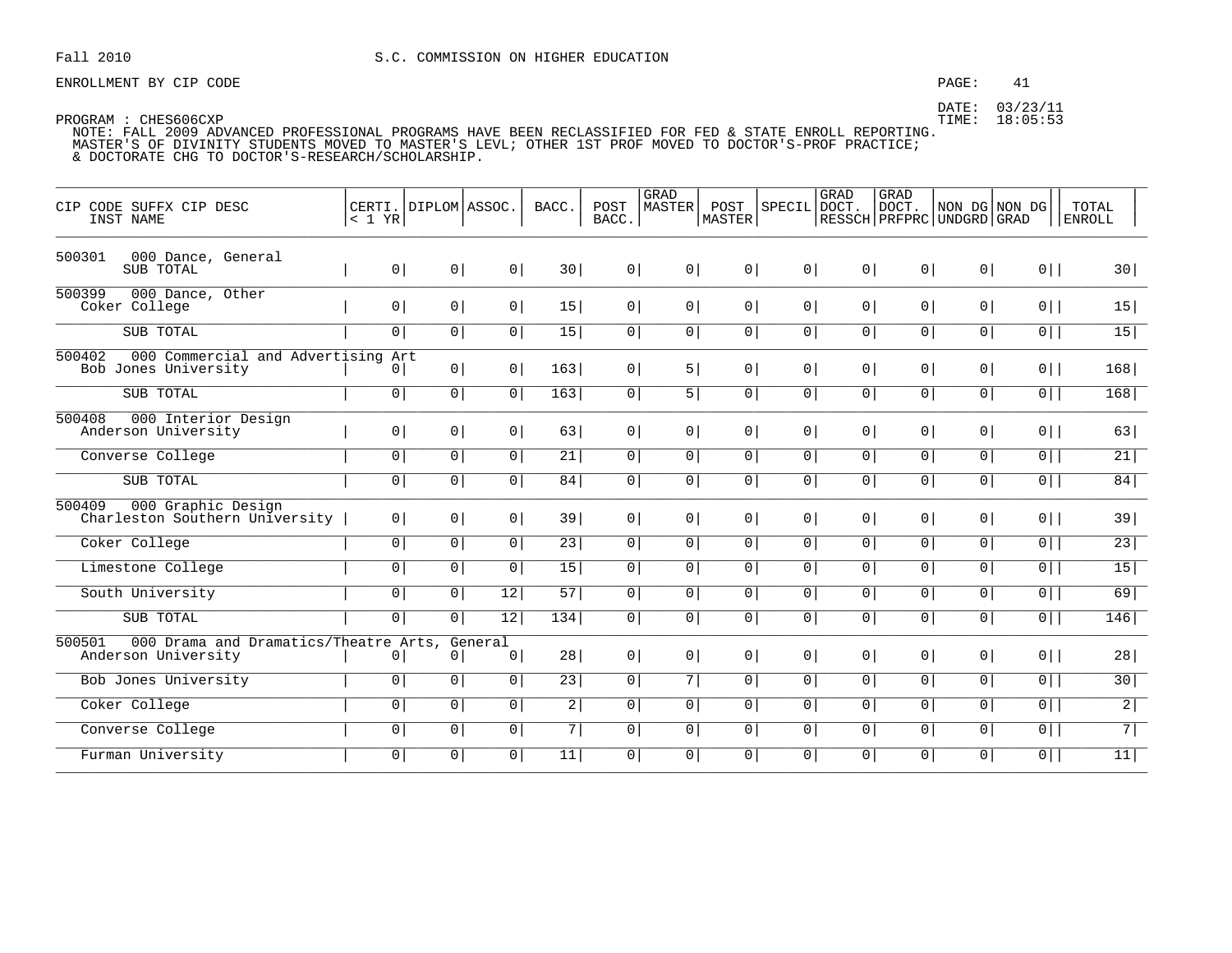Fall 2010 S.C. COMMISSION ON HIGHER EDUCATION

ENROLLMENT BY CIP CODE

DATE: 03/23/11
TIME: 18:05:53

PROGRAM : CHES606CXP
NOTE: FALL 2009 ADVANCED PROFESSIONAL PROGRAMS HAVE BEEN RECLASSIFIED FOR FED & STATE ENROLL REPORTING.
MASTER'S OF DIVINITY STUDENTS MOVED TO MASTER'S LEVL; OTHER 1ST PROF MOVED TO DOCTOR'S-PROF PRACTICE;
& DOCTORATE CHG TO DOCTOR'S-RESEARCH/SCHOLARSHIP.

| CIP CODE SUFFX CIP DESC / INST NAME | CERTI. < 1 YR | DIPLOM | ASSOC. | BACC. | POST BACC. | GRAD MASTER | POST MASTER | SPECIL | GRAD DOCT. RESSCH | GRAD DOCT. PRFPRC | NON DG UNDGRD | NON DG GRAD | TOTAL ENROLL |
|---|---|---|---|---|---|---|---|---|---|---|---|---|---|
| 500301 000 Dance, General | | | | | | | | | | | | | |
| SUB TOTAL | 0 | 0 | 0 | 30 | 0 | 0 | 0 | 0 | 0 | 0 | 0 | 0 | 30 |
| 500399 000 Dance, Other | | | | | | | | | | | | | |
| Coker College | 0 | 0 | 0 | 15 | 0 | 0 | 0 | 0 | 0 | 0 | 0 | 0 | 15 |
| SUB TOTAL | 0 | 0 | 0 | 15 | 0 | 0 | 0 | 0 | 0 | 0 | 0 | 0 | 15 |
| 500402 000 Commercial and Advertising Art | | | | | | | | | | | | | |
| Bob Jones University | 0 | 0 | 0 | 163 | 0 | 5 | 0 | 0 | 0 | 0 | 0 | 0 | 168 |
| SUB TOTAL | 0 | 0 | 0 | 163 | 0 | 5 | 0 | 0 | 0 | 0 | 0 | 0 | 168 |
| 500408 000 Interior Design | | | | | | | | | | | | | |
| Anderson University | 0 | 0 | 0 | 63 | 0 | 0 | 0 | 0 | 0 | 0 | 0 | 0 | 63 |
| Converse College | 0 | 0 | 0 | 21 | 0 | 0 | 0 | 0 | 0 | 0 | 0 | 0 | 21 |
| SUB TOTAL | 0 | 0 | 0 | 84 | 0 | 0 | 0 | 0 | 0 | 0 | 0 | 0 | 84 |
| 500409 000 Graphic Design | | | | | | | | | | | | | |
| Charleston Southern University | 0 | 0 | 0 | 39 | 0 | 0 | 0 | 0 | 0 | 0 | 0 | 0 | 39 |
| Coker College | 0 | 0 | 0 | 23 | 0 | 0 | 0 | 0 | 0 | 0 | 0 | 0 | 23 |
| Limestone College | 0 | 0 | 0 | 15 | 0 | 0 | 0 | 0 | 0 | 0 | 0 | 0 | 15 |
| South University | 0 | 0 | 12 | 57 | 0 | 0 | 0 | 0 | 0 | 0 | 0 | 0 | 69 |
| SUB TOTAL | 0 | 0 | 12 | 134 | 0 | 0 | 0 | 0 | 0 | 0 | 0 | 0 | 146 |
| 500501 000 Drama and Dramatics/Theatre Arts, General | | | | | | | | | | | | | |
| Anderson University | 0 | 0 | 0 | 28 | 0 | 0 | 0 | 0 | 0 | 0 | 0 | 0 | 28 |
| Bob Jones University | 0 | 0 | 0 | 23 | 0 | 7 | 0 | 0 | 0 | 0 | 0 | 0 | 30 |
| Coker College | 0 | 0 | 0 | 2 | 0 | 0 | 0 | 0 | 0 | 0 | 0 | 0 | 2 |
| Converse College | 0 | 0 | 0 | 7 | 0 | 0 | 0 | 0 | 0 | 0 | 0 | 0 | 7 |
| Furman University | 0 | 0 | 0 | 11 | 0 | 0 | 0 | 0 | 0 | 0 | 0 | 0 | 11 |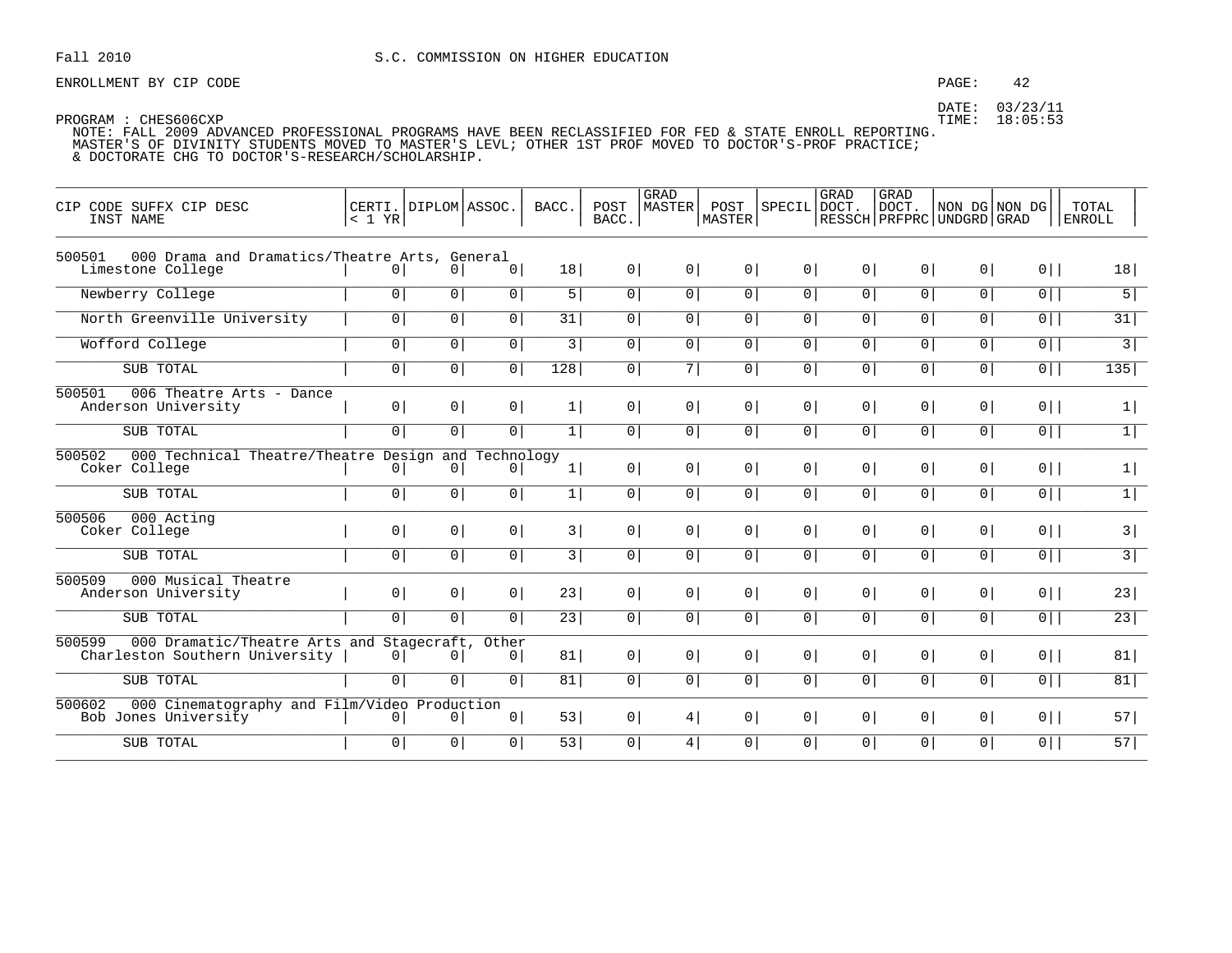Fall 2010 S.C. COMMISSION ON HIGHER EDUCATION

ENROLLMENT BY CIP CODE

DATE: 03/23/11
TIME: 18:05:53

PROGRAM : CHES606CXP
NOTE: FALL 2009 ADVANCED PROFESSIONAL PROGRAMS HAVE BEEN RECLASSIFIED FOR FED & STATE ENROLL REPORTING.
MASTER'S OF DIVINITY STUDENTS MOVED TO MASTER'S LEVL; OTHER 1ST PROF MOVED TO DOCTOR'S-PROF PRACTICE;
& DOCTORATE CHG TO DOCTOR'S-RESEARCH/SCHOLARSHIP.

| CIP CODE SUFFX CIP DESC / INST NAME | CERTI. < 1 YR | DIPLOM | ASSOC. | BACC. | POST BACC. | GRAD MASTER | POST MASTER | SPECIL | GRAD DOCT. RESSCH | GRAD DOCT. PRFPRC | NON DG UNDGRD | NON DG GRAD | TOTAL ENROLL |
|---|---|---|---|---|---|---|---|---|---|---|---|---|---|
| 500501 000 Drama and Dramatics/Theatre Arts, General | | | | | | | | | | | | | |
| Limestone College | 0 | 0 | 0 | 18 | 0 | 0 | 0 | 0 | 0 | 0 | 0 | 0 | 18 |
| Newberry College | 0 | 0 | 0 | 5 | 0 | 0 | 0 | 0 | 0 | 0 | 0 | 0 | 5 |
| North Greenville University | 0 | 0 | 0 | 31 | 0 | 0 | 0 | 0 | 0 | 0 | 0 | 0 | 31 |
| Wofford College | 0 | 0 | 0 | 3 | 0 | 0 | 0 | 0 | 0 | 0 | 0 | 0 | 3 |
| SUB TOTAL | 0 | 0 | 0 | 128 | 0 | 7 | 0 | 0 | 0 | 0 | 0 | 0 | 135 |
| 500501 006 Theatre Arts - Dance | | | | | | | | | | | | | |
| Anderson University | 0 | 0 | 0 | 1 | 0 | 0 | 0 | 0 | 0 | 0 | 0 | 0 | 1 |
| SUB TOTAL | 0 | 0 | 0 | 1 | 0 | 0 | 0 | 0 | 0 | 0 | 0 | 0 | 1 |
| 500502 000 Technical Theatre/Theatre Design and Technology | | | | | | | | | | | | | |
| Coker College | 0 | 0 | 0 | 1 | 0 | 0 | 0 | 0 | 0 | 0 | 0 | 0 | 1 |
| SUB TOTAL | 0 | 0 | 0 | 1 | 0 | 0 | 0 | 0 | 0 | 0 | 0 | 0 | 1 |
| 500506 000 Acting | | | | | | | | | | | | | |
| Coker College | 0 | 0 | 0 | 3 | 0 | 0 | 0 | 0 | 0 | 0 | 0 | 0 | 3 |
| SUB TOTAL | 0 | 0 | 0 | 3 | 0 | 0 | 0 | 0 | 0 | 0 | 0 | 0 | 3 |
| 500509 000 Musical Theatre | | | | | | | | | | | | | |
| Anderson University | 0 | 0 | 0 | 23 | 0 | 0 | 0 | 0 | 0 | 0 | 0 | 0 | 23 |
| SUB TOTAL | 0 | 0 | 0 | 23 | 0 | 0 | 0 | 0 | 0 | 0 | 0 | 0 | 23 |
| 500599 000 Dramatic/Theatre Arts and Stagecraft, Other | | | | | | | | | | | | | |
| Charleston Southern University | 0 | 0 | 0 | 81 | 0 | 0 | 0 | 0 | 0 | 0 | 0 | 0 | 81 |
| SUB TOTAL | 0 | 0 | 0 | 81 | 0 | 0 | 0 | 0 | 0 | 0 | 0 | 0 | 81 |
| 500602 000 Cinematography and Film/Video Production | | | | | | | | | | | | | |
| Bob Jones University | 0 | 0 | 0 | 53 | 0 | 4 | 0 | 0 | 0 | 0 | 0 | 0 | 57 |
| SUB TOTAL | 0 | 0 | 0 | 53 | 0 | 4 | 0 | 0 | 0 | 0 | 0 | 0 | 57 |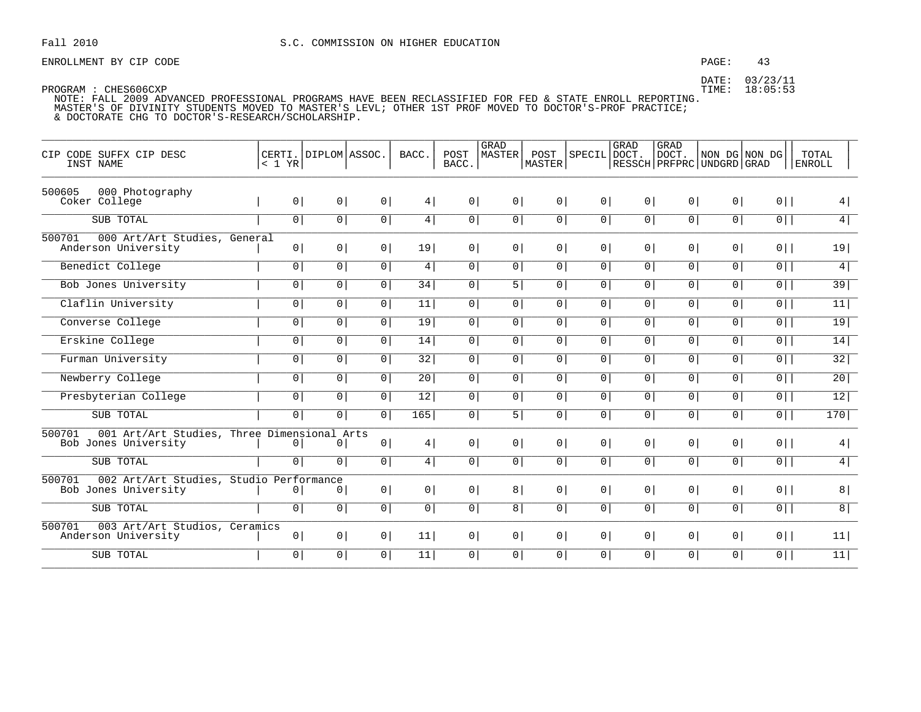Fall 2010 S.C. COMMISSION ON HIGHER EDUCATION

ENROLLMENT BY CIP CODE

DATE: 03/23/11
TIME: 18:05:53

PROGRAM : CHES606CXP

NOTE: FALL 2009 ADVANCED PROFESSIONAL PROGRAMS HAVE BEEN RECLASSIFIED FOR FED & STATE ENROLL REPORTING.
MASTER'S OF DIVINITY STUDENTS MOVED TO MASTER'S LEVL; OTHER 1ST PROF MOVED TO DOCTOR'S-PROF PRACTICE;
& DOCTORATE CHG TO DOCTOR'S-RESEARCH/SCHOLARSHIP.

| CIP CODE SUFFX CIP DESC / INST NAME | CERTI. < 1 YR | DIPLOM | ASSOC. | BACC. | POST BACC. | GRAD MASTER | POST MASTER | SPECIL | GRAD DOCT. RESSCH | GRAD DOCT. PRFPRC | NON DG UNDGRD | NON DG GRAD | TOTAL ENROLL |
|---|---|---|---|---|---|---|---|---|---|---|---|---|---|
| 500605 000 Photography | | | | | | | | | | | | | |
| Coker College | 0 | 0 | 0 | 4 | 0 | 0 | 0 | 0 | 0 | 0 | 0 | 0 | 4 |
| SUB TOTAL | 0 | 0 | 0 | 4 | 0 | 0 | 0 | 0 | 0 | 0 | 0 | 0 | 4 |
| 500701 000 Art/Art Studies, General | | | | | | | | | | | | | |
| Anderson University | 0 | 0 | 0 | 19 | 0 | 0 | 0 | 0 | 0 | 0 | 0 | 0 | 19 |
| Benedict College | 0 | 0 | 0 | 4 | 0 | 0 | 0 | 0 | 0 | 0 | 0 | 0 | 4 |
| Bob Jones University | 0 | 0 | 0 | 34 | 0 | 5 | 0 | 0 | 0 | 0 | 0 | 0 | 39 |
| Claflin University | 0 | 0 | 0 | 11 | 0 | 0 | 0 | 0 | 0 | 0 | 0 | 0 | 11 |
| Converse College | 0 | 0 | 0 | 19 | 0 | 0 | 0 | 0 | 0 | 0 | 0 | 0 | 19 |
| Erskine College | 0 | 0 | 0 | 14 | 0 | 0 | 0 | 0 | 0 | 0 | 0 | 0 | 14 |
| Furman University | 0 | 0 | 0 | 32 | 0 | 0 | 0 | 0 | 0 | 0 | 0 | 0 | 32 |
| Newberry College | 0 | 0 | 0 | 20 | 0 | 0 | 0 | 0 | 0 | 0 | 0 | 0 | 20 |
| Presbyterian College | 0 | 0 | 0 | 12 | 0 | 0 | 0 | 0 | 0 | 0 | 0 | 0 | 12 |
| SUB TOTAL | 0 | 0 | 0 | 165 | 0 | 5 | 0 | 0 | 0 | 0 | 0 | 0 | 170 |
| 500701 001 Art/Art Studies, Three Dimensional Arts | | | | | | | | | | | | | |
| Bob Jones University | 0 | 0 | 0 | 4 | 0 | 0 | 0 | 0 | 0 | 0 | 0 | 0 | 4 |
| SUB TOTAL | 0 | 0 | 0 | 4 | 0 | 0 | 0 | 0 | 0 | 0 | 0 | 0 | 4 |
| 500701 002 Art/Art Studies, Studio Performance | | | | | | | | | | | | | |
| Bob Jones University | 0 | 0 | 0 | 0 | 0 | 8 | 0 | 0 | 0 | 0 | 0 | 0 | 8 |
| SUB TOTAL | 0 | 0 | 0 | 0 | 0 | 8 | 0 | 0 | 0 | 0 | 0 | 0 | 8 |
| 500701 003 Art/Art Studios, Ceramics | | | | | | | | | | | | | |
| Anderson University | 0 | 0 | 0 | 11 | 0 | 0 | 0 | 0 | 0 | 0 | 0 | 0 | 11 |
| SUB TOTAL | 0 | 0 | 0 | 11 | 0 | 0 | 0 | 0 | 0 | 0 | 0 | 0 | 11 |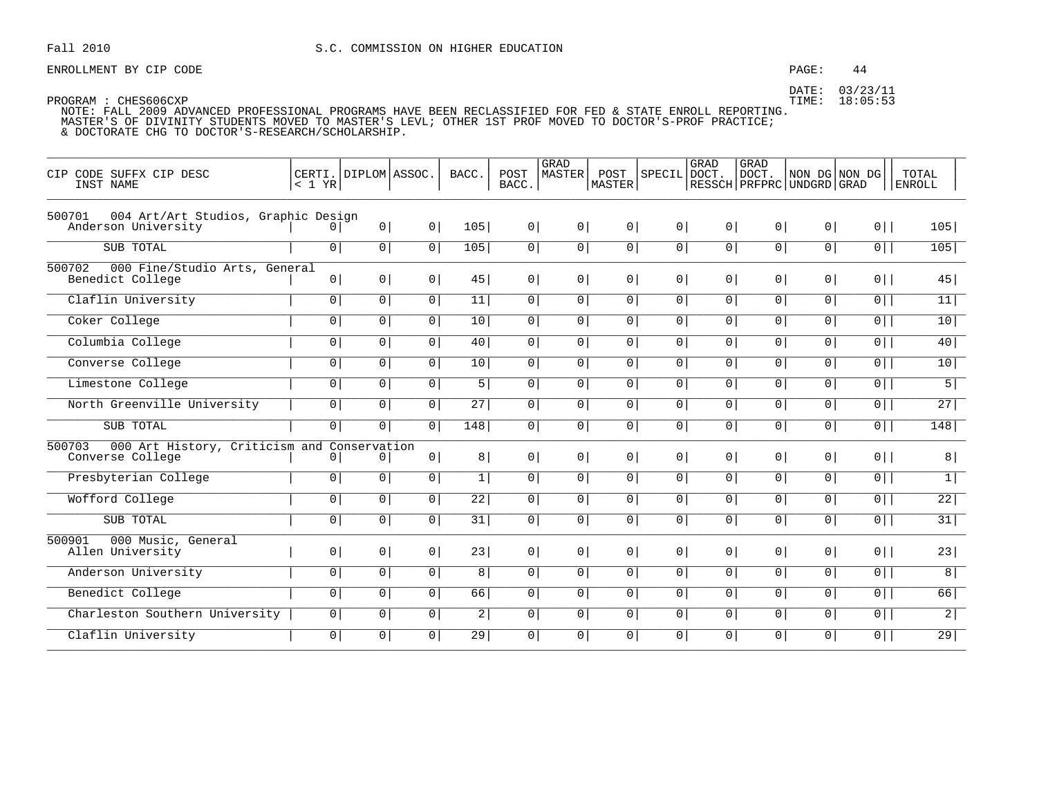Fall 2010 S.C. COMMISSION ON HIGHER EDUCATION

ENROLLMENT BY CIP CODE

DATE: 03/23/11
TIME: 18:05:53

PROGRAM : CHES606CXP
NOTE: FALL 2009 ADVANCED PROFESSIONAL PROGRAMS HAVE BEEN RECLASSIFIED FOR FED & STATE ENROLL REPORTING.
MASTER'S OF DIVINITY STUDENTS MOVED TO MASTER'S LEVL; OTHER 1ST PROF MOVED TO DOCTOR'S-PROF PRACTICE;
& DOCTORATE CHG TO DOCTOR'S-RESEARCH/SCHOLARSHIP.

| CIP CODE SUFFX CIP DESC / INST NAME | CERTI. < 1 YR | DIPLOM | ASSOC. | BACC. | POST BACC. | GRAD MASTER | POST MASTER | SPECIL | GRAD DOCT. RESSCH | GRAD DOCT. PRFPRC | NON DG UNDGRD | NON DG GRAD | TOTAL ENROLL |
|---|---|---|---|---|---|---|---|---|---|---|---|---|---|
| 500701 004 Art/Art Studios, Graphic Design | | | | | | | | | | | | | |
| Anderson University | 0 | 0 | 0 | 105 | 0 | 0 | 0 | 0 | 0 | 0 | 0 | 0 | 105 |
| SUB TOTAL | 0 | 0 | 0 | 105 | 0 | 0 | 0 | 0 | 0 | 0 | 0 | 0 | 105 |
| 500702 000 Fine/Studio Arts, General | | | | | | | | | | | | | |
| Benedict College | 0 | 0 | 0 | 45 | 0 | 0 | 0 | 0 | 0 | 0 | 0 | 0 | 45 |
| Claflin University | 0 | 0 | 0 | 11 | 0 | 0 | 0 | 0 | 0 | 0 | 0 | 0 | 11 |
| Coker College | 0 | 0 | 0 | 10 | 0 | 0 | 0 | 0 | 0 | 0 | 0 | 0 | 10 |
| Columbia College | 0 | 0 | 0 | 40 | 0 | 0 | 0 | 0 | 0 | 0 | 0 | 0 | 40 |
| Converse College | 0 | 0 | 0 | 10 | 0 | 0 | 0 | 0 | 0 | 0 | 0 | 0 | 10 |
| Limestone College | 0 | 0 | 0 | 5 | 0 | 0 | 0 | 0 | 0 | 0 | 0 | 0 | 5 |
| North Greenville University | 0 | 0 | 0 | 27 | 0 | 0 | 0 | 0 | 0 | 0 | 0 | 0 | 27 |
| SUB TOTAL | 0 | 0 | 0 | 148 | 0 | 0 | 0 | 0 | 0 | 0 | 0 | 0 | 148 |
| 500703 000 Art History, Criticism and Conservation | | | | | | | | | | | | | |
| Converse College | 0 | 0 | 0 | 8 | 0 | 0 | 0 | 0 | 0 | 0 | 0 | 0 | 8 |
| Presbyterian College | 0 | 0 | 0 | 1 | 0 | 0 | 0 | 0 | 0 | 0 | 0 | 0 | 1 |
| Wofford College | 0 | 0 | 0 | 22 | 0 | 0 | 0 | 0 | 0 | 0 | 0 | 0 | 22 |
| SUB TOTAL | 0 | 0 | 0 | 31 | 0 | 0 | 0 | 0 | 0 | 0 | 0 | 0 | 31 |
| 500901 000 Music, General | | | | | | | | | | | | | |
| Allen University | 0 | 0 | 0 | 23 | 0 | 0 | 0 | 0 | 0 | 0 | 0 | 0 | 23 |
| Anderson University | 0 | 0 | 0 | 8 | 0 | 0 | 0 | 0 | 0 | 0 | 0 | 0 | 8 |
| Benedict College | 0 | 0 | 0 | 66 | 0 | 0 | 0 | 0 | 0 | 0 | 0 | 0 | 66 |
| Charleston Southern University | 0 | 0 | 0 | 2 | 0 | 0 | 0 | 0 | 0 | 0 | 0 | 0 | 2 |
| Claflin University | 0 | 0 | 0 | 29 | 0 | 0 | 0 | 0 | 0 | 0 | 0 | 0 | 29 |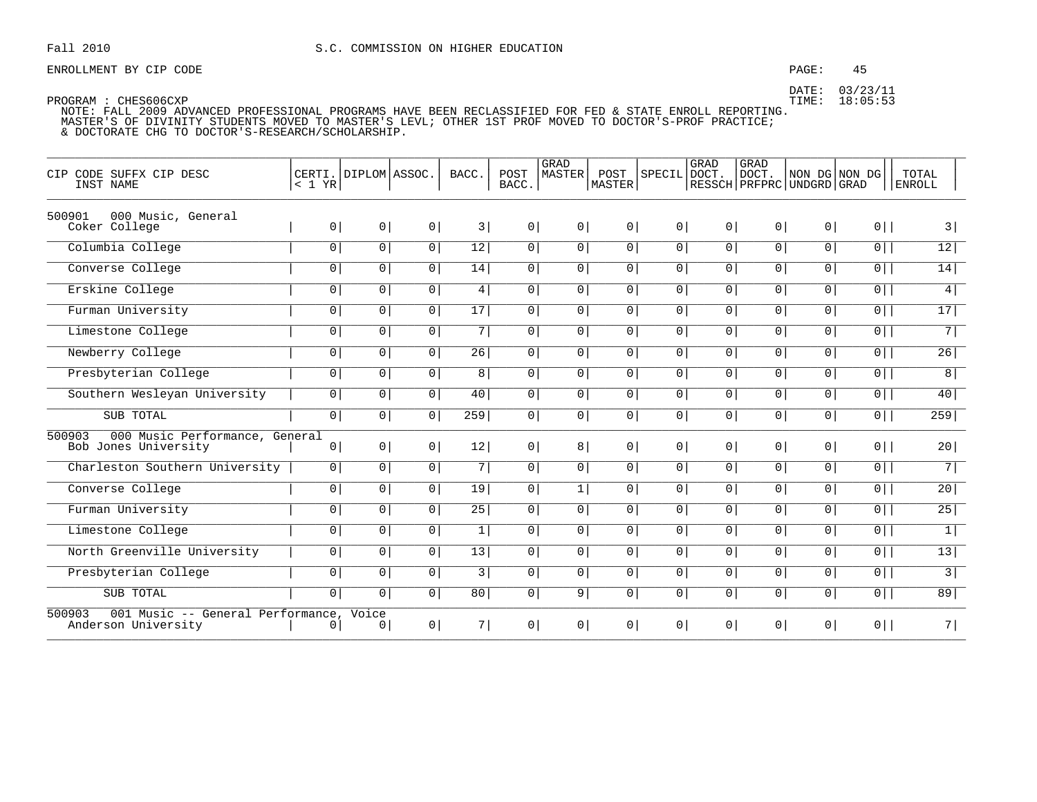Fall 2010 S.C. COMMISSION ON HIGHER EDUCATION

ENROLLMENT BY CIP CODE

DATE: 03/23/11
TIME: 18:05:53

PROGRAM : CHES606CXP
NOTE: FALL 2009 ADVANCED PROFESSIONAL PROGRAMS HAVE BEEN RECLASSIFIED FOR FED & STATE ENROLL REPORTING.
MASTER'S OF DIVINITY STUDENTS MOVED TO MASTER'S LEVL; OTHER 1ST PROF MOVED TO DOCTOR'S-PROF PRACTICE;
& DOCTORATE CHG TO DOCTOR'S-RESEARCH/SCHOLARSHIP.

| CIP CODE SUFFX CIP DESC / INST NAME | CERTI. < 1 YR | DIPLOM | ASSOC. | BACC. | POST BACC. | GRAD MASTER | POST MASTER | SPECIL | GRAD DOCT. RESSCH | GRAD DOCT. PRFPRC | NON DG UNDGRD | NON DG GRAD | TOTAL ENROLL |
|---|---|---|---|---|---|---|---|---|---|---|---|---|---|
| 500901 000 Music, General | | | | | | | | | | | | | |
| Coker College | 0 | 0 | 0 | 3 | 0 | 0 | 0 | 0 | 0 | 0 | 0 | 0 | 3 |
| Columbia College | 0 | 0 | 0 | 12 | 0 | 0 | 0 | 0 | 0 | 0 | 0 | 0 | 12 |
| Converse College | 0 | 0 | 0 | 14 | 0 | 0 | 0 | 0 | 0 | 0 | 0 | 0 | 14 |
| Erskine College | 0 | 0 | 0 | 4 | 0 | 0 | 0 | 0 | 0 | 0 | 0 | 0 | 4 |
| Furman University | 0 | 0 | 0 | 17 | 0 | 0 | 0 | 0 | 0 | 0 | 0 | 0 | 17 |
| Limestone College | 0 | 0 | 0 | 7 | 0 | 0 | 0 | 0 | 0 | 0 | 0 | 0 | 7 |
| Newberry College | 0 | 0 | 0 | 26 | 0 | 0 | 0 | 0 | 0 | 0 | 0 | 0 | 26 |
| Presbyterian College | 0 | 0 | 0 | 8 | 0 | 0 | 0 | 0 | 0 | 0 | 0 | 0 | 8 |
| Southern Wesleyan University | 0 | 0 | 0 | 40 | 0 | 0 | 0 | 0 | 0 | 0 | 0 | 0 | 40 |
| SUB TOTAL | 0 | 0 | 0 | 259 | 0 | 0 | 0 | 0 | 0 | 0 | 0 | 0 | 259 |
| 500903 000 Music Performance, General | | | | | | | | | | | | | |
| Bob Jones University | 0 | 0 | 0 | 12 | 0 | 8 | 0 | 0 | 0 | 0 | 0 | 0 | 20 |
| Charleston Southern University | 0 | 0 | 0 | 7 | 0 | 0 | 0 | 0 | 0 | 0 | 0 | 0 | 7 |
| Converse College | 0 | 0 | 0 | 19 | 0 | 1 | 0 | 0 | 0 | 0 | 0 | 0 | 20 |
| Furman University | 0 | 0 | 0 | 25 | 0 | 0 | 0 | 0 | 0 | 0 | 0 | 0 | 25 |
| Limestone College | 0 | 0 | 0 | 1 | 0 | 0 | 0 | 0 | 0 | 0 | 0 | 0 | 1 |
| North Greenville University | 0 | 0 | 0 | 13 | 0 | 0 | 0 | 0 | 0 | 0 | 0 | 0 | 13 |
| Presbyterian College | 0 | 0 | 0 | 3 | 0 | 0 | 0 | 0 | 0 | 0 | 0 | 0 | 3 |
| SUB TOTAL | 0 | 0 | 0 | 80 | 0 | 9 | 0 | 0 | 0 | 0 | 0 | 0 | 89 |
| 500903 001 Music -- General Performance, Voice | | | | | | | | | | | | | |
| Anderson University | 0 | 0 | 0 | 7 | 0 | 0 | 0 | 0 | 0 | 0 | 0 | 0 | 7 |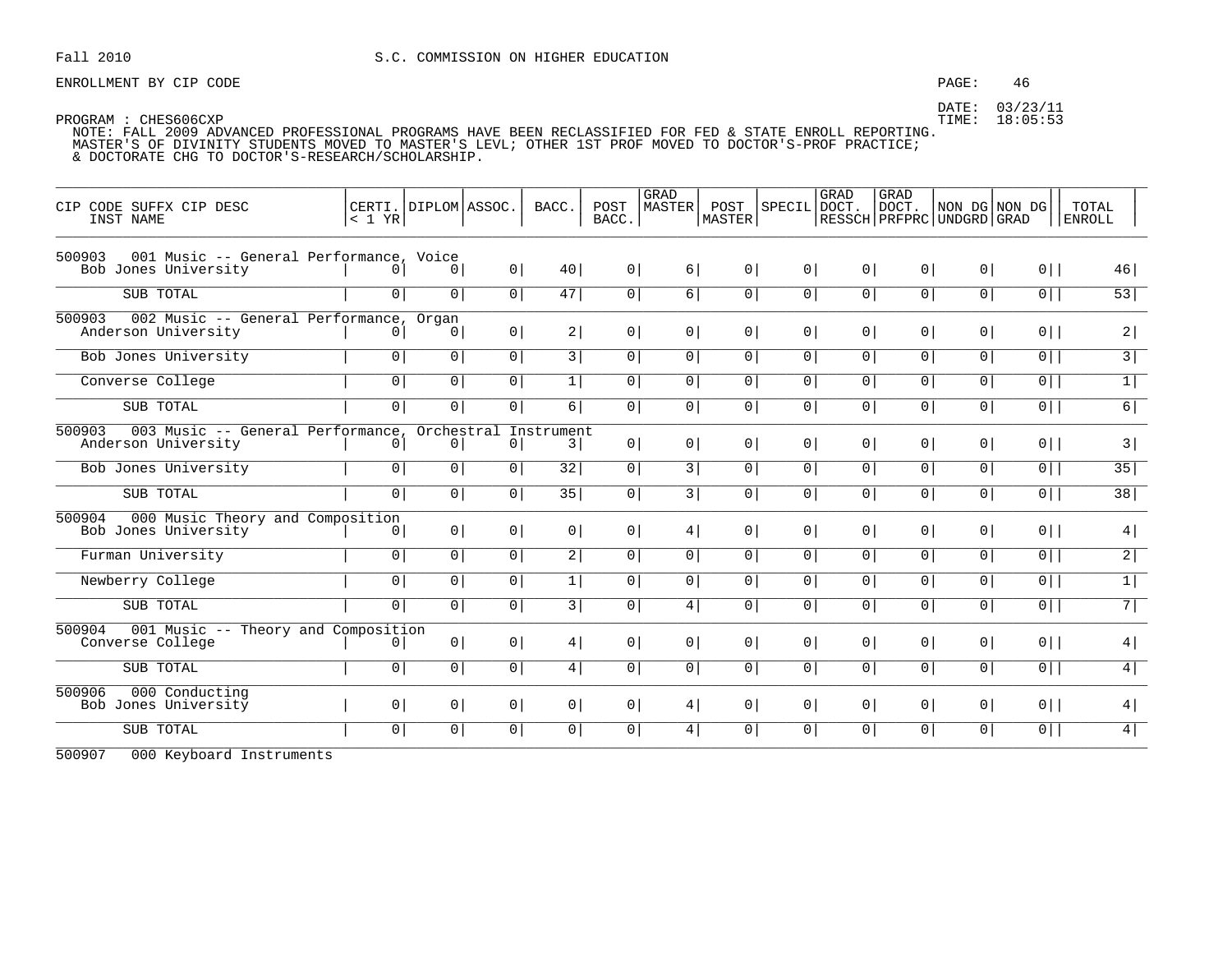Fall 2010 S.C. COMMISSION ON HIGHER EDUCATION

ENROLLMENT BY CIP CODE

DATE: 03/23/11
TIME: 18:05:53

PROGRAM : CHES606CXP
NOTE: FALL 2009 ADVANCED PROFESSIONAL PROGRAMS HAVE BEEN RECLASSIFIED FOR FED & STATE ENROLL REPORTING.
MASTER'S OF DIVINITY STUDENTS MOVED TO MASTER'S LEVL; OTHER 1ST PROF MOVED TO DOCTOR'S-PROF PRACTICE;
& DOCTORATE CHG TO DOCTOR'S-RESEARCH/SCHOLARSHIP.

| CIP CODE SUFFX CIP DESC / INST NAME | CERTI. < 1 YR | DIPLOM | ASSOC. | BACC. | POST BACC. | GRAD MASTER | POST MASTER | SPECIL | GRAD DOCT. RESSCH | GRAD DOCT. PRFPRC | NON DG UNDGRD | NON DG GRAD | TOTAL ENROLL |
|---|---|---|---|---|---|---|---|---|---|---|---|---|---|
| **500903 001 Music -- General Performance, Voice** | | | | | | | | | | | | | |
| Bob Jones University | 0 | 0 | 0 | 40 | 0 | 6 | 0 | 0 | 0 | 0 | 0 | 0 | 46 |
| SUB TOTAL | 0 | 0 | 0 | 47 | 0 | 6 | 0 | 0 | 0 | 0 | 0 | 0 | 53 |
| **500903 002 Music -- General Performance, Organ** | | | | | | | | | | | | | |
| Anderson University | 0 | 0 | 0 | 2 | 0 | 0 | 0 | 0 | 0 | 0 | 0 | 0 | 2 |
| Bob Jones University | 0 | 0 | 0 | 3 | 0 | 0 | 0 | 0 | 0 | 0 | 0 | 0 | 3 |
| Converse College | 0 | 0 | 0 | 1 | 0 | 0 | 0 | 0 | 0 | 0 | 0 | 0 | 1 |
| SUB TOTAL | 0 | 0 | 0 | 6 | 0 | 0 | 0 | 0 | 0 | 0 | 0 | 0 | 6 |
| **500903 003 Music -- General Performance, Orchestral Instrument** | | | | | | | | | | | | | |
| Anderson University | 0 | 0 | 0 | 3 | 0 | 0 | 0 | 0 | 0 | 0 | 0 | 0 | 3 |
| Bob Jones University | 0 | 0 | 0 | 32 | 0 | 3 | 0 | 0 | 0 | 0 | 0 | 0 | 35 |
| SUB TOTAL | 0 | 0 | 0 | 35 | 0 | 3 | 0 | 0 | 0 | 0 | 0 | 0 | 38 |
| **500904 000 Music Theory and Composition** | | | | | | | | | | | | | |
| Bob Jones University | 0 | 0 | 0 | 0 | 0 | 4 | 0 | 0 | 0 | 0 | 0 | 0 | 4 |
| Furman University | 0 | 0 | 0 | 2 | 0 | 0 | 0 | 0 | 0 | 0 | 0 | 0 | 2 |
| Newberry College | 0 | 0 | 0 | 1 | 0 | 0 | 0 | 0 | 0 | 0 | 0 | 0 | 1 |
| SUB TOTAL | 0 | 0 | 0 | 3 | 0 | 4 | 0 | 0 | 0 | 0 | 0 | 0 | 7 |
| **500904 001 Music -- Theory and Composition** | | | | | | | | | | | | | |
| Converse College | 0 | 0 | 0 | 4 | 0 | 0 | 0 | 0 | 0 | 0 | 0 | 0 | 4 |
| SUB TOTAL | 0 | 0 | 0 | 4 | 0 | 0 | 0 | 0 | 0 | 0 | 0 | 0 | 4 |
| **500906 000 Conducting** | | | | | | | | | | | | | |
| Bob Jones University | 0 | 0 | 0 | 0 | 0 | 4 | 0 | 0 | 0 | 0 | 0 | 0 | 4 |
| SUB TOTAL | 0 | 0 | 0 | 0 | 0 | 4 | 0 | 0 | 0 | 0 | 0 | 0 | 4 |
| **500907 000 Keyboard Instruments** | | | | | | | | | | | | | |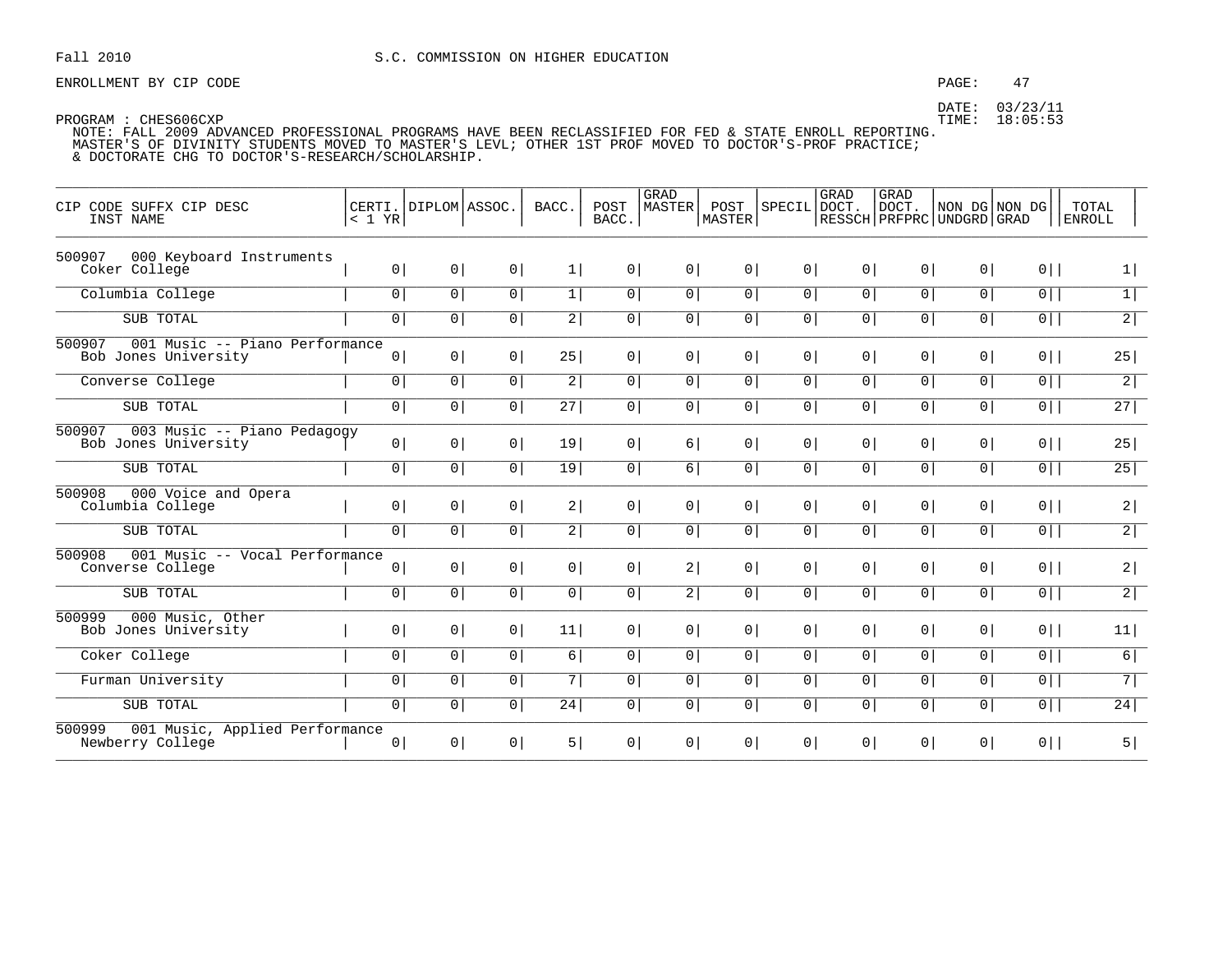Fall 2010 S.C. COMMISSION ON HIGHER EDUCATION

ENROLLMENT BY CIP CODE

DATE: 03/23/11
TIME: 18:05:53

PROGRAM : CHES606CXP
NOTE: FALL 2009 ADVANCED PROFESSIONAL PROGRAMS HAVE BEEN RECLASSIFIED FOR FED & STATE ENROLL REPORTING.
MASTER'S OF DIVINITY STUDENTS MOVED TO MASTER'S LEVL; OTHER 1ST PROF MOVED TO DOCTOR'S-PROF PRACTICE;
& DOCTORATE CHG TO DOCTOR'S-RESEARCH/SCHOLARSHIP.

| CIP CODE SUFFX CIP DESC / INST NAME | CERTI. < 1 YR | DIPLOM | ASSOC. | BACC. | POST BACC. | GRAD MASTER | POST MASTER | SPECIL | GRAD DOCT. RESSCH | GRAD DOCT. PRFPRC | NON DG UNDGRD | NON DG GRAD | TOTAL ENROLL |
|---|---|---|---|---|---|---|---|---|---|---|---|---|---|
| 500907 000 Keyboard Instruments | | | | | | | | | | | | | |
| Coker College | 0 | 0 | 0 | 1 | 0 | 0 | 0 | 0 | 0 | 0 | 0 | 0 | 1 |
| Columbia College | 0 | 0 | 0 | 1 | 0 | 0 | 0 | 0 | 0 | 0 | 0 | 0 | 1 |
| SUB TOTAL | 0 | 0 | 0 | 2 | 0 | 0 | 0 | 0 | 0 | 0 | 0 | 0 | 2 |
| 500907 001 Music -- Piano Performance | | | | | | | | | | | | | |
| Bob Jones University | 0 | 0 | 0 | 25 | 0 | 0 | 0 | 0 | 0 | 0 | 0 | 0 | 25 |
| Converse College | 0 | 0 | 0 | 2 | 0 | 0 | 0 | 0 | 0 | 0 | 0 | 0 | 2 |
| SUB TOTAL | 0 | 0 | 0 | 27 | 0 | 0 | 0 | 0 | 0 | 0 | 0 | 0 | 27 |
| 500907 003 Music -- Piano Pedagogy | | | | | | | | | | | | | |
| Bob Jones University | 0 | 0 | 0 | 19 | 0 | 6 | 0 | 0 | 0 | 0 | 0 | 0 | 25 |
| SUB TOTAL | 0 | 0 | 0 | 19 | 0 | 6 | 0 | 0 | 0 | 0 | 0 | 0 | 25 |
| 500908 000 Voice and Opera | | | | | | | | | | | | | |
| Columbia College | 0 | 0 | 0 | 2 | 0 | 0 | 0 | 0 | 0 | 0 | 0 | 0 | 2 |
| SUB TOTAL | 0 | 0 | 0 | 2 | 0 | 0 | 0 | 0 | 0 | 0 | 0 | 0 | 2 |
| 500908 001 Music -- Vocal Performance | | | | | | | | | | | | | |
| Converse College | 0 | 0 | 0 | 0 | 0 | 2 | 0 | 0 | 0 | 0 | 0 | 0 | 2 |
| SUB TOTAL | 0 | 0 | 0 | 0 | 0 | 2 | 0 | 0 | 0 | 0 | 0 | 0 | 2 |
| 500999 000 Music, Other | | | | | | | | | | | | | |
| Bob Jones University | 0 | 0 | 0 | 11 | 0 | 0 | 0 | 0 | 0 | 0 | 0 | 0 | 11 |
| Coker College | 0 | 0 | 0 | 6 | 0 | 0 | 0 | 0 | 0 | 0 | 0 | 0 | 6 |
| Furman University | 0 | 0 | 0 | 7 | 0 | 0 | 0 | 0 | 0 | 0 | 0 | 0 | 7 |
| SUB TOTAL | 0 | 0 | 0 | 24 | 0 | 0 | 0 | 0 | 0 | 0 | 0 | 0 | 24 |
| 500999 001 Music, Applied Performance | | | | | | | | | | | | | |
| Newberry College | 0 | 0 | 0 | 5 | 0 | 0 | 0 | 0 | 0 | 0 | 0 | 0 | 5 |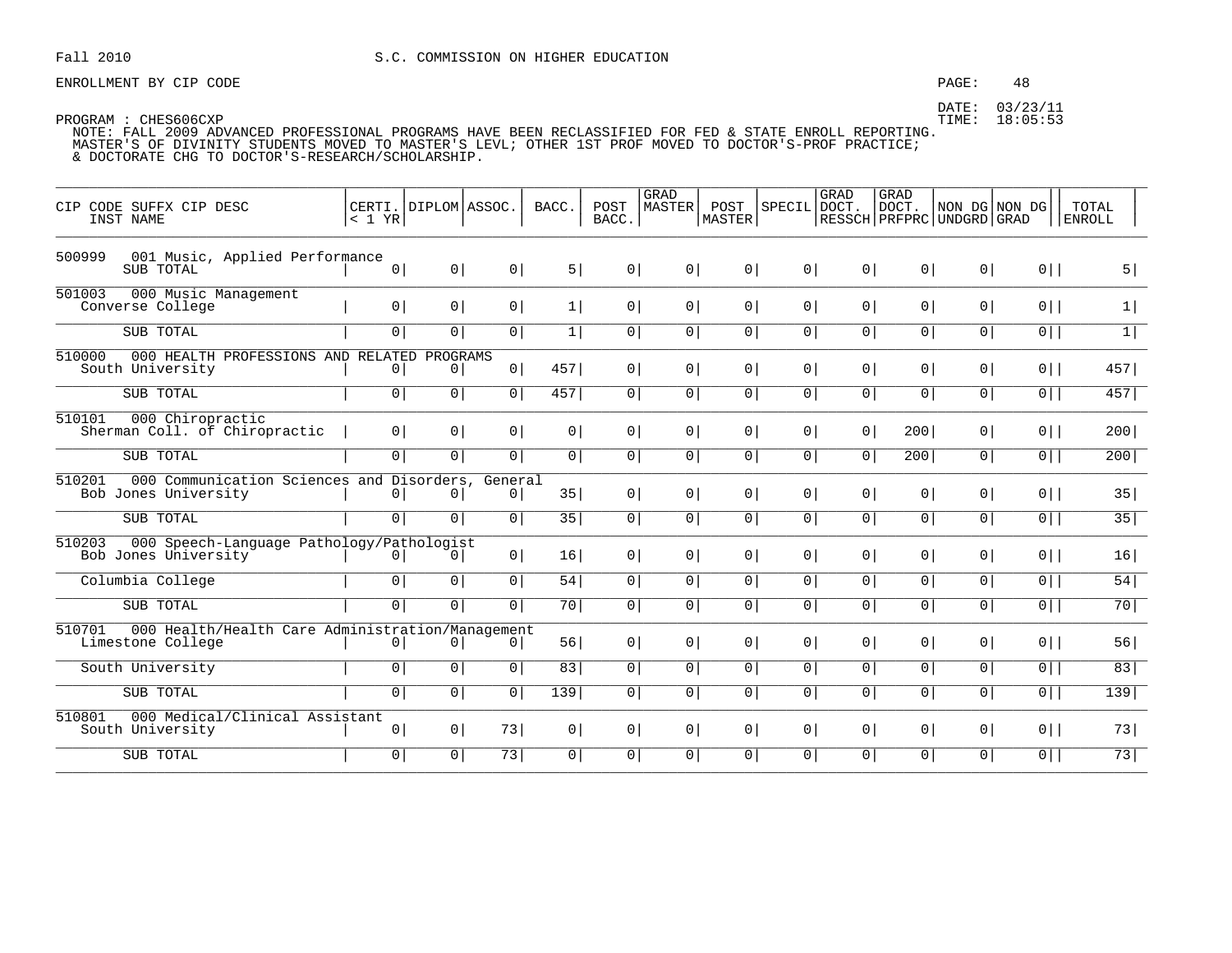Fall 2010 S.C. COMMISSION ON HIGHER EDUCATION

ENROLLMENT BY CIP CODE

DATE: 03/23/11
TIME: 18:05:53

PROGRAM : CHES606CXP

NOTE: FALL 2009 ADVANCED PROFESSIONAL PROGRAMS HAVE BEEN RECLASSIFIED FOR FED & STATE ENROLL REPORTING. MASTER'S OF DIVINITY STUDENTS MOVED TO MASTER'S LEVL; OTHER 1ST PROF MOVED TO DOCTOR'S-PROF PRACTICE; & DOCTORATE CHG TO DOCTOR'S-RESEARCH/SCHOLARSHIP.

| CIP CODE SUFFX CIP DESC / INST NAME | CERTI. < 1 YR | DIPLOM | ASSOC. | BACC. | POST BACC. | GRAD MASTER | POST MASTER | SPECIL | GRAD DOCT. RESSCH | GRAD DOCT. PRFPRC | NON DG UNDGRD | NON DG GRAD | TOTAL ENROLL |
|---|---|---|---|---|---|---|---|---|---|---|---|---|---|
| 500999 001 Music, Applied Performance | | | | | | | | | | | | | |
| SUB TOTAL | 0 | 0 | 0 | 5 | 0 | 0 | 0 | 0 | 0 | 0 | 0 | 0 | 5 |
| 501003 000 Music Management | | | | | | | | | | | | | |
| Converse College | 0 | 0 | 0 | 1 | 0 | 0 | 0 | 0 | 0 | 0 | 0 | 0 | 1 |
| SUB TOTAL | 0 | 0 | 0 | 1 | 0 | 0 | 0 | 0 | 0 | 0 | 0 | 0 | 1 |
| 510000 000 HEALTH PROFESSIONS AND RELATED PROGRAMS | | | | | | | | | | | | | |
| South University | 0 | 0 | 0 | 457 | 0 | 0 | 0 | 0 | 0 | 0 | 0 | 0 | 457 |
| SUB TOTAL | 0 | 0 | 0 | 457 | 0 | 0 | 0 | 0 | 0 | 0 | 0 | 0 | 457 |
| 510101 000 Chiropractic | | | | | | | | | | | | | |
| Sherman Coll. of Chiropractic | 0 | 0 | 0 | 0 | 0 | 0 | 0 | 0 | 0 | 200 | 0 | 0 | 200 |
| SUB TOTAL | 0 | 0 | 0 | 0 | 0 | 0 | 0 | 0 | 0 | 200 | 0 | 0 | 200 |
| 510201 000 Communication Sciences and Disorders, General | | | | | | | | | | | | | |
| Bob Jones University | 0 | 0 | 0 | 35 | 0 | 0 | 0 | 0 | 0 | 0 | 0 | 0 | 35 |
| SUB TOTAL | 0 | 0 | 0 | 35 | 0 | 0 | 0 | 0 | 0 | 0 | 0 | 0 | 35 |
| 510203 000 Speech-Language Pathology/Pathologist | | | | | | | | | | | | | |
| Bob Jones University | 0 | 0 | 0 | 16 | 0 | 0 | 0 | 0 | 0 | 0 | 0 | 0 | 16 |
| Columbia College | 0 | 0 | 0 | 54 | 0 | 0 | 0 | 0 | 0 | 0 | 0 | 0 | 54 |
| SUB TOTAL | 0 | 0 | 0 | 70 | 0 | 0 | 0 | 0 | 0 | 0 | 0 | 0 | 70 |
| 510701 000 Health/Health Care Administration/Management | | | | | | | | | | | | | |
| Limestone College | 0 | 0 | 0 | 56 | 0 | 0 | 0 | 0 | 0 | 0 | 0 | 0 | 56 |
| South University | 0 | 0 | 0 | 83 | 0 | 0 | 0 | 0 | 0 | 0 | 0 | 0 | 83 |
| SUB TOTAL | 0 | 0 | 0 | 139 | 0 | 0 | 0 | 0 | 0 | 0 | 0 | 0 | 139 |
| 510801 000 Medical/Clinical Assistant | | | | | | | | | | | | | |
| South University | 0 | 0 | 73 | 0 | 0 | 0 | 0 | 0 | 0 | 0 | 0 | 0 | 73 |
| SUB TOTAL | 0 | 0 | 73 | 0 | 0 | 0 | 0 | 0 | 0 | 0 | 0 | 0 | 73 |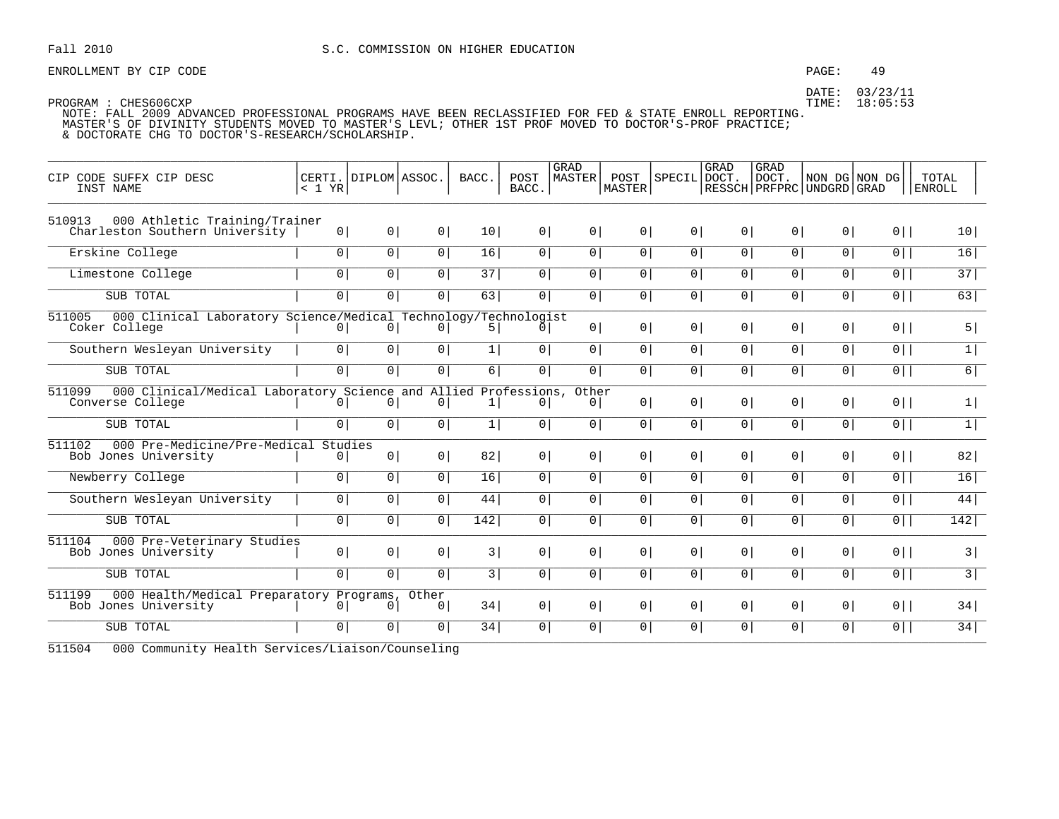Fall 2010 S.C. COMMISSION ON HIGHER EDUCATION

ENROLLMENT BY CIP CODE

DATE: 03/23/11
TIME: 18:05:53

PROGRAM : CHES606CXP
NOTE: FALL 2009 ADVANCED PROFESSIONAL PROGRAMS HAVE BEEN RECLASSIFIED FOR FED & STATE ENROLL REPORTING.
MASTER'S OF DIVINITY STUDENTS MOVED TO MASTER'S LEVL; OTHER 1ST PROF MOVED TO DOCTOR'S-PROF PRACTICE;
& DOCTORATE CHG TO DOCTOR'S-RESEARCH/SCHOLARSHIP.

| CIP CODE SUFFX CIP DESC INST NAME | CERTI. < 1 YR | DIPLOM | ASSOC. | BACC. | POST BACC. | GRAD MASTER | POST MASTER | SPECIL | GRAD DOCT. RESSCH | GRAD DOCT. PRFPRC | NON DG UNDGRD | NON DG GRAD | TOTAL ENROLL |
|---|---|---|---|---|---|---|---|---|---|---|---|---|---|
| 510913 000 Athletic Training/Trainer | | | | | | | | | | | | | |
| Charleston Southern University | 0 | 0 | 0 | 10 | 0 | 0 | 0 | 0 | 0 | 0 | 0 | 0 | 10 |
| Erskine College | 0 | 0 | 0 | 16 | 0 | 0 | 0 | 0 | 0 | 0 | 0 | 0 | 16 |
| Limestone College | 0 | 0 | 0 | 37 | 0 | 0 | 0 | 0 | 0 | 0 | 0 | 0 | 37 |
| SUB TOTAL | 0 | 0 | 0 | 63 | 0 | 0 | 0 | 0 | 0 | 0 | 0 | 0 | 63 |
| 511005 000 Clinical Laboratory Science/Medical Technology/Technologist | | | | | | | | | | | | | |
| Coker College | 0 | 0 | 0 | 5 | 0 | 0 | 0 | 0 | 0 | 0 | 0 | 0 | 5 |
| Southern Wesleyan University | 0 | 0 | 0 | 1 | 0 | 0 | 0 | 0 | 0 | 0 | 0 | 0 | 1 |
| SUB TOTAL | 0 | 0 | 0 | 6 | 0 | 0 | 0 | 0 | 0 | 0 | 0 | 0 | 6 |
| 511099 000 Clinical/Medical Laboratory Science and Allied Professions, Other | | | | | | | | | | | | | |
| Converse College | 0 | 0 | 0 | 1 | 0 | 0 | 0 | 0 | 0 | 0 | 0 | 0 | 1 |
| SUB TOTAL | 0 | 0 | 0 | 1 | 0 | 0 | 0 | 0 | 0 | 0 | 0 | 0 | 1 |
| 511102 000 Pre-Medicine/Pre-Medical Studies | | | | | | | | | | | | | |
| Bob Jones University | 0 | 0 | 0 | 82 | 0 | 0 | 0 | 0 | 0 | 0 | 0 | 0 | 82 |
| Newberry College | 0 | 0 | 0 | 16 | 0 | 0 | 0 | 0 | 0 | 0 | 0 | 0 | 16 |
| Southern Wesleyan University | 0 | 0 | 0 | 44 | 0 | 0 | 0 | 0 | 0 | 0 | 0 | 0 | 44 |
| SUB TOTAL | 0 | 0 | 0 | 142 | 0 | 0 | 0 | 0 | 0 | 0 | 0 | 0 | 142 |
| 511104 000 Pre-Veterinary Studies | | | | | | | | | | | | | |
| Bob Jones University | 0 | 0 | 0 | 3 | 0 | 0 | 0 | 0 | 0 | 0 | 0 | 0 | 3 |
| SUB TOTAL | 0 | 0 | 0 | 3 | 0 | 0 | 0 | 0 | 0 | 0 | 0 | 0 | 3 |
| 511199 000 Health/Medical Preparatory Programs, Other | | | | | | | | | | | | | |
| Bob Jones University | 0 | 0 | 0 | 34 | 0 | 0 | 0 | 0 | 0 | 0 | 0 | 0 | 34 |
| SUB TOTAL | 0 | 0 | 0 | 34 | 0 | 0 | 0 | 0 | 0 | 0 | 0 | 0 | 34 |
| 511504 000 Community Health Services/Liaison/Counseling | | | | | | | | | | | | | |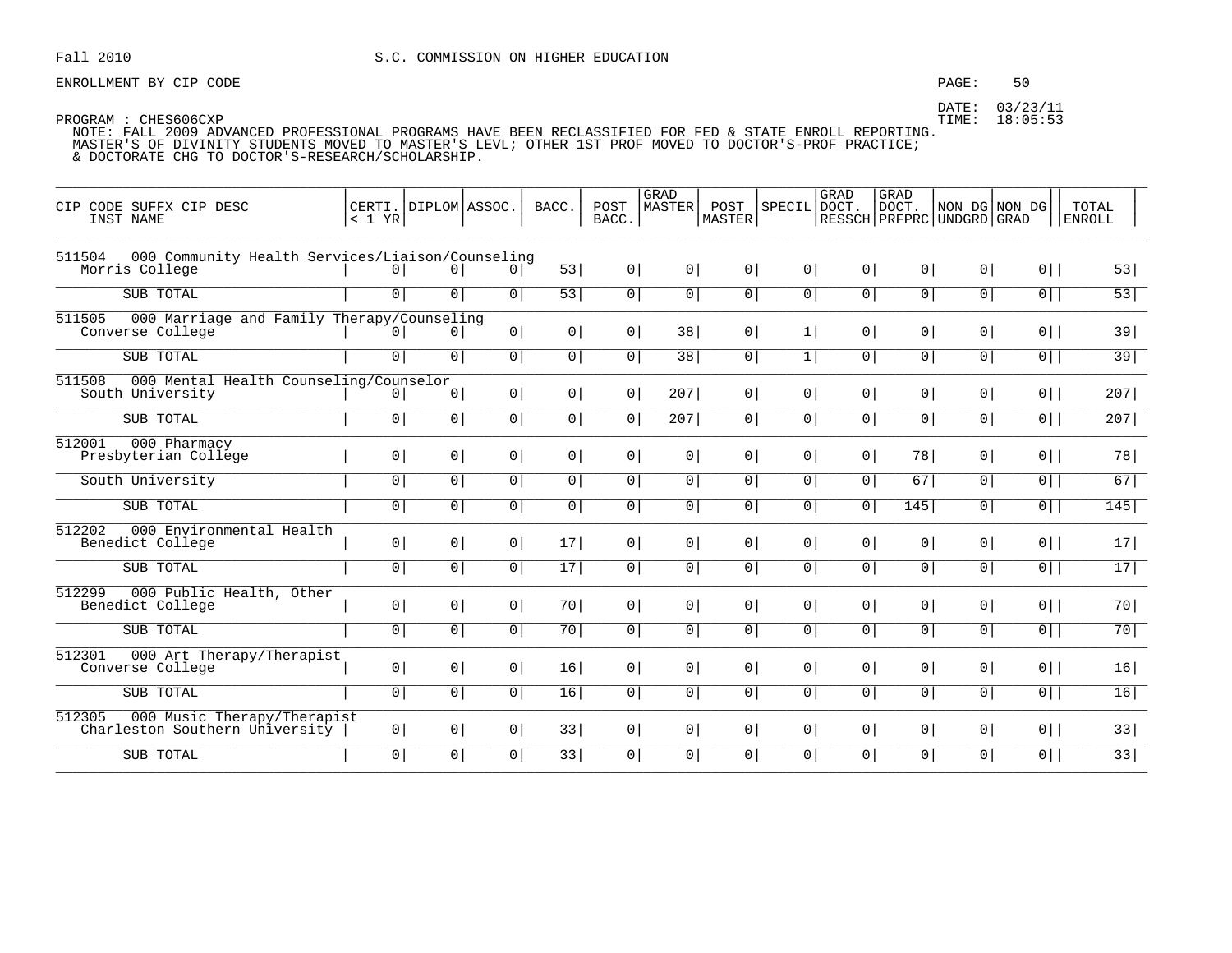Fall 2010 S.C. COMMISSION ON HIGHER EDUCATION

ENROLLMENT BY CIP CODE

DATE: 03/23/11
TIME: 18:05:53

PROGRAM : CHES606CXP

NOTE: FALL 2009 ADVANCED PROFESSIONAL PROGRAMS HAVE BEEN RECLASSIFIED FOR FED & STATE ENROLL REPORTING.
MASTER'S OF DIVINITY STUDENTS MOVED TO MASTER'S LEVL; OTHER 1ST PROF MOVED TO DOCTOR'S-PROF PRACTICE;
& DOCTORATE CHG TO DOCTOR'S-RESEARCH/SCHOLARSHIP.

| CIP CODE SUFFX CIP DESC INST NAME | CERTI. < 1 YR | DIPLOM | ASSOC. | BACC. | POST BACC. | GRAD MASTER | POST MASTER | SPECIL | GRAD DOCT. RESSCH | GRAD DOCT. PRFPRC | NON DG UNDGRD | NON DG GRAD | TOTAL ENROLL |
|---|---|---|---|---|---|---|---|---|---|---|---|---|---|
| 511504 000 Community Health Services/Liaison/Counseling | | | | | | | | | | | | | |
| Morris College | 0 | 0 | 0 | 53 | 0 | 0 | 0 | 0 | 0 | 0 | 0 | 0 | 53 |
| SUB TOTAL | 0 | 0 | 0 | 53 | 0 | 0 | 0 | 0 | 0 | 0 | 0 | 0 | 53 |
| 511505 000 Marriage and Family Therapy/Counseling | | | | | | | | | | | | | |
| Converse College | 0 | 0 | 0 | 0 | 0 | 38 | 0 | 1 | 0 | 0 | 0 | 0 | 39 |
| SUB TOTAL | 0 | 0 | 0 | 0 | 0 | 38 | 0 | 1 | 0 | 0 | 0 | 0 | 39 |
| 511508 000 Mental Health Counseling/Counselor | | | | | | | | | | | | | |
| South University | 0 | 0 | 0 | 0 | 0 | 207 | 0 | 0 | 0 | 0 | 0 | 0 | 207 |
| SUB TOTAL | 0 | 0 | 0 | 0 | 0 | 207 | 0 | 0 | 0 | 0 | 0 | 0 | 207 |
| 512001 000 Pharmacy | | | | | | | | | | | | | |
| Presbyterian College | 0 | 0 | 0 | 0 | 0 | 0 | 0 | 0 | 0 | 78 | 0 | 0 | 78 |
| South University | 0 | 0 | 0 | 0 | 0 | 0 | 0 | 0 | 0 | 67 | 0 | 0 | 67 |
| SUB TOTAL | 0 | 0 | 0 | 0 | 0 | 0 | 0 | 0 | 0 | 145 | 0 | 0 | 145 |
| 512202 000 Environmental Health | | | | | | | | | | | | | |
| Benedict College | 0 | 0 | 0 | 17 | 0 | 0 | 0 | 0 | 0 | 0 | 0 | 0 | 17 |
| SUB TOTAL | 0 | 0 | 0 | 17 | 0 | 0 | 0 | 0 | 0 | 0 | 0 | 0 | 17 |
| 512299 000 Public Health, Other | | | | | | | | | | | | | |
| Benedict College | 0 | 0 | 0 | 70 | 0 | 0 | 0 | 0 | 0 | 0 | 0 | 0 | 70 |
| SUB TOTAL | 0 | 0 | 0 | 70 | 0 | 0 | 0 | 0 | 0 | 0 | 0 | 0 | 70 |
| 512301 000 Art Therapy/Therapist | | | | | | | | | | | | | |
| Converse College | 0 | 0 | 0 | 16 | 0 | 0 | 0 | 0 | 0 | 0 | 0 | 0 | 16 |
| SUB TOTAL | 0 | 0 | 0 | 16 | 0 | 0 | 0 | 0 | 0 | 0 | 0 | 0 | 16 |
| 512305 000 Music Therapy/Therapist | | | | | | | | | | | | | |
| Charleston Southern University | 0 | 0 | 0 | 33 | 0 | 0 | 0 | 0 | 0 | 0 | 0 | 0 | 33 |
| SUB TOTAL | 0 | 0 | 0 | 33 | 0 | 0 | 0 | 0 | 0 | 0 | 0 | 0 | 33 |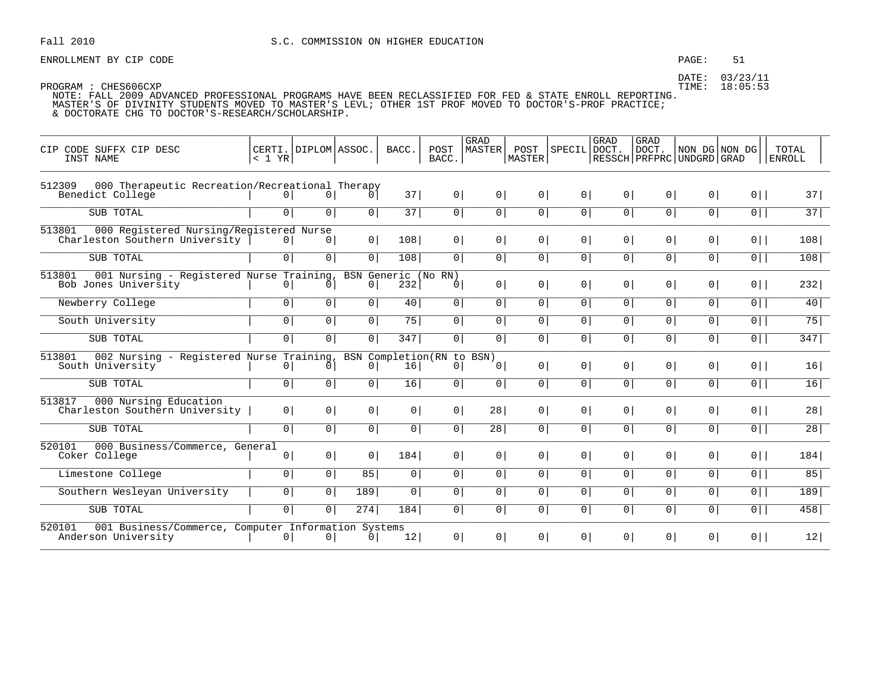Fall 2010 S.C. COMMISSION ON HIGHER EDUCATION

ENROLLMENT BY CIP CODE

DATE: 03/23/11
TIME: 18:05:53

PROGRAM : CHES606CXP
NOTE: FALL 2009 ADVANCED PROFESSIONAL PROGRAMS HAVE BEEN RECLASSIFIED FOR FED & STATE ENROLL REPORTING.
MASTER'S OF DIVINITY STUDENTS MOVED TO MASTER'S LEVL; OTHER 1ST PROF MOVED TO DOCTOR'S-PROF PRACTICE;
& DOCTORATE CHG TO DOCTOR'S-RESEARCH/SCHOLARSHIP.

| CIP CODE SUFFX CIP DESC INST NAME | CERTI. < 1 YR | DIPLOM | ASSOC. | BACC. | POST BACC. | GRAD MASTER | POST MASTER | SPECIL | GRAD DOCT. RESSCH | GRAD DOCT. PRFPRC | NON DG UNDGRD | NON DG GRAD | TOTAL ENROLL |
|---|---|---|---|---|---|---|---|---|---|---|---|---|---|
| 512309 000 Therapeutic Recreation/Recreational Therapy | | | | | | | | | | | | | |
| Benedict College | 0 | 0 | 0 | 37 | 0 | 0 | 0 | 0 | 0 | 0 | 0 | 0 | 37 |
| SUB TOTAL | 0 | 0 | 0 | 37 | 0 | 0 | 0 | 0 | 0 | 0 | 0 | 0 | 37 |
| 513801 000 Registered Nursing/Registered Nurse | | | | | | | | | | | | | |
| Charleston Southern University | 0 | 0 | 0 | 108 | 0 | 0 | 0 | 0 | 0 | 0 | 0 | 0 | 108 |
| SUB TOTAL | 0 | 0 | 0 | 108 | 0 | 0 | 0 | 0 | 0 | 0 | 0 | 0 | 108 |
| 513801 001 Nursing - Registered Nurse Training, BSN Generic (No RN) | | | | | | | | | | | | | |
| Bob Jones University | 0 | 0 | 0 | 232 | 0 | 0 | 0 | 0 | 0 | 0 | 0 | 0 | 232 |
| Newberry College | 0 | 0 | 0 | 40 | 0 | 0 | 0 | 0 | 0 | 0 | 0 | 0 | 40 |
| South University | 0 | 0 | 0 | 75 | 0 | 0 | 0 | 0 | 0 | 0 | 0 | 0 | 75 |
| SUB TOTAL | 0 | 0 | 0 | 347 | 0 | 0 | 0 | 0 | 0 | 0 | 0 | 0 | 347 |
| 513801 002 Nursing - Registered Nurse Training, BSN Completion(RN to BSN) | | | | | | | | | | | | | |
| South University | 0 | 0 | 0 | 16 | 0 | 0 | 0 | 0 | 0 | 0 | 0 | 0 | 16 |
| SUB TOTAL | 0 | 0 | 0 | 16 | 0 | 0 | 0 | 0 | 0 | 0 | 0 | 0 | 16 |
| 513817 000 Nursing Education | | | | | | | | | | | | | |
| Charleston Southern University | 0 | 0 | 0 | 0 | 0 | 28 | 0 | 0 | 0 | 0 | 0 | 0 | 28 |
| SUB TOTAL | 0 | 0 | 0 | 0 | 0 | 28 | 0 | 0 | 0 | 0 | 0 | 0 | 28 |
| 520101 000 Business/Commerce, General | | | | | | | | | | | | | |
| Coker College | 0 | 0 | 0 | 184 | 0 | 0 | 0 | 0 | 0 | 0 | 0 | 0 | 184 |
| Limestone College | 0 | 0 | 85 | 0 | 0 | 0 | 0 | 0 | 0 | 0 | 0 | 0 | 85 |
| Southern Wesleyan University | 0 | 0 | 189 | 0 | 0 | 0 | 0 | 0 | 0 | 0 | 0 | 0 | 189 |
| SUB TOTAL | 0 | 0 | 274 | 184 | 0 | 0 | 0 | 0 | 0 | 0 | 0 | 0 | 458 |
| 520101 001 Business/Commerce, Computer Information Systems | | | | | | | | | | | | | |
| Anderson University | 0 | 0 | 0 | 12 | 0 | 0 | 0 | 0 | 0 | 0 | 0 | 0 | 12 |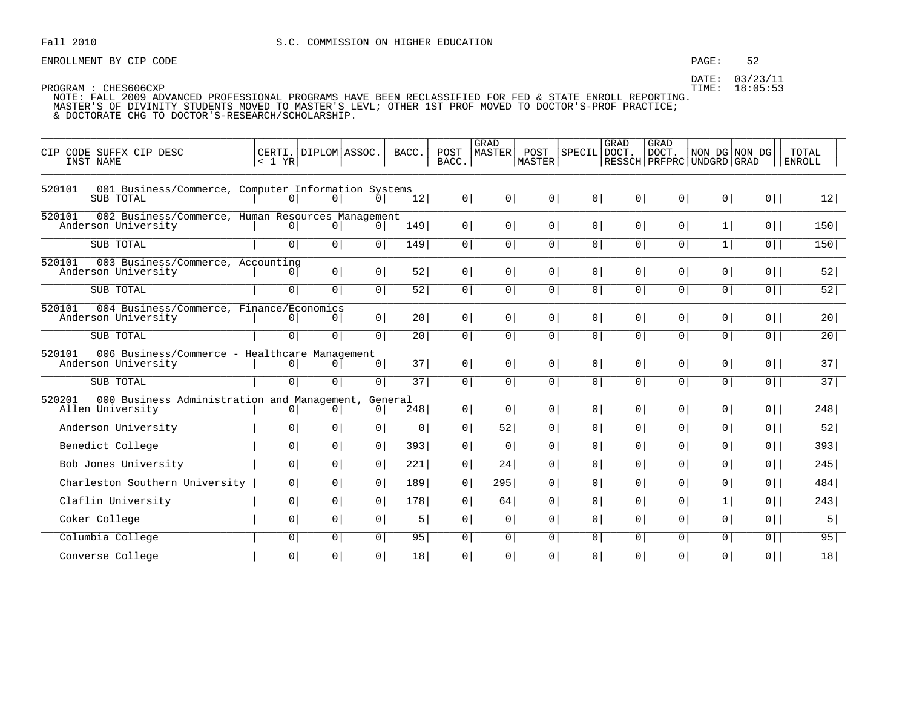Fall 2010 S.C. COMMISSION ON HIGHER EDUCATION

ENROLLMENT BY CIP CODE

DATE: 03/23/11
TIME: 18:05:53

PROGRAM : CHES606CXP
NOTE: FALL 2009 ADVANCED PROFESSIONAL PROGRAMS HAVE BEEN RECLASSIFIED FOR FED & STATE ENROLL REPORTING.
MASTER'S OF DIVINITY STUDENTS MOVED TO MASTER'S LEVL; OTHER 1ST PROF MOVED TO DOCTOR'S-PROF PRACTICE;
& DOCTORATE CHG TO DOCTOR'S-RESEARCH/SCHOLARSHIP.

| CIP CODE SUFFX CIP DESC / INST NAME | CERTI. < 1 YR | DIPLOM | ASSOC. | BACC. | POST BACC. | GRAD MASTER | POST MASTER | SPECIL | GRAD DOCT. RESSCH | GRAD DOCT. PRFPRC | NON DG UNDGRD | NON DG GRAD | TOTAL ENROLL |
|---|---|---|---|---|---|---|---|---|---|---|---|---|---|
| 520101 001 Business/Commerce, Computer Information Systems | | | | | | | | | | | | | |
| SUB TOTAL | 0 | 0 | 0 | 12 | 0 | 0 | 0 | 0 | 0 | 0 | 0 | 0 | 12 |
| 520101 002 Business/Commerce, Human Resources Management | | | | | | | | | | | | | |
| Anderson University | 0 | 0 | 0 | 149 | 0 | 0 | 0 | 0 | 0 | 0 | 1 | 0 | 150 |
| SUB TOTAL | 0 | 0 | 0 | 149 | 0 | 0 | 0 | 0 | 0 | 0 | 1 | 0 | 150 |
| 520101 003 Business/Commerce, Accounting | | | | | | | | | | | | | |
| Anderson University | 0 | 0 | 0 | 52 | 0 | 0 | 0 | 0 | 0 | 0 | 0 | 0 | 52 |
| SUB TOTAL | 0 | 0 | 0 | 52 | 0 | 0 | 0 | 0 | 0 | 0 | 0 | 0 | 52 |
| 520101 004 Business/Commerce, Finance/Economics | | | | | | | | | | | | | |
| Anderson University | 0 | 0 | 0 | 20 | 0 | 0 | 0 | 0 | 0 | 0 | 0 | 0 | 20 |
| SUB TOTAL | 0 | 0 | 0 | 20 | 0 | 0 | 0 | 0 | 0 | 0 | 0 | 0 | 20 |
| 520101 006 Business/Commerce - Healthcare Management | | | | | | | | | | | | | |
| Anderson University | 0 | 0 | 0 | 37 | 0 | 0 | 0 | 0 | 0 | 0 | 0 | 0 | 37 |
| SUB TOTAL | 0 | 0 | 0 | 37 | 0 | 0 | 0 | 0 | 0 | 0 | 0 | 0 | 37 |
| 520201 000 Business Administration and Management, General | | | | | | | | | | | | | |
| Allen University | 0 | 0 | 0 | 248 | 0 | 0 | 0 | 0 | 0 | 0 | 0 | 0 | 248 |
| Anderson University | 0 | 0 | 0 | 0 | 0 | 52 | 0 | 0 | 0 | 0 | 0 | 0 | 52 |
| Benedict College | 0 | 0 | 0 | 393 | 0 | 0 | 0 | 0 | 0 | 0 | 0 | 0 | 393 |
| Bob Jones University | 0 | 0 | 0 | 221 | 0 | 24 | 0 | 0 | 0 | 0 | 0 | 0 | 245 |
| Charleston Southern University | 0 | 0 | 0 | 189 | 0 | 295 | 0 | 0 | 0 | 0 | 0 | 0 | 484 |
| Claflin University | 0 | 0 | 0 | 178 | 0 | 64 | 0 | 0 | 0 | 0 | 1 | 0 | 243 |
| Coker College | 0 | 0 | 0 | 5 | 0 | 0 | 0 | 0 | 0 | 0 | 0 | 0 | 5 |
| Columbia College | 0 | 0 | 0 | 95 | 0 | 0 | 0 | 0 | 0 | 0 | 0 | 0 | 95 |
| Converse College | 0 | 0 | 0 | 18 | 0 | 0 | 0 | 0 | 0 | 0 | 0 | 0 | 18 |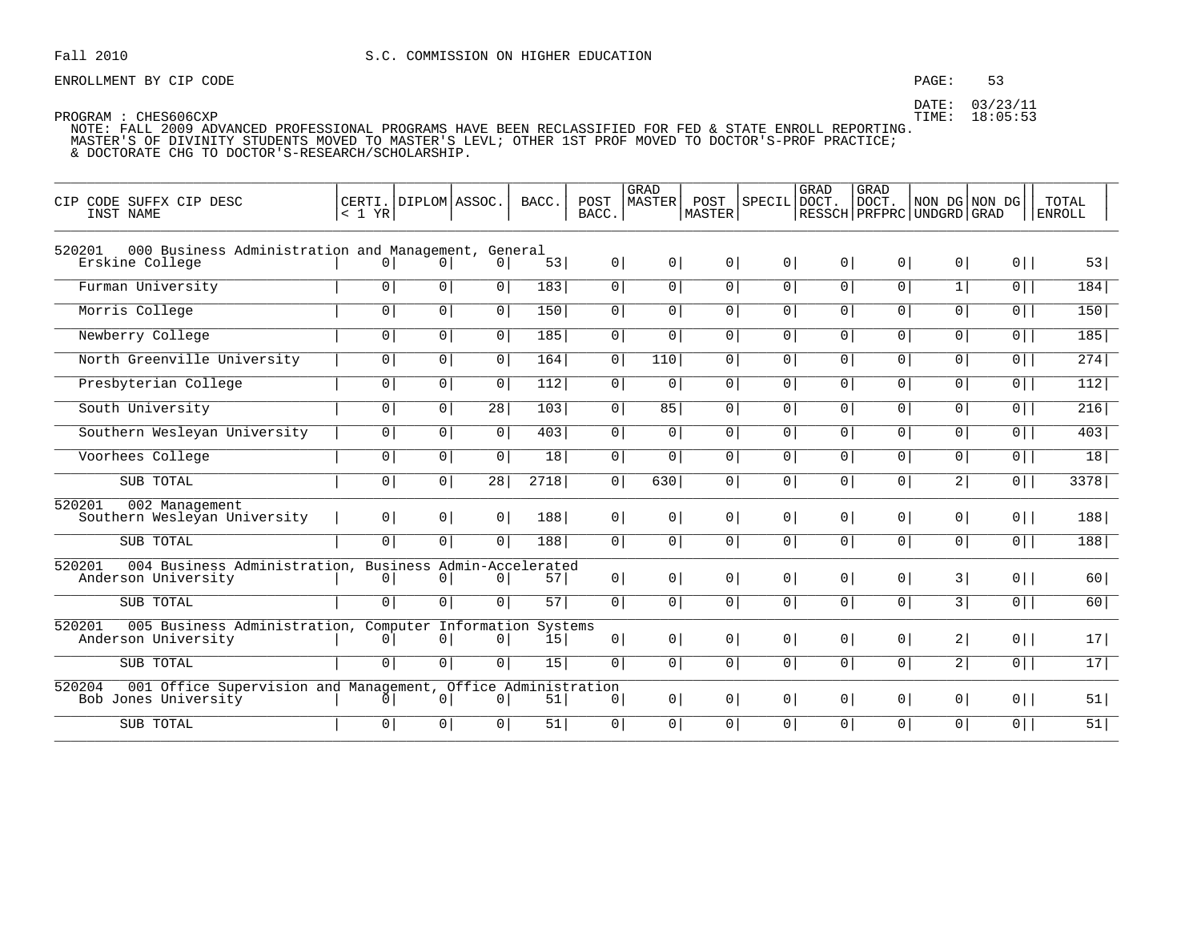Fall 2010 S.C. COMMISSION ON HIGHER EDUCATION

ENROLLMENT BY CIP CODE

DATE: 03/23/11
TIME: 18:05:53

PROGRAM : CHES606CXP
NOTE: FALL 2009 ADVANCED PROFESSIONAL PROGRAMS HAVE BEEN RECLASSIFIED FOR FED & STATE ENROLL REPORTING.
MASTER'S OF DIVINITY STUDENTS MOVED TO MASTER'S LEVL; OTHER 1ST PROF MOVED TO DOCTOR'S-PROF PRACTICE;
& DOCTORATE CHG TO DOCTOR'S-RESEARCH/SCHOLARSHIP.

| CIP CODE SUFFX CIP DESC INST NAME | CERTI. < 1 YR | DIPLOM | ASSOC. | BACC. | POST BACC. | GRAD MASTER | POST MASTER | SPECIL | GRAD DOCT. RESSCH | GRAD DOCT. PRFPRC | NON DG UNDGRD | NON DG GRAD | TOTAL ENROLL |
|---|---|---|---|---|---|---|---|---|---|---|---|---|---|
| **520201 000 Business Administration and Management, General** | | | | | | | | | | | | | |
| Erskine College | 0 | 0 | 0 | 53 | 0 | 0 | 0 | 0 | 0 | 0 | 0 | 0 | 53 |
| Furman University | 0 | 0 | 0 | 183 | 0 | 0 | 0 | 0 | 0 | 0 | 1 | 0 | 184 |
| Morris College | 0 | 0 | 0 | 150 | 0 | 0 | 0 | 0 | 0 | 0 | 0 | 0 | 150 |
| Newberry College | 0 | 0 | 0 | 185 | 0 | 0 | 0 | 0 | 0 | 0 | 0 | 0 | 185 |
| North Greenville University | 0 | 0 | 0 | 164 | 0 | 110 | 0 | 0 | 0 | 0 | 0 | 0 | 274 |
| Presbyterian College | 0 | 0 | 0 | 112 | 0 | 0 | 0 | 0 | 0 | 0 | 0 | 0 | 112 |
| South University | 0 | 0 | 28 | 103 | 0 | 85 | 0 | 0 | 0 | 0 | 0 | 0 | 216 |
| Southern Wesleyan University | 0 | 0 | 0 | 403 | 0 | 0 | 0 | 0 | 0 | 0 | 0 | 0 | 403 |
| Voorhees College | 0 | 0 | 0 | 18 | 0 | 0 | 0 | 0 | 0 | 0 | 0 | 0 | 18 |
| SUB TOTAL | 0 | 0 | 28 | 2718 | 0 | 630 | 0 | 0 | 0 | 0 | 2 | 0 | 3378 |
| **520201 002 Management** | | | | | | | | | | | | | |
| Southern Wesleyan University | 0 | 0 | 0 | 188 | 0 | 0 | 0 | 0 | 0 | 0 | 0 | 0 | 188 |
| SUB TOTAL | 0 | 0 | 0 | 188 | 0 | 0 | 0 | 0 | 0 | 0 | 0 | 0 | 188 |
| **520201 004 Business Administration, Business Admin-Accelerated** | | | | | | | | | | | | | |
| Anderson University | 0 | 0 | 0 | 57 | 0 | 0 | 0 | 0 | 0 | 0 | 3 | 0 | 60 |
| SUB TOTAL | 0 | 0 | 0 | 57 | 0 | 0 | 0 | 0 | 0 | 0 | 3 | 0 | 60 |
| **520201 005 Business Administration, Computer Information Systems** | | | | | | | | | | | | | |
| Anderson University | 0 | 0 | 0 | 15 | 0 | 0 | 0 | 0 | 0 | 0 | 2 | 0 | 17 |
| SUB TOTAL | 0 | 0 | 0 | 15 | 0 | 0 | 0 | 0 | 0 | 0 | 2 | 0 | 17 |
| **520204 001 Office Supervision and Management, Office Administration** | | | | | | | | | | | | | |
| Bob Jones University | 0 | 0 | 0 | 51 | 0 | 0 | 0 | 0 | 0 | 0 | 0 | 0 | 51 |
| SUB TOTAL | 0 | 0 | 0 | 51 | 0 | 0 | 0 | 0 | 0 | 0 | 0 | 0 | 51 |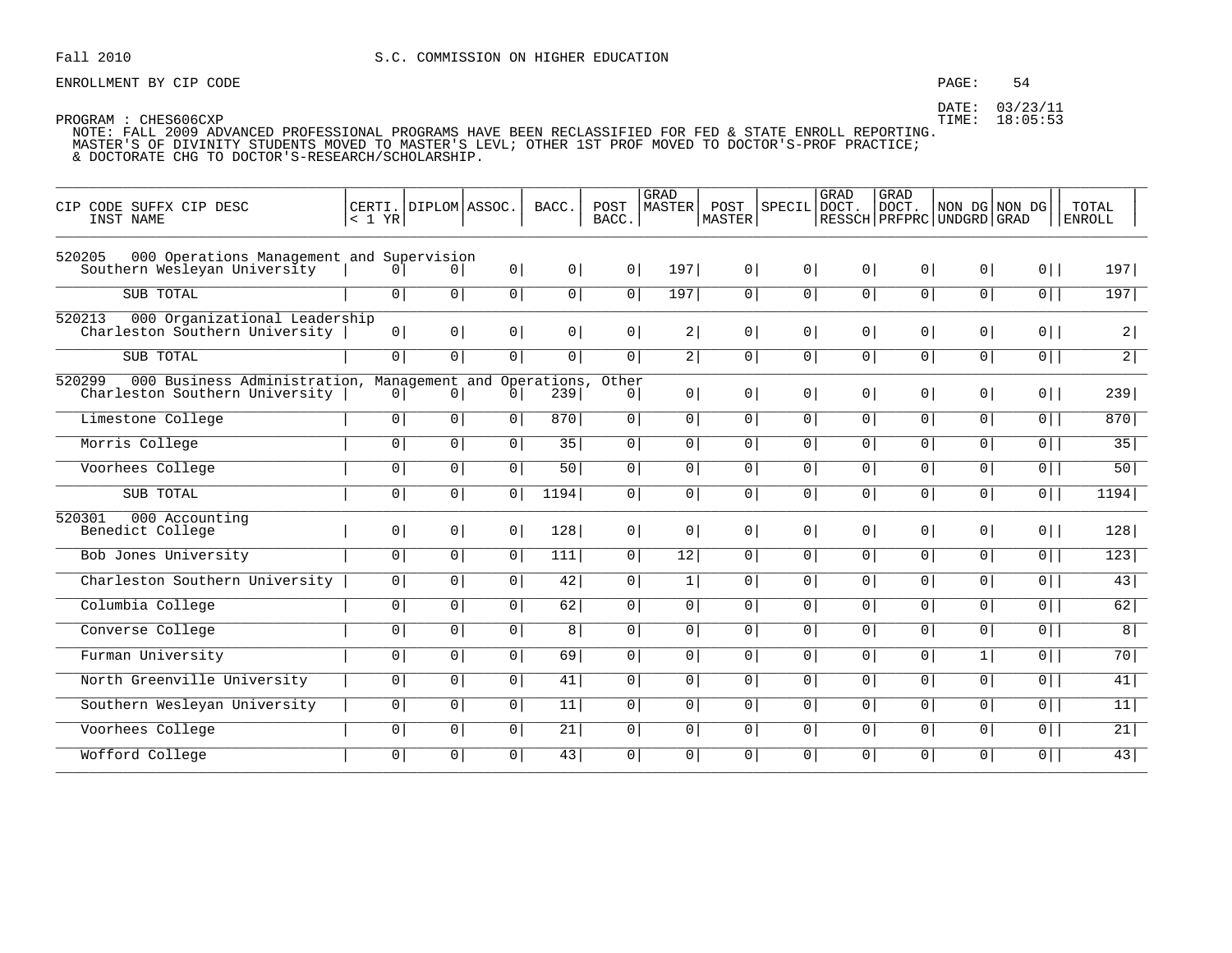Fall 2010 S.C. COMMISSION ON HIGHER EDUCATION

ENROLLMENT BY CIP CODE

PROGRAM : CHES606CXP

NOTE: FALL 2009 ADVANCED PROFESSIONAL PROGRAMS HAVE BEEN RECLASSIFIED FOR FED & STATE ENROLL REPORTING.
MASTER'S OF DIVINITY STUDENTS MOVED TO MASTER'S LEVL; OTHER 1ST PROF MOVED TO DOCTOR'S-PROF PRACTICE;
& DOCTORATE CHG TO DOCTOR'S-RESEARCH/SCHOLARSHIP.

DATE: 03/23/11
TIME: 18:05:53

| CIP CODE SUFFX CIP DESC / INST NAME | CERTI. < 1 YR | DIPLOM | ASSOC. | BACC. | POST BACC. | GRAD MASTER | POST MASTER | SPECIL | GRAD DOCT. RESSCH | GRAD DOCT. PRFPRC | NON DG UNDGRD | NON DG GRAD | TOTAL ENROLL |
|---|---|---|---|---|---|---|---|---|---|---|---|---|---|
| 520205 000 Operations Management and Supervision | | | | | | | | | | | | | |
| Southern Wesleyan University | 0 | 0 | 0 | 0 | 0 | 197 | 0 | 0 | 0 | 0 | 0 | 0 | 197 |
| SUB TOTAL | 0 | 0 | 0 | 0 | 0 | 197 | 0 | 0 | 0 | 0 | 0 | 0 | 197 |
| 520213 000 Organizational Leadership | | | | | | | | | | | | | |
| Charleston Southern University | 0 | 0 | 0 | 0 | 0 | 2 | 0 | 0 | 0 | 0 | 0 | 0 | 2 |
| SUB TOTAL | 0 | 0 | 0 | 0 | 0 | 2 | 0 | 0 | 0 | 0 | 0 | 0 | 2 |
| 520299 000 Business Administration, Management and Operations, Other | | | | | | | | | | | | | |
| Charleston Southern University | 0 | 0 | 0 | 239 | 0 | 0 | 0 | 0 | 0 | 0 | 0 | 0 | 239 |
| Limestone College | 0 | 0 | 0 | 870 | 0 | 0 | 0 | 0 | 0 | 0 | 0 | 0 | 870 |
| Morris College | 0 | 0 | 0 | 35 | 0 | 0 | 0 | 0 | 0 | 0 | 0 | 0 | 35 |
| Voorhees College | 0 | 0 | 0 | 50 | 0 | 0 | 0 | 0 | 0 | 0 | 0 | 0 | 50 |
| SUB TOTAL | 0 | 0 | 0 | 1194 | 0 | 0 | 0 | 0 | 0 | 0 | 0 | 0 | 1194 |
| 520301 000 Accounting | | | | | | | | | | | | | |
| Benedict College | 0 | 0 | 0 | 128 | 0 | 0 | 0 | 0 | 0 | 0 | 0 | 0 | 128 |
| Bob Jones University | 0 | 0 | 0 | 111 | 0 | 12 | 0 | 0 | 0 | 0 | 0 | 0 | 123 |
| Charleston Southern University | 0 | 0 | 0 | 42 | 0 | 1 | 0 | 0 | 0 | 0 | 0 | 0 | 43 |
| Columbia College | 0 | 0 | 0 | 62 | 0 | 0 | 0 | 0 | 0 | 0 | 0 | 0 | 62 |
| Converse College | 0 | 0 | 0 | 8 | 0 | 0 | 0 | 0 | 0 | 0 | 0 | 0 | 8 |
| Furman University | 0 | 0 | 0 | 69 | 0 | 0 | 0 | 0 | 0 | 0 | 1 | 0 | 70 |
| North Greenville University | 0 | 0 | 0 | 41 | 0 | 0 | 0 | 0 | 0 | 0 | 0 | 0 | 41 |
| Southern Wesleyan University | 0 | 0 | 0 | 11 | 0 | 0 | 0 | 0 | 0 | 0 | 0 | 0 | 11 |
| Voorhees College | 0 | 0 | 0 | 21 | 0 | 0 | 0 | 0 | 0 | 0 | 0 | 0 | 21 |
| Wofford College | 0 | 0 | 0 | 43 | 0 | 0 | 0 | 0 | 0 | 0 | 0 | 0 | 43 |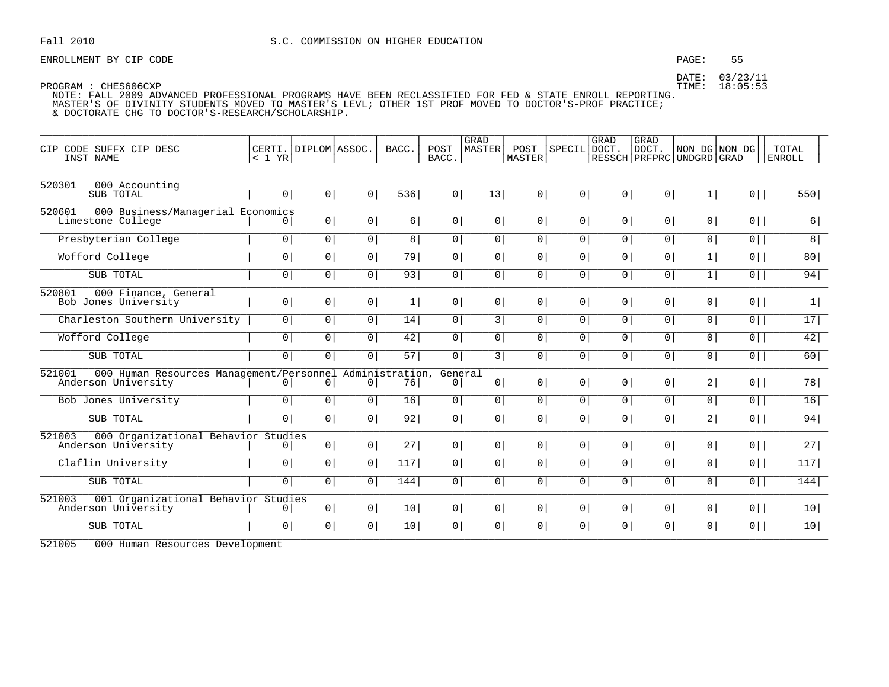Fall 2010 S.C. COMMISSION ON HIGHER EDUCATION

ENROLLMENT BY CIP CODE

DATE: 03/23/11
TIME: 18:05:53

PROGRAM : CHES606CXP
NOTE: FALL 2009 ADVANCED PROFESSIONAL PROGRAMS HAVE BEEN RECLASSIFIED FOR FED & STATE ENROLL REPORTING.
MASTER'S OF DIVINITY STUDENTS MOVED TO MASTER'S LEVL; OTHER 1ST PROF MOVED TO DOCTOR'S-PROF PRACTICE;
& DOCTORATE CHG TO DOCTOR'S-RESEARCH/SCHOLARSHIP.

| CIP CODE SUFFX CIP DESC / INST NAME | CERTI. < 1 YR | DIPLOM | ASSOC. | BACC. | POST BACC. | GRAD MASTER | POST MASTER | SPECIL | GRAD DOCT. RESSCH | GRAD DOCT. PRFPRC | NON DG UNDGRD | NON DG GRAD | TOTAL ENROLL |
|---|---|---|---|---|---|---|---|---|---|---|---|---|---|
| 520301 000 Accounting | | | | | | | | | | | | | |
| SUB TOTAL | 0 | 0 | 0 | 536 | 0 | 13 | 0 | 0 | 0 | 0 | 1 | 0 | 550 |
| 520601 000 Business/Managerial Economics | | | | | | | | | | | | | |
| Limestone College | 0 | 0 | 0 | 6 | 0 | 0 | 0 | 0 | 0 | 0 | 0 | 0 | 6 |
| Presbyterian College | 0 | 0 | 0 | 8 | 0 | 0 | 0 | 0 | 0 | 0 | 0 | 0 | 8 |
| Wofford College | 0 | 0 | 0 | 79 | 0 | 0 | 0 | 0 | 0 | 0 | 1 | 0 | 80 |
| SUB TOTAL | 0 | 0 | 0 | 93 | 0 | 0 | 0 | 0 | 0 | 0 | 1 | 0 | 94 |
| 520801 000 Finance, General | | | | | | | | | | | | | |
| Bob Jones University | 0 | 0 | 0 | 1 | 0 | 0 | 0 | 0 | 0 | 0 | 0 | 0 | 1 |
| Charleston Southern University | 0 | 0 | 0 | 14 | 0 | 3 | 0 | 0 | 0 | 0 | 0 | 0 | 17 |
| Wofford College | 0 | 0 | 0 | 42 | 0 | 0 | 0 | 0 | 0 | 0 | 0 | 0 | 42 |
| SUB TOTAL | 0 | 0 | 0 | 57 | 0 | 3 | 0 | 0 | 0 | 0 | 0 | 0 | 60 |
| 521001 000 Human Resources Management/Personnel Administration, General | | | | | | | | | | | | | |
| Anderson University | 0 | 0 | 0 | 76 | 0 | 0 | 0 | 0 | 0 | 0 | 2 | 0 | 78 |
| Bob Jones University | 0 | 0 | 0 | 16 | 0 | 0 | 0 | 0 | 0 | 0 | 0 | 0 | 16 |
| SUB TOTAL | 0 | 0 | 0 | 92 | 0 | 0 | 0 | 0 | 0 | 0 | 2 | 0 | 94 |
| 521003 000 Organizational Behavior Studies | | | | | | | | | | | | | |
| Anderson University | 0 | 0 | 0 | 27 | 0 | 0 | 0 | 0 | 0 | 0 | 0 | 0 | 27 |
| Claflin University | 0 | 0 | 0 | 117 | 0 | 0 | 0 | 0 | 0 | 0 | 0 | 0 | 117 |
| SUB TOTAL | 0 | 0 | 0 | 144 | 0 | 0 | 0 | 0 | 0 | 0 | 0 | 0 | 144 |
| 521003 001 Organizational Behavior Studies | | | | | | | | | | | | | |
| Anderson University | 0 | 0 | 0 | 10 | 0 | 0 | 0 | 0 | 0 | 0 | 0 | 0 | 10 |
| SUB TOTAL | 0 | 0 | 0 | 10 | 0 | 0 | 0 | 0 | 0 | 0 | 0 | 0 | 10 |
| 521005 000 Human Resources Development | | | | | | | | | | | | | |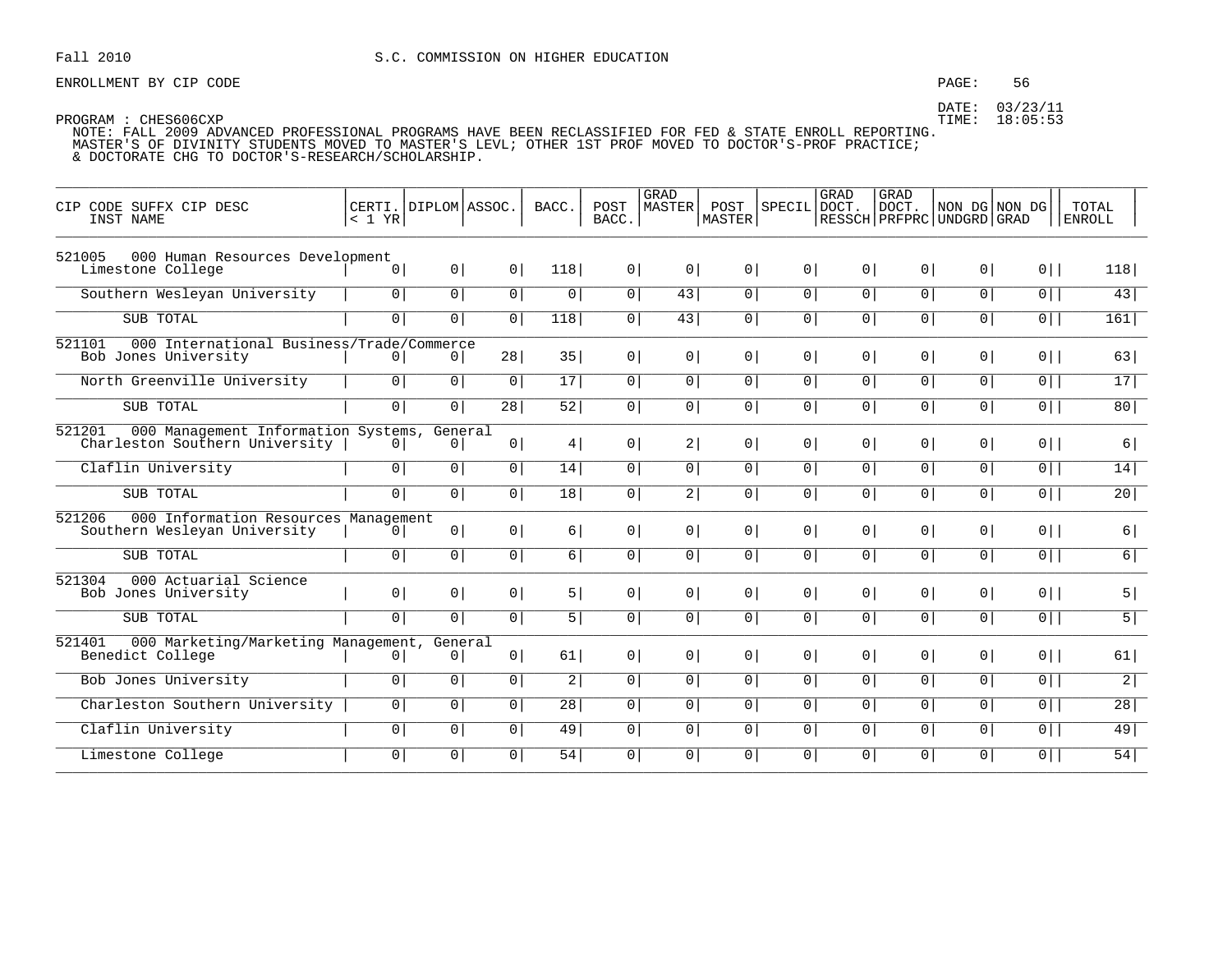Fall 2010 S.C. COMMISSION ON HIGHER EDUCATION

ENROLLMENT BY CIP CODE

DATE: 03/23/11
TIME: 18:05:53

PROGRAM : CHES606CXP
NOTE: FALL 2009 ADVANCED PROFESSIONAL PROGRAMS HAVE BEEN RECLASSIFIED FOR FED & STATE ENROLL REPORTING.
MASTER'S OF DIVINITY STUDENTS MOVED TO MASTER'S LEVL; OTHER 1ST PROF MOVED TO DOCTOR'S-PROF PRACTICE;
& DOCTORATE CHG TO DOCTOR'S-RESEARCH/SCHOLARSHIP.

| CIP CODE SUFFX CIP DESC / INST NAME | CERTI. < 1 YR | DIPLOM | ASSOC. | BACC. | POST BACC. | GRAD MASTER | POST MASTER | SPECIL | GRAD DOCT. RESSCH | GRAD DOCT. PRFPRC | NON DG UNDGRD | NON DG GRAD | TOTAL ENROLL |
|---|---|---|---|---|---|---|---|---|---|---|---|---|---|
| 521005 000 Human Resources Development | | | | | | | | | | | | | |
| Limestone College | 0 | 0 | 0 | 118 | 0 | 0 | 0 | 0 | 0 | 0 | 0 | 0 | 118 |
| Southern Wesleyan University | 0 | 0 | 0 | 0 | 0 | 43 | 0 | 0 | 0 | 0 | 0 | 0 | 43 |
| SUB TOTAL | 0 | 0 | 0 | 118 | 0 | 43 | 0 | 0 | 0 | 0 | 0 | 0 | 161 |
| 521101 000 International Business/Trade/Commerce | | | | | | | | | | | | | |
| Bob Jones University | 0 | 0 | 28 | 35 | 0 | 0 | 0 | 0 | 0 | 0 | 0 | 0 | 63 |
| North Greenville University | 0 | 0 | 0 | 17 | 0 | 0 | 0 | 0 | 0 | 0 | 0 | 0 | 17 |
| SUB TOTAL | 0 | 0 | 28 | 52 | 0 | 0 | 0 | 0 | 0 | 0 | 0 | 0 | 80 |
| 521201 000 Management Information Systems, General | | | | | | | | | | | | | |
| Charleston Southern University | 0 | 0 | 0 | 4 | 0 | 2 | 0 | 0 | 0 | 0 | 0 | 0 | 6 |
| Claflin University | 0 | 0 | 0 | 14 | 0 | 0 | 0 | 0 | 0 | 0 | 0 | 0 | 14 |
| SUB TOTAL | 0 | 0 | 0 | 18 | 0 | 2 | 0 | 0 | 0 | 0 | 0 | 0 | 20 |
| 521206 000 Information Resources Management | | | | | | | | | | | | | |
| Southern Wesleyan University | 0 | 0 | 0 | 6 | 0 | 0 | 0 | 0 | 0 | 0 | 0 | 0 | 6 |
| SUB TOTAL | 0 | 0 | 0 | 6 | 0 | 0 | 0 | 0 | 0 | 0 | 0 | 0 | 6 |
| 521304 000 Actuarial Science | | | | | | | | | | | | | |
| Bob Jones University | 0 | 0 | 0 | 5 | 0 | 0 | 0 | 0 | 0 | 0 | 0 | 0 | 5 |
| SUB TOTAL | 0 | 0 | 0 | 5 | 0 | 0 | 0 | 0 | 0 | 0 | 0 | 0 | 5 |
| 521401 000 Marketing/Marketing Management, General | | | | | | | | | | | | | |
| Benedict College | 0 | 0 | 0 | 61 | 0 | 0 | 0 | 0 | 0 | 0 | 0 | 0 | 61 |
| Bob Jones University | 0 | 0 | 0 | 2 | 0 | 0 | 0 | 0 | 0 | 0 | 0 | 0 | 2 |
| Charleston Southern University | 0 | 0 | 0 | 28 | 0 | 0 | 0 | 0 | 0 | 0 | 0 | 0 | 28 |
| Claflin University | 0 | 0 | 0 | 49 | 0 | 0 | 0 | 0 | 0 | 0 | 0 | 0 | 49 |
| Limestone College | 0 | 0 | 0 | 54 | 0 | 0 | 0 | 0 | 0 | 0 | 0 | 0 | 54 |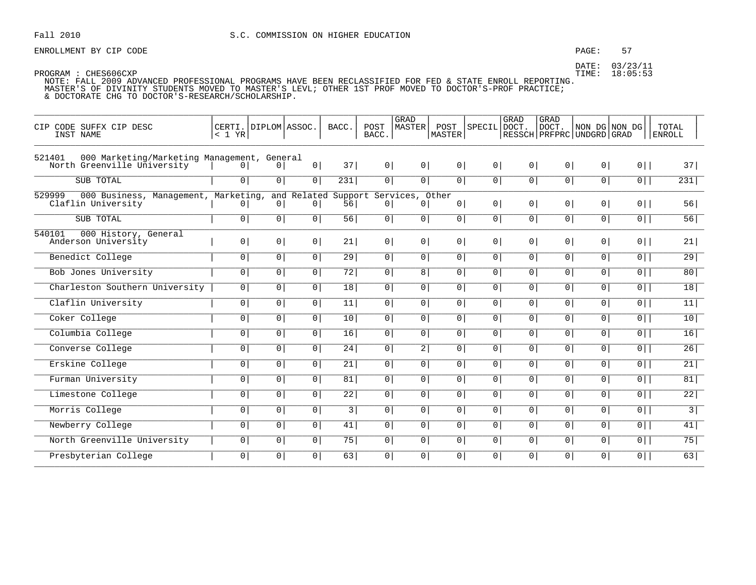Fall 2010 S.C. COMMISSION ON HIGHER EDUCATION

ENROLLMENT BY CIP CODE

DATE: 03/23/11
TIME: 18:05:53

PROGRAM : CHES606CXP
NOTE: FALL 2009 ADVANCED PROFESSIONAL PROGRAMS HAVE BEEN RECLASSIFIED FOR FED & STATE ENROLL REPORTING.
MASTER'S OF DIVINITY STUDENTS MOVED TO MASTER'S LEVL; OTHER 1ST PROF MOVED TO DOCTOR'S-PROF PRACTICE;
& DOCTORATE CHG TO DOCTOR'S-RESEARCH/SCHOLARSHIP.

| CIP CODE SUFFX CIP DESC / INST NAME | CERTI. < 1 YR | DIPLOM | ASSOC. | BACC. | POST BACC. | GRAD MASTER | POST MASTER | SPECIL | GRAD DOCT. RESSCH | GRAD DOCT. PRFPRC | NON DG UNDGRD | NON DG GRAD | TOTAL ENROLL |
|---|---|---|---|---|---|---|---|---|---|---|---|---|---|
| 521401 000 Marketing/Marketing Management, General | | | | | | | | | | | | | |
| North Greenville University | 0 | 0 | 0 | 37 | 0 | 0 | 0 | 0 | 0 | 0 | 0 | 0 | 37 |
| SUB TOTAL | 0 | 0 | 0 | 231 | 0 | 0 | 0 | 0 | 0 | 0 | 0 | 0 | 231 |
| 529999 000 Business, Management, Marketing, and Related Support Services, Other | | | | | | | | | | | | | |
| Claflin University | 0 | 0 | 0 | 56 | 0 | 0 | 0 | 0 | 0 | 0 | 0 | 0 | 56 |
| SUB TOTAL | 0 | 0 | 0 | 56 | 0 | 0 | 0 | 0 | 0 | 0 | 0 | 0 | 56 |
| 540101 000 History, General | | | | | | | | | | | | | |
| Anderson University | 0 | 0 | 0 | 21 | 0 | 0 | 0 | 0 | 0 | 0 | 0 | 0 | 21 |
| Benedict College | 0 | 0 | 0 | 29 | 0 | 0 | 0 | 0 | 0 | 0 | 0 | 0 | 29 |
| Bob Jones University | 0 | 0 | 0 | 72 | 0 | 8 | 0 | 0 | 0 | 0 | 0 | 0 | 80 |
| Charleston Southern University | 0 | 0 | 0 | 18 | 0 | 0 | 0 | 0 | 0 | 0 | 0 | 0 | 18 |
| Claflin University | 0 | 0 | 0 | 11 | 0 | 0 | 0 | 0 | 0 | 0 | 0 | 0 | 11 |
| Coker College | 0 | 0 | 0 | 10 | 0 | 0 | 0 | 0 | 0 | 0 | 0 | 0 | 10 |
| Columbia College | 0 | 0 | 0 | 16 | 0 | 0 | 0 | 0 | 0 | 0 | 0 | 0 | 16 |
| Converse College | 0 | 0 | 0 | 24 | 0 | 2 | 0 | 0 | 0 | 0 | 0 | 0 | 26 |
| Erskine College | 0 | 0 | 0 | 21 | 0 | 0 | 0 | 0 | 0 | 0 | 0 | 0 | 21 |
| Furman University | 0 | 0 | 0 | 81 | 0 | 0 | 0 | 0 | 0 | 0 | 0 | 0 | 81 |
| Limestone College | 0 | 0 | 0 | 22 | 0 | 0 | 0 | 0 | 0 | 0 | 0 | 0 | 22 |
| Morris College | 0 | 0 | 0 | 3 | 0 | 0 | 0 | 0 | 0 | 0 | 0 | 0 | 3 |
| Newberry College | 0 | 0 | 0 | 41 | 0 | 0 | 0 | 0 | 0 | 0 | 0 | 0 | 41 |
| North Greenville University | 0 | 0 | 0 | 75 | 0 | 0 | 0 | 0 | 0 | 0 | 0 | 0 | 75 |
| Presbyterian College | 0 | 0 | 0 | 63 | 0 | 0 | 0 | 0 | 0 | 0 | 0 | 0 | 63 |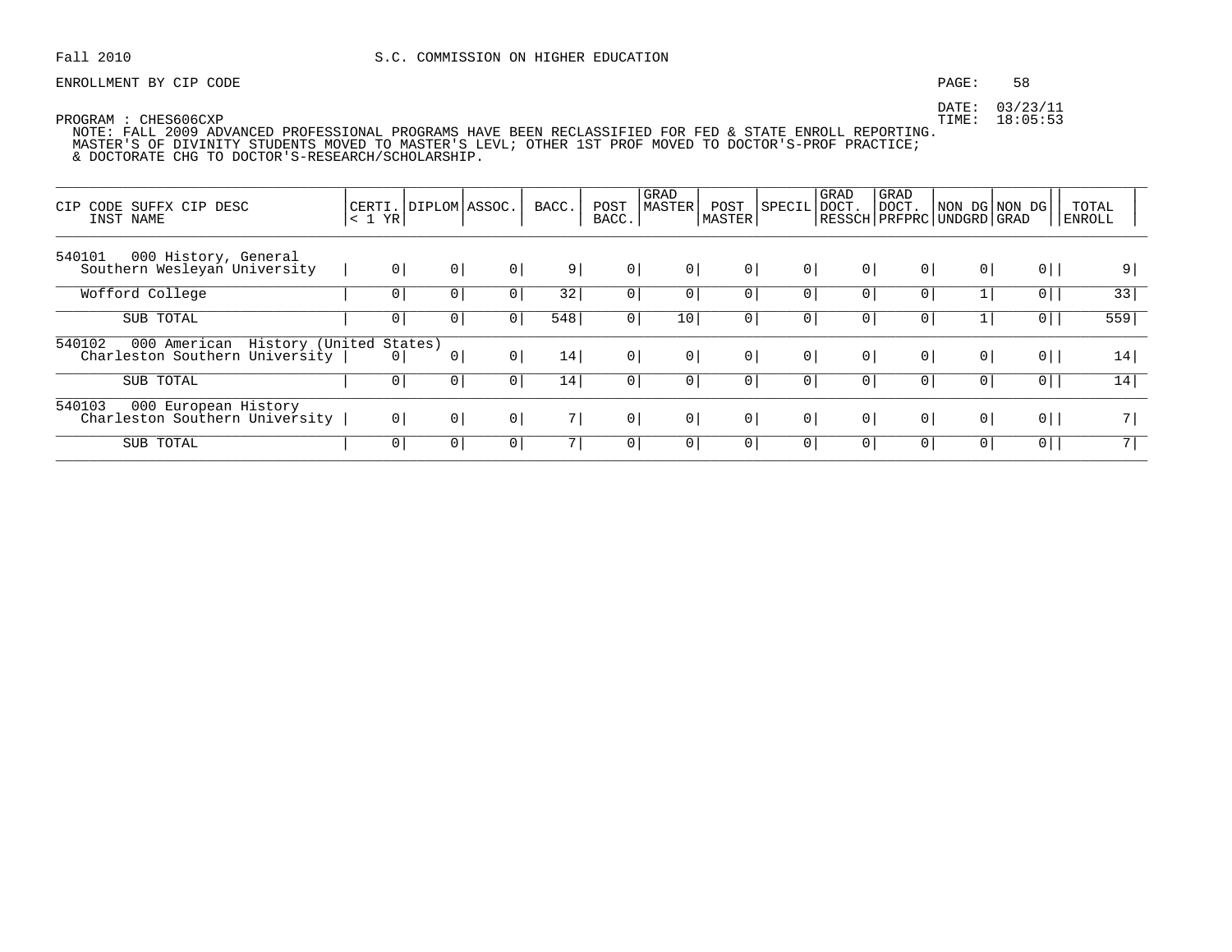Fall 2010 S.C. COMMISSION ON HIGHER EDUCATION

ENROLLMENT BY CIP CODE

DATE: 03/23/11
TIME: 18:05:53

PROGRAM : CHES606CXP
NOTE: FALL 2009 ADVANCED PROFESSIONAL PROGRAMS HAVE BEEN RECLASSIFIED FOR FED & STATE ENROLL REPORTING.
MASTER'S OF DIVINITY STUDENTS MOVED TO MASTER'S LEVL; OTHER 1ST PROF MOVED TO DOCTOR'S-PROF PRACTICE;
& DOCTORATE CHG TO DOCTOR'S-RESEARCH/SCHOLARSHIP.

| CIP CODE SUFFX CIP DESC INST NAME | CERTI. < 1 YR | DIPLOM | ASSOC. | BACC. | POST BACC. | GRAD MASTER | POST MASTER | SPECIL | GRAD DOCT. RESSCH | GRAD DOCT. PRFPRC | NON DG UNDGRD | NON DG GRAD | TOTAL ENROLL |
|---|---|---|---|---|---|---|---|---|---|---|---|---|---|
| 540101 000 History, General | | | | | | | | | | | | | |
| Southern Wesleyan University | 0 | 0 | 0 | 9 | 0 | 0 | 0 | 0 | 0 | 0 | 0 | 0 | 9 |
| Wofford College | 0 | 0 | 0 | 32 | 0 | 0 | 0 | 0 | 0 | 0 | 1 | 0 | 33 |
| SUB TOTAL | 0 | 0 | 0 | 548 | 0 | 10 | 0 | 0 | 0 | 0 | 1 | 0 | 559 |
| 540102 000 American History (United States) | | | | | | | | | | | | | |
| Charleston Southern University | 0 | 0 | 0 | 14 | 0 | 0 | 0 | 0 | 0 | 0 | 0 | 0 | 14 |
| SUB TOTAL | 0 | 0 | 0 | 14 | 0 | 0 | 0 | 0 | 0 | 0 | 0 | 0 | 14 |
| 540103 000 European History | | | | | | | | | | | | | |
| Charleston Southern University | 0 | 0 | 0 | 7 | 0 | 0 | 0 | 0 | 0 | 0 | 0 | 0 | 7 |
| SUB TOTAL | 0 | 0 | 0 | 7 | 0 | 0 | 0 | 0 | 0 | 0 | 0 | 0 | 7 |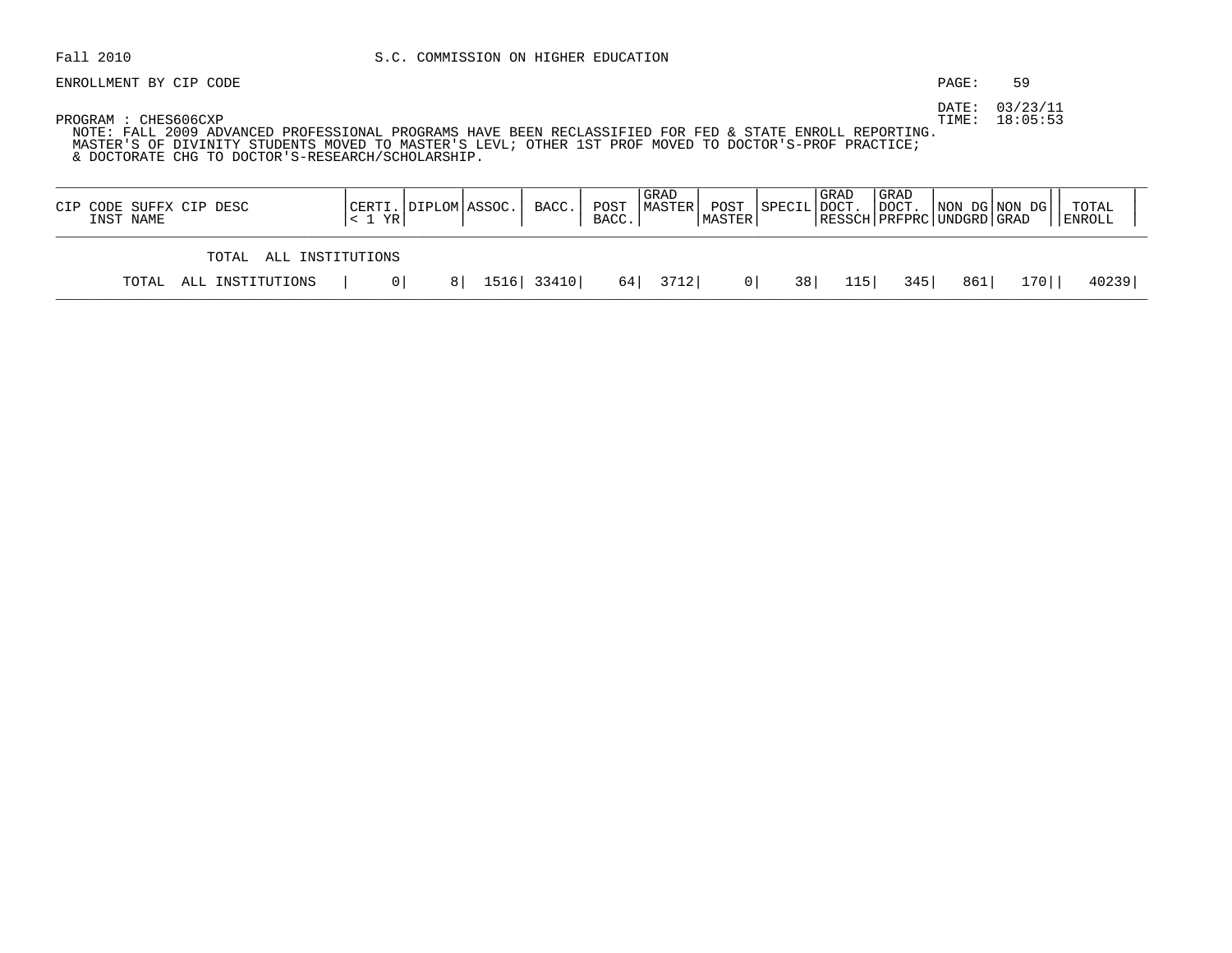Fall 2010 S.C. COMMISSION ON HIGHER EDUCATION

ENROLLMENT BY CIP CODE

DATE: 03/23/11
TIME: 18:05:53

PROGRAM : CHES606CXP

NOTE: FALL 2009 ADVANCED PROFESSIONAL PROGRAMS HAVE BEEN RECLASSIFIED FOR FED & STATE ENROLL REPORTING.
MASTER'S OF DIVINITY STUDENTS MOVED TO MASTER'S LEVL; OTHER 1ST PROF MOVED TO DOCTOR'S-PROF PRACTICE;
& DOCTORATE CHG TO DOCTOR'S-RESEARCH/SCHOLARSHIP.

| CIP CODE SUFFX CIP DESC INST NAME | CERTI. < 1 YR | DIPLOM | ASSOC. | BACC. | POST BACC. | GRAD MASTER | POST MASTER | SPECIL | GRAD DOCT. RESSCH | GRAD DOCT. PRFPRC | NON DG UNDGRD | NON DG GRAD | TOTAL ENROLL |
|---|---|---|---|---|---|---|---|---|---|---|---|---|---|
| TOTAL ALL INSTITUTIONS | | | | | | | | | | | | | |
| TOTAL ALL INSTITUTIONS | 0 | 8 | 1516 | 33410 | 64 | 3712 | 0 | 38 | 115 | 345 | 861 | 170 | 40239 |